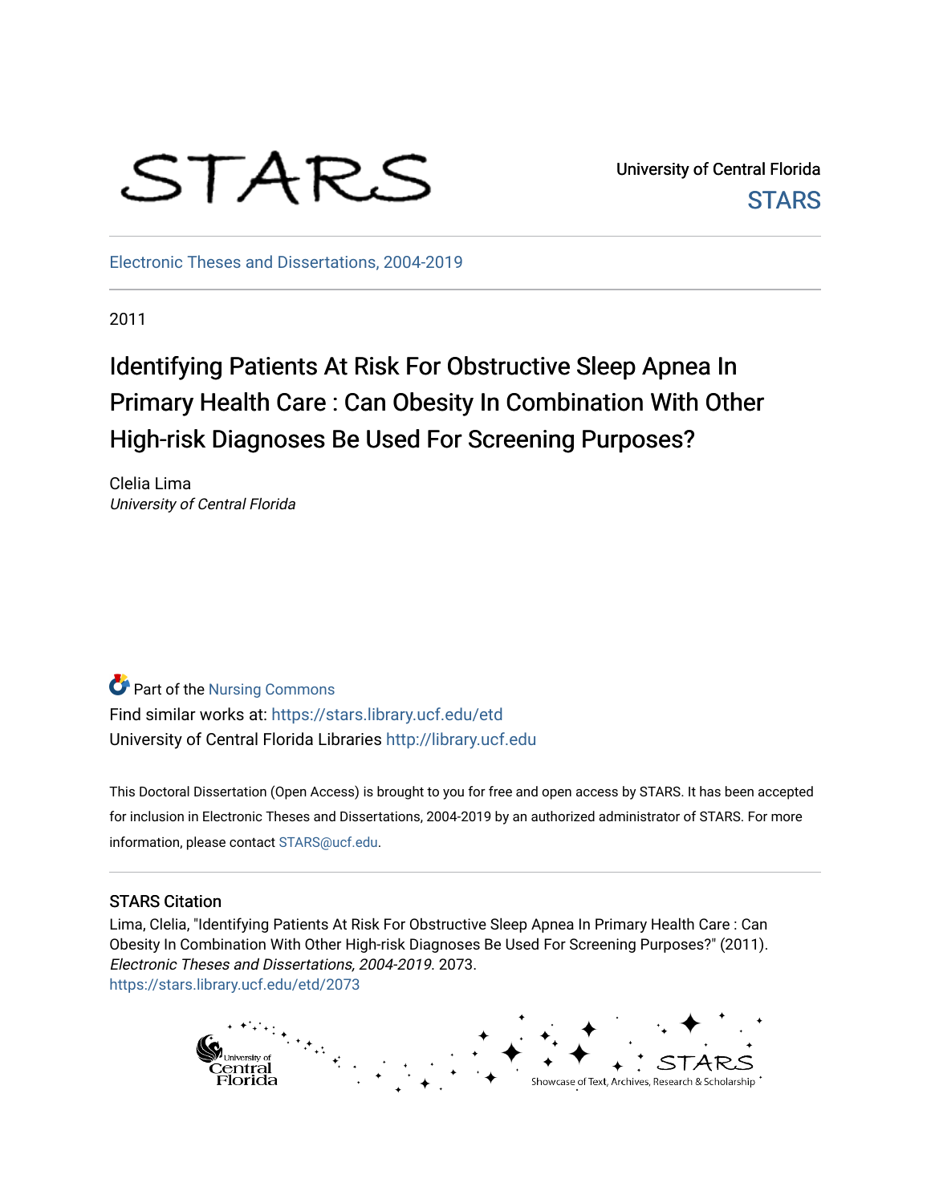STARS

University of Central Florida

STARS

Electronic Theses and Dissertations, 2004-2019

2011

# Identifying Patients At Risk For Obstructive Sleep Apnea In Primary Health Care : Can Obesity In Combination With Other High-risk Diagnoses Be Used For Screening Purposes?

Clelia Lima

*University of Central Florida*

Part of the Nursing Commons

Find similar works at: https://stars.library.ucf.edu/etd

University of Central Florida Libraries http://library.ucf.edu

This Doctoral Dissertation (Open Access) is brought to you for free and open access by STARS. It has been accepted for inclusion in Electronic Theses and Dissertations, 2004-2019 by an authorized administrator of STARS. For more information, please contact STARS@ucf.edu.

## STARS Citation

Lima, Clelia, "Identifying Patients At Risk For Obstructive Sleep Apnea In Primary Health Care : Can Obesity In Combination With Other High-risk Diagnoses Be Used For Screening Purposes?" (2011). *Electronic Theses and Dissertations, 2004-2019*. 2073.
https://stars.library.ucf.edu/etd/2073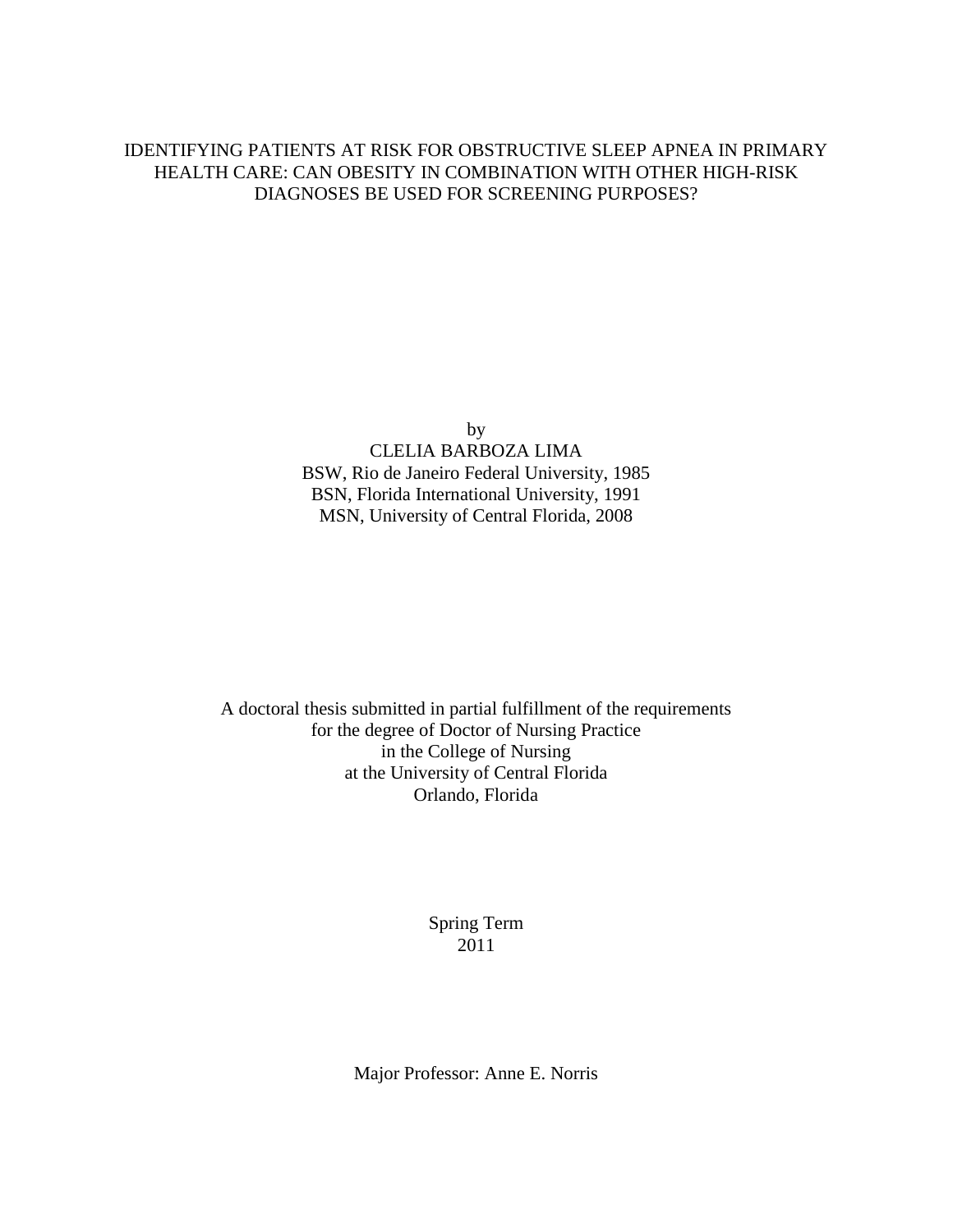# IDENTIFYING PATIENTS AT RISK FOR OBSTRUCTIVE SLEEP APNEA IN PRIMARY HEALTH CARE: CAN OBESITY IN COMBINATION WITH OTHER HIGH-RISK DIAGNOSES BE USED FOR SCREENING PURPOSES?

by
CLELIA BARBOZA LIMA
BSW, Rio de Janeiro Federal University, 1985
BSN, Florida International University, 1991
MSN, University of Central Florida, 2008

A doctoral thesis submitted in partial fulfillment of the requirements
for the degree of Doctor of Nursing Practice
in the College of Nursing
at the University of Central Florida
Orlando, Florida

Spring Term
2011

Major Professor: Anne E. Norris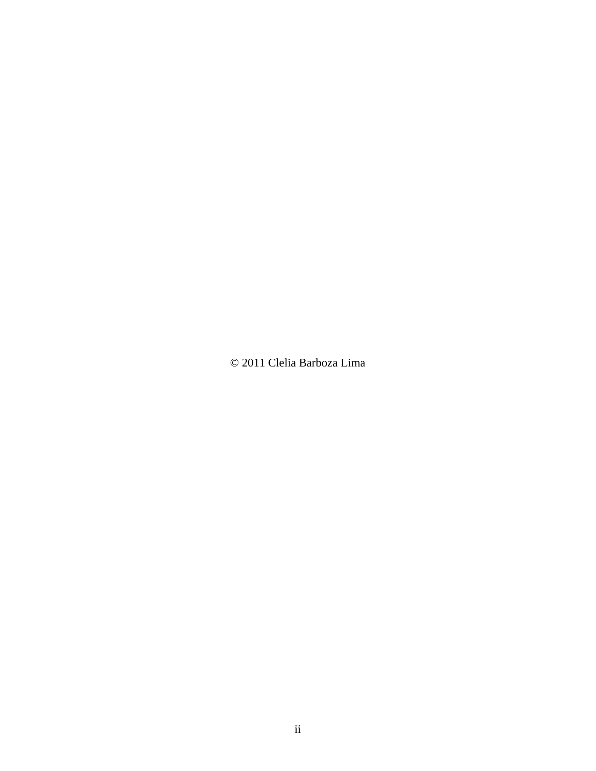© 2011 Clelia Barboza Lima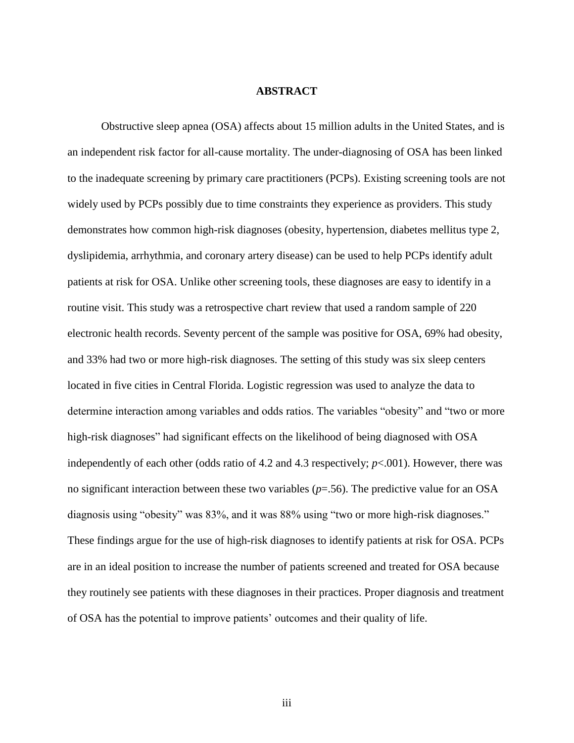# ABSTRACT

Obstructive sleep apnea (OSA) affects about 15 million adults in the United States, and is an independent risk factor for all-cause mortality. The under-diagnosing of OSA has been linked to the inadequate screening by primary care practitioners (PCPs). Existing screening tools are not widely used by PCPs possibly due to time constraints they experience as providers. This study demonstrates how common high-risk diagnoses (obesity, hypertension, diabetes mellitus type 2, dyslipidemia, arrhythmia, and coronary artery disease) can be used to help PCPs identify adult patients at risk for OSA. Unlike other screening tools, these diagnoses are easy to identify in a routine visit. This study was a retrospective chart review that used a random sample of 220 electronic health records. Seventy percent of the sample was positive for OSA, 69% had obesity, and 33% had two or more high-risk diagnoses. The setting of this study was six sleep centers located in five cities in Central Florida. Logistic regression was used to analyze the data to determine interaction among variables and odds ratios. The variables "obesity" and "two or more high-risk diagnoses" had significant effects on the likelihood of being diagnosed with OSA independently of each other (odds ratio of 4.2 and 4.3 respectively; $p<.001$). However, there was no significant interaction between these two variables ($p=.56$). The predictive value for an OSA diagnosis using "obesity" was 83%, and it was 88% using "two or more high-risk diagnoses." These findings argue for the use of high-risk diagnoses to identify patients at risk for OSA. PCPs are in an ideal position to increase the number of patients screened and treated for OSA because they routinely see patients with these diagnoses in their practices. Proper diagnosis and treatment of OSA has the potential to improve patients' outcomes and their quality of life.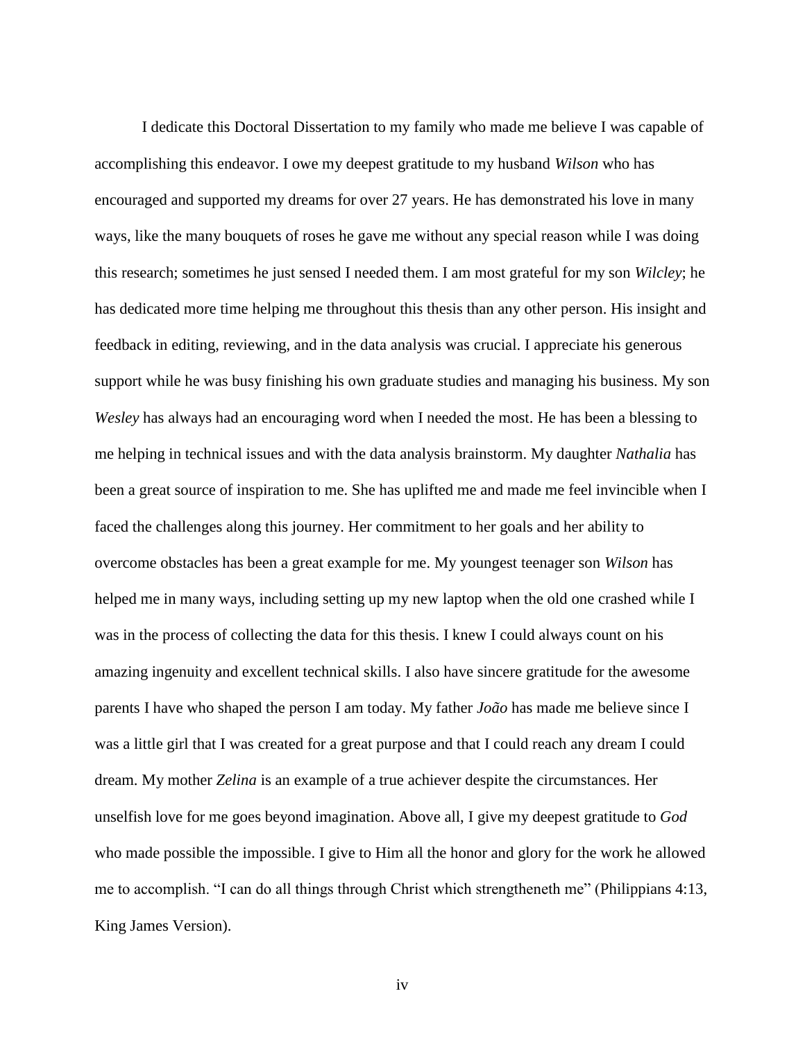I dedicate this Doctoral Dissertation to my family who made me believe I was capable of accomplishing this endeavor. I owe my deepest gratitude to my husband *Wilson* who has encouraged and supported my dreams for over 27 years. He has demonstrated his love in many ways, like the many bouquets of roses he gave me without any special reason while I was doing this research; sometimes he just sensed I needed them. I am most grateful for my son *Wilcley*; he has dedicated more time helping me throughout this thesis than any other person. His insight and feedback in editing, reviewing, and in the data analysis was crucial. I appreciate his generous support while he was busy finishing his own graduate studies and managing his business. My son *Wesley* has always had an encouraging word when I needed the most. He has been a blessing to me helping in technical issues and with the data analysis brainstorm. My daughter *Nathalia* has been a great source of inspiration to me. She has uplifted me and made me feel invincible when I faced the challenges along this journey. Her commitment to her goals and her ability to overcome obstacles has been a great example for me. My youngest teenager son *Wilson* has helped me in many ways, including setting up my new laptop when the old one crashed while I was in the process of collecting the data for this thesis. I knew I could always count on his amazing ingenuity and excellent technical skills. I also have sincere gratitude for the awesome parents I have who shaped the person I am today. My father *João* has made me believe since I was a little girl that I was created for a great purpose and that I could reach any dream I could dream. My mother *Zelina* is an example of a true achiever despite the circumstances. Her unselfish love for me goes beyond imagination. Above all, I give my deepest gratitude to *God* who made possible the impossible. I give to Him all the honor and glory for the work he allowed me to accomplish. "I can do all things through Christ which strengtheneth me" (Philippians 4:13, King James Version).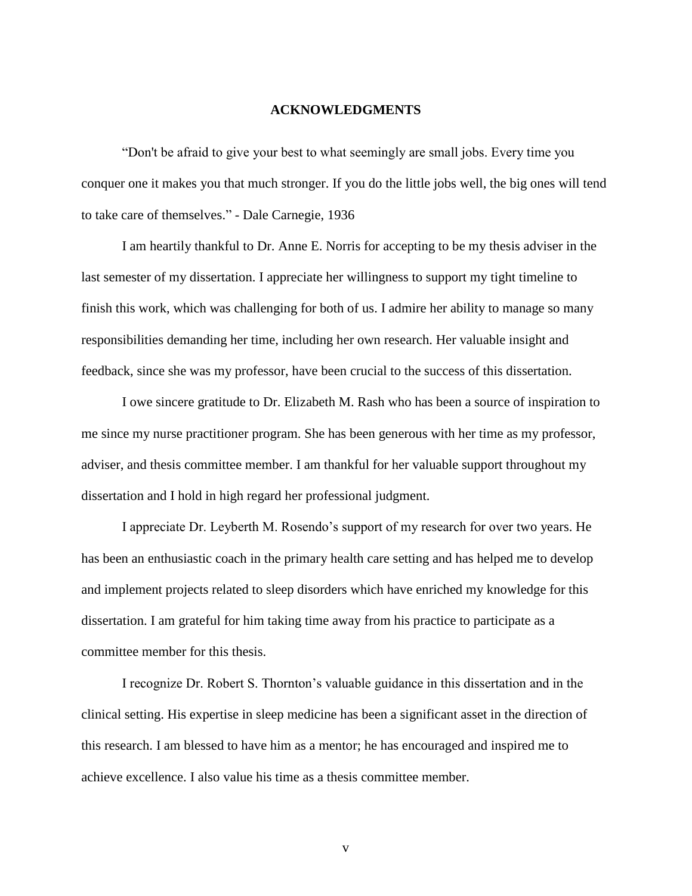## ACKNOWLEDGMENTS

"Don't be afraid to give your best to what seemingly are small jobs. Every time you conquer one it makes you that much stronger. If you do the little jobs well, the big ones will tend to take care of themselves." - Dale Carnegie, 1936

I am heartily thankful to Dr. Anne E. Norris for accepting to be my thesis adviser in the last semester of my dissertation. I appreciate her willingness to support my tight timeline to finish this work, which was challenging for both of us. I admire her ability to manage so many responsibilities demanding her time, including her own research. Her valuable insight and feedback, since she was my professor, have been crucial to the success of this dissertation.

I owe sincere gratitude to Dr. Elizabeth M. Rash who has been a source of inspiration to me since my nurse practitioner program. She has been generous with her time as my professor, adviser, and thesis committee member. I am thankful for her valuable support throughout my dissertation and I hold in high regard her professional judgment.

I appreciate Dr. Leyberth M. Rosendo's support of my research for over two years. He has been an enthusiastic coach in the primary health care setting and has helped me to develop and implement projects related to sleep disorders which have enriched my knowledge for this dissertation. I am grateful for him taking time away from his practice to participate as a committee member for this thesis.

I recognize Dr. Robert S. Thornton's valuable guidance in this dissertation and in the clinical setting. His expertise in sleep medicine has been a significant asset in the direction of this research. I am blessed to have him as a mentor; he has encouraged and inspired me to achieve excellence. I also value his time as a thesis committee member.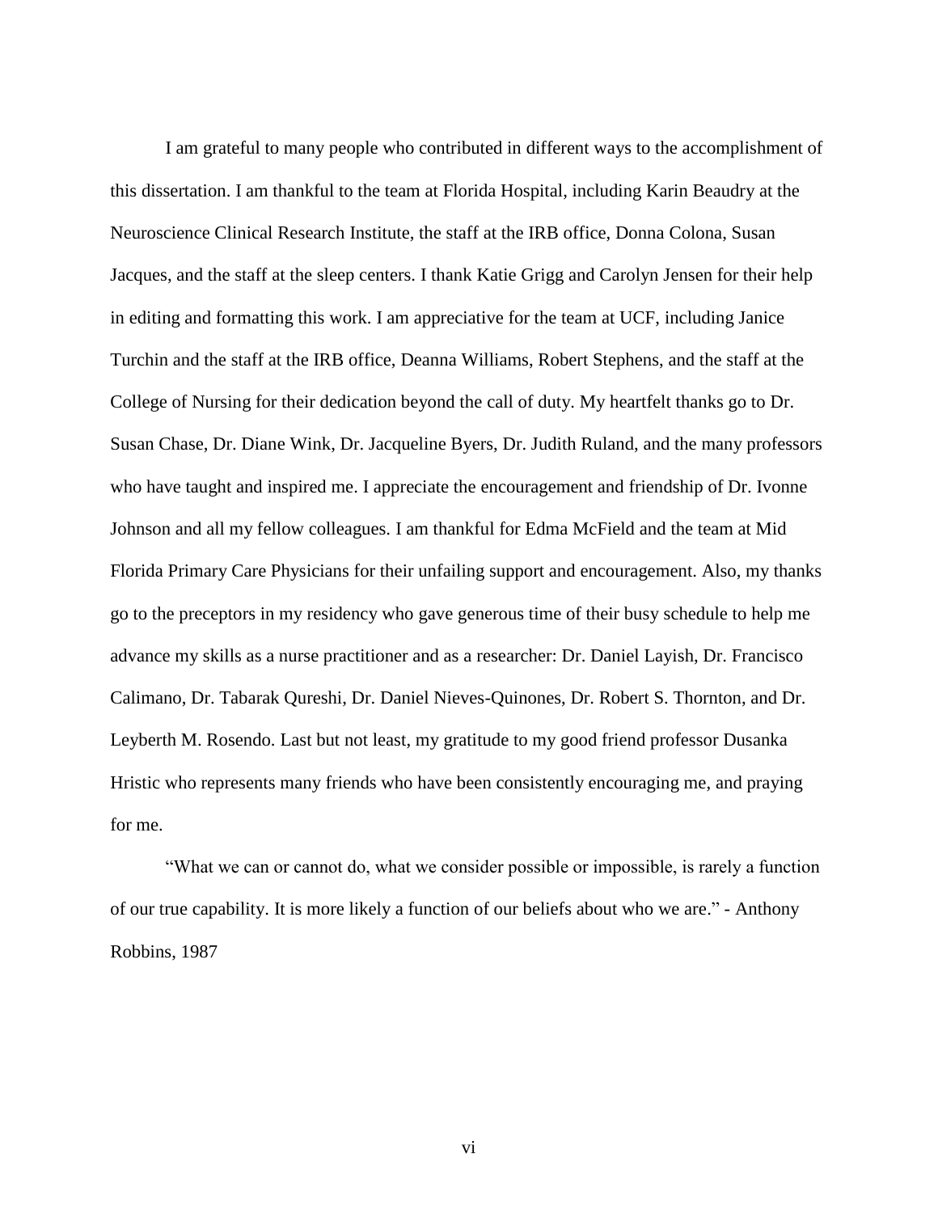I am grateful to many people who contributed in different ways to the accomplishment of this dissertation. I am thankful to the team at Florida Hospital, including Karin Beaudry at the Neuroscience Clinical Research Institute, the staff at the IRB office, Donna Colona, Susan Jacques, and the staff at the sleep centers. I thank Katie Grigg and Carolyn Jensen for their help in editing and formatting this work. I am appreciative for the team at UCF, including Janice Turchin and the staff at the IRB office, Deanna Williams, Robert Stephens, and the staff at the College of Nursing for their dedication beyond the call of duty. My heartfelt thanks go to Dr. Susan Chase, Dr. Diane Wink, Dr. Jacqueline Byers, Dr. Judith Ruland, and the many professors who have taught and inspired me. I appreciate the encouragement and friendship of Dr. Ivonne Johnson and all my fellow colleagues. I am thankful for Edma McField and the team at Mid Florida Primary Care Physicians for their unfailing support and encouragement. Also, my thanks go to the preceptors in my residency who gave generous time of their busy schedule to help me advance my skills as a nurse practitioner and as a researcher: Dr. Daniel Layish, Dr. Francisco Calimano, Dr. Tabarak Qureshi, Dr. Daniel Nieves-Quinones, Dr. Robert S. Thornton, and Dr. Leyberth M. Rosendo. Last but not least, my gratitude to my good friend professor Dusanka Hristic who represents many friends who have been consistently encouraging me, and praying for me.

"What we can or cannot do, what we consider possible or impossible, is rarely a function of our true capability. It is more likely a function of our beliefs about who we are." - Anthony Robbins, 1987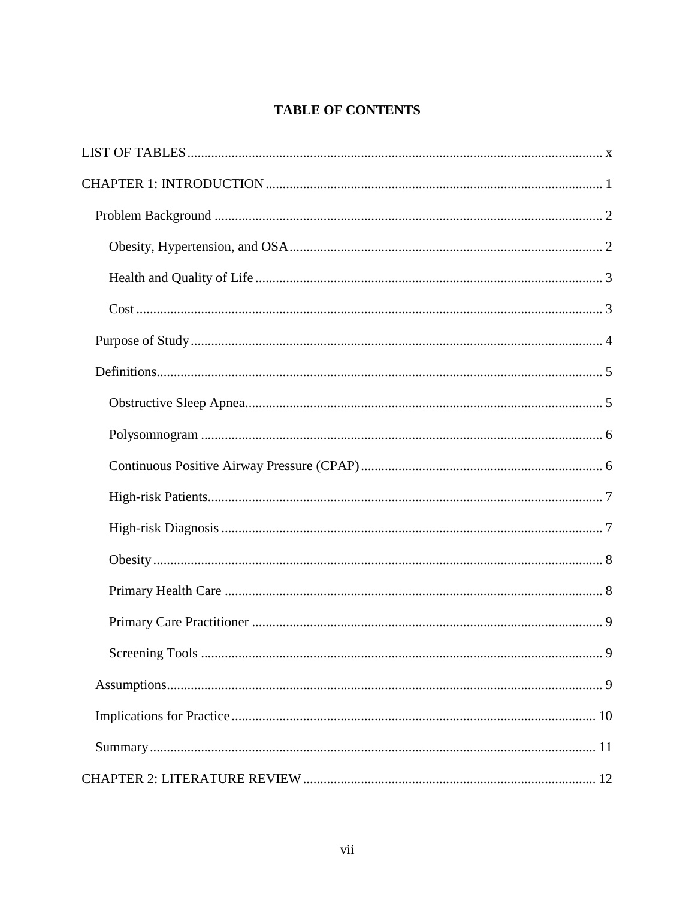# TABLE OF CONTENTS

LIST OF TABLES ........................................................................................................................ x

CHAPTER 1: INTRODUCTION ................................................................................................. 1

  Problem Background ............................................................................................................... 2

    Obesity, Hypertension, and OSA ......................................................................................... 2

    Health and Quality of Life .................................................................................................... 3

    Cost ...................................................................................................................................... 3

  Purpose of Study ...................................................................................................................... 4

  Definitions ................................................................................................................................ 5

    Obstructive Sleep Apnea ....................................................................................................... 5

    Polysomnogram .................................................................................................................... 6

    Continuous Positive Airway Pressure (CPAP) ..................................................................... 6

    High-risk Patients .................................................................................................................. 7

    High-risk Diagnosis ............................................................................................................... 7

    Obesity .................................................................................................................................. 8

    Primary Health Care ............................................................................................................. 8

    Primary Care Practitioner ..................................................................................................... 9

    Screening Tools .................................................................................................................... 9

  Assumptions ............................................................................................................................. 9

  Implications for Practice ........................................................................................................ 10

  Summary ................................................................................................................................ 11

CHAPTER 2: LITERATURE REVIEW .................................................................................... 12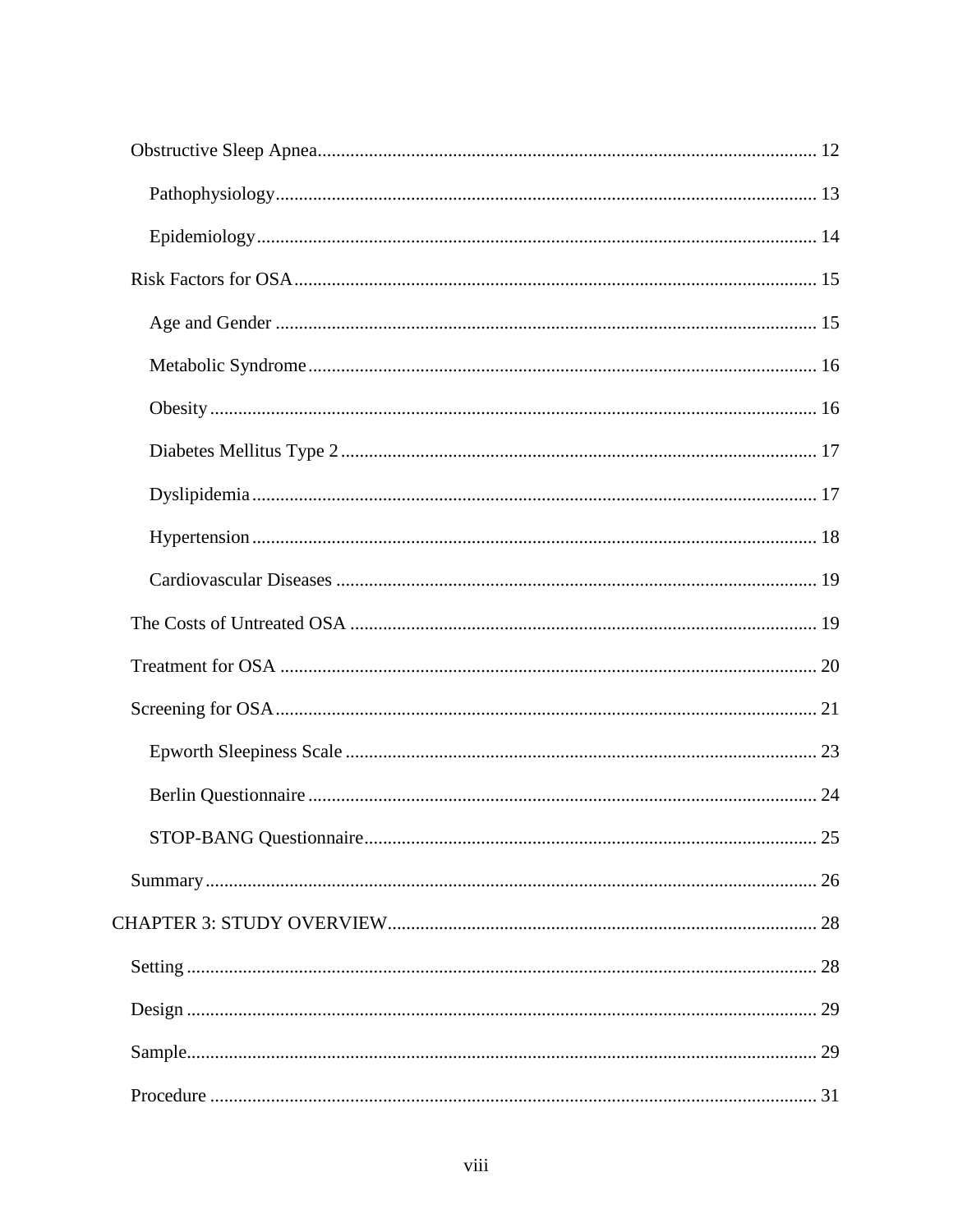Obstructive Sleep Apnea .......... 12

Pathophysiology .......... 13

Epidemiology .......... 14

Risk Factors for OSA .......... 15

Age and Gender .......... 15

Metabolic Syndrome .......... 16

Obesity .......... 16

Diabetes Mellitus Type 2 .......... 17

Dyslipidemia .......... 17

Hypertension .......... 18

Cardiovascular Diseases .......... 19

The Costs of Untreated OSA .......... 19

Treatment for OSA .......... 20

Screening for OSA .......... 21

Epworth Sleepiness Scale .......... 23

Berlin Questionnaire .......... 24

STOP-BANG Questionnaire .......... 25

Summary .......... 26

CHAPTER 3: STUDY OVERVIEW .......... 28

Setting .......... 28

Design .......... 29

Sample .......... 29

Procedure .......... 31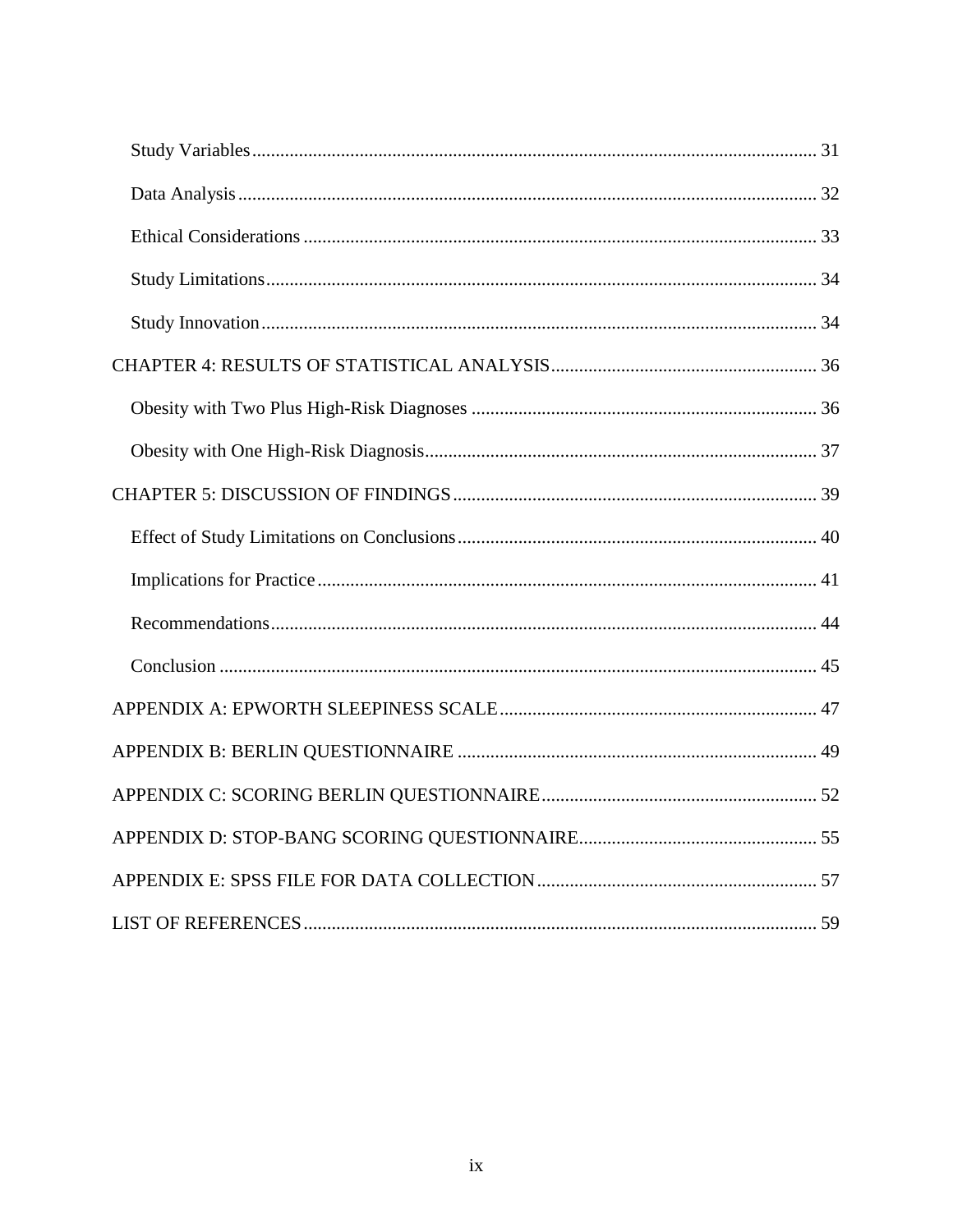- Study Variables ........ 31
- Data Analysis ........ 32
- Ethical Considerations ........ 33
- Study Limitations ........ 34
- Study Innovation ........ 34

CHAPTER 4: RESULTS OF STATISTICAL ANALYSIS ........ 36

- Obesity with Two Plus High-Risk Diagnoses ........ 36
- Obesity with One High-Risk Diagnosis ........ 37

CHAPTER 5: DISCUSSION OF FINDINGS ........ 39

- Effect of Study Limitations on Conclusions ........ 40
- Implications for Practice ........ 41
- Recommendations ........ 44
- Conclusion ........ 45

APPENDIX A: EPWORTH SLEEPINESS SCALE ........ 47

APPENDIX B: BERLIN QUESTIONNAIRE ........ 49

APPENDIX C: SCORING BERLIN QUESTIONNAIRE ........ 52

APPENDIX D: STOP-BANG SCORING QUESTIONNAIRE ........ 55

APPENDIX E: SPSS FILE FOR DATA COLLECTION ........ 57

LIST OF REFERENCES ........ 59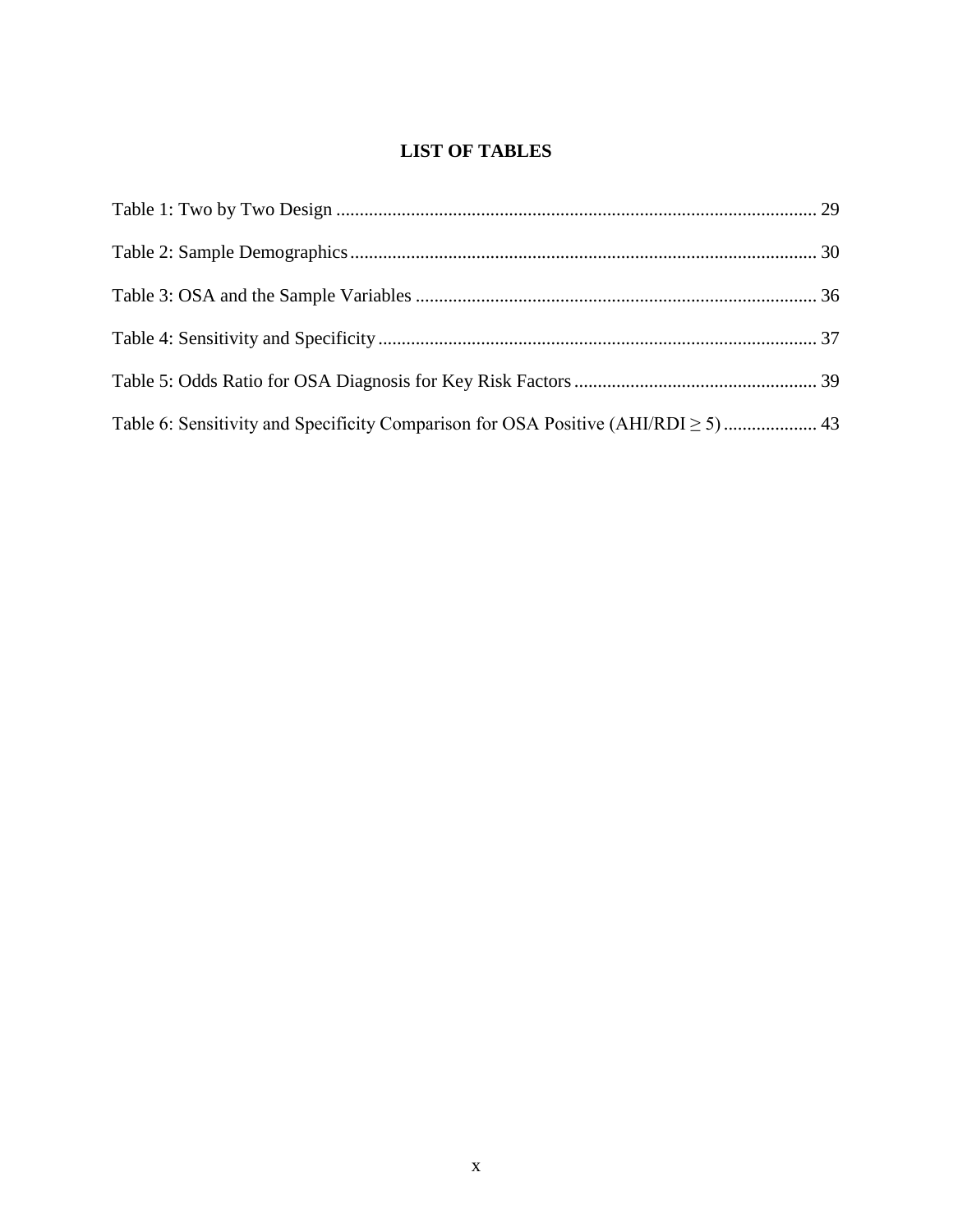# LIST OF TABLES

Table 1: Two by Two Design ........................................................................................................ 29

Table 2: Sample Demographics ................................................................................................... 30

Table 3: OSA and the Sample Variables ..................................................................................... 36

Table 4: Sensitivity and Specificity ............................................................................................. 37

Table 5: Odds Ratio for OSA Diagnosis for Key Risk Factors .................................................... 39

Table 6: Sensitivity and Specificity Comparison for OSA Positive (AHI/RDI $\geq$ 5) .................... 43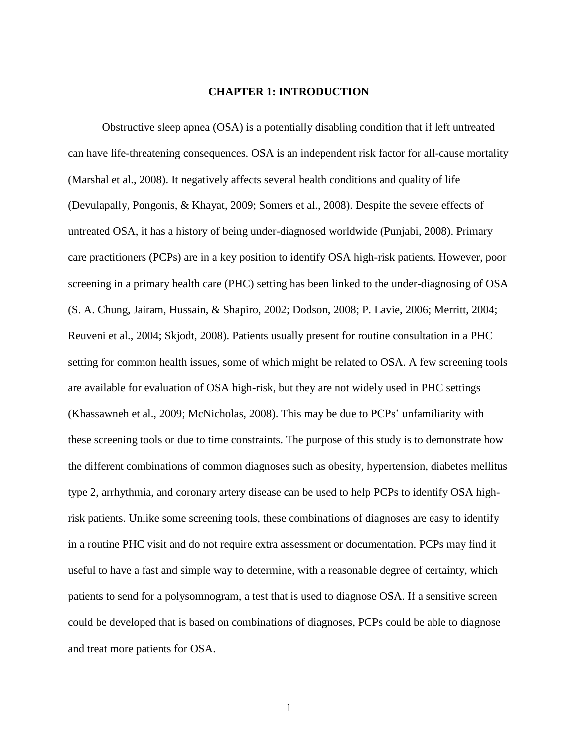# CHAPTER 1: INTRODUCTION

Obstructive sleep apnea (OSA) is a potentially disabling condition that if left untreated can have life-threatening consequences. OSA is an independent risk factor for all-cause mortality (Marshal et al., 2008). It negatively affects several health conditions and quality of life (Devulapally, Pongonis, & Khayat, 2009; Somers et al., 2008). Despite the severe effects of untreated OSA, it has a history of being under-diagnosed worldwide (Punjabi, 2008). Primary care practitioners (PCPs) are in a key position to identify OSA high-risk patients. However, poor screening in a primary health care (PHC) setting has been linked to the under-diagnosing of OSA (S. A. Chung, Jairam, Hussain, & Shapiro, 2002; Dodson, 2008; P. Lavie, 2006; Merritt, 2004; Reuveni et al., 2004; Skjodt, 2008). Patients usually present for routine consultation in a PHC setting for common health issues, some of which might be related to OSA. A few screening tools are available for evaluation of OSA high-risk, but they are not widely used in PHC settings (Khassawneh et al., 2009; McNicholas, 2008). This may be due to PCPs' unfamiliarity with these screening tools or due to time constraints. The purpose of this study is to demonstrate how the different combinations of common diagnoses such as obesity, hypertension, diabetes mellitus type 2, arrhythmia, and coronary artery disease can be used to help PCPs to identify OSA high-risk patients. Unlike some screening tools, these combinations of diagnoses are easy to identify in a routine PHC visit and do not require extra assessment or documentation. PCPs may find it useful to have a fast and simple way to determine, with a reasonable degree of certainty, which patients to send for a polysomnogram, a test that is used to diagnose OSA. If a sensitive screen could be developed that is based on combinations of diagnoses, PCPs could be able to diagnose and treat more patients for OSA.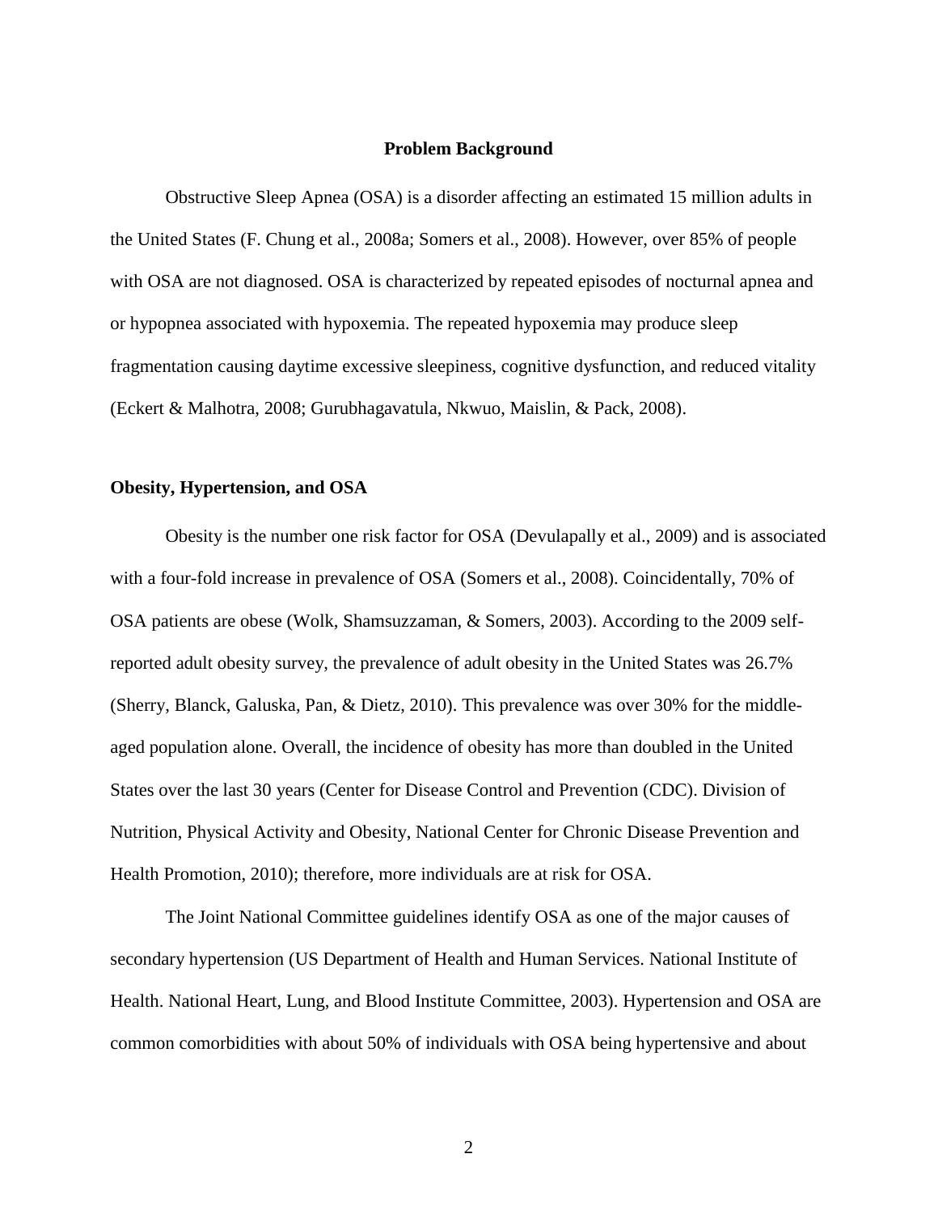## Problem Background

Obstructive Sleep Apnea (OSA) is a disorder affecting an estimated 15 million adults in the United States (F. Chung et al., 2008a; Somers et al., 2008). However, over 85% of people with OSA are not diagnosed. OSA is characterized by repeated episodes of nocturnal apnea and or hypopnea associated with hypoxemia. The repeated hypoxemia may produce sleep fragmentation causing daytime excessive sleepiness, cognitive dysfunction, and reduced vitality (Eckert & Malhotra, 2008; Gurubhagavatula, Nkwuo, Maislin, & Pack, 2008).

### Obesity, Hypertension, and OSA

Obesity is the number one risk factor for OSA (Devulapally et al., 2009) and is associated with a four-fold increase in prevalence of OSA (Somers et al., 2008). Coincidentally, 70% of OSA patients are obese (Wolk, Shamsuzzaman, & Somers, 2003). According to the 2009 self-reported adult obesity survey, the prevalence of adult obesity in the United States was 26.7% (Sherry, Blanck, Galuska, Pan, & Dietz, 2010). This prevalence was over 30% for the middle-aged population alone. Overall, the incidence of obesity has more than doubled in the United States over the last 30 years (Center for Disease Control and Prevention (CDC). Division of Nutrition, Physical Activity and Obesity, National Center for Chronic Disease Prevention and Health Promotion, 2010); therefore, more individuals are at risk for OSA.

The Joint National Committee guidelines identify OSA as one of the major causes of secondary hypertension (US Department of Health and Human Services. National Institute of Health. National Heart, Lung, and Blood Institute Committee, 2003). Hypertension and OSA are common comorbidities with about 50% of individuals with OSA being hypertensive and about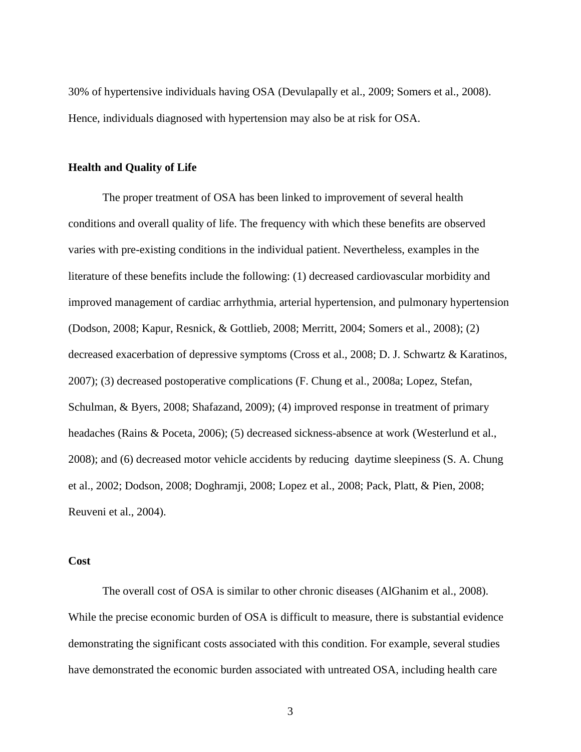30% of hypertensive individuals having OSA (Devulapally et al., 2009; Somers et al., 2008). Hence, individuals diagnosed with hypertension may also be at risk for OSA.

### Health and Quality of Life

The proper treatment of OSA has been linked to improvement of several health conditions and overall quality of life. The frequency with which these benefits are observed varies with pre-existing conditions in the individual patient. Nevertheless, examples in the literature of these benefits include the following: (1) decreased cardiovascular morbidity and improved management of cardiac arrhythmia, arterial hypertension, and pulmonary hypertension (Dodson, 2008; Kapur, Resnick, & Gottlieb, 2008; Merritt, 2004; Somers et al., 2008); (2) decreased exacerbation of depressive symptoms (Cross et al., 2008; D. J. Schwartz & Karatinos, 2007); (3) decreased postoperative complications (F. Chung et al., 2008a; Lopez, Stefan, Schulman, & Byers, 2008; Shafazand, 2009); (4) improved response in treatment of primary headaches (Rains & Poceta, 2006); (5) decreased sickness-absence at work (Westerlund et al., 2008); and (6) decreased motor vehicle accidents by reducing daytime sleepiness (S. A. Chung et al., 2002; Dodson, 2008; Doghramji, 2008; Lopez et al., 2008; Pack, Platt, & Pien, 2008; Reuveni et al., 2004).

### Cost

The overall cost of OSA is similar to other chronic diseases (AlGhanim et al., 2008). While the precise economic burden of OSA is difficult to measure, there is substantial evidence demonstrating the significant costs associated with this condition. For example, several studies have demonstrated the economic burden associated with untreated OSA, including health care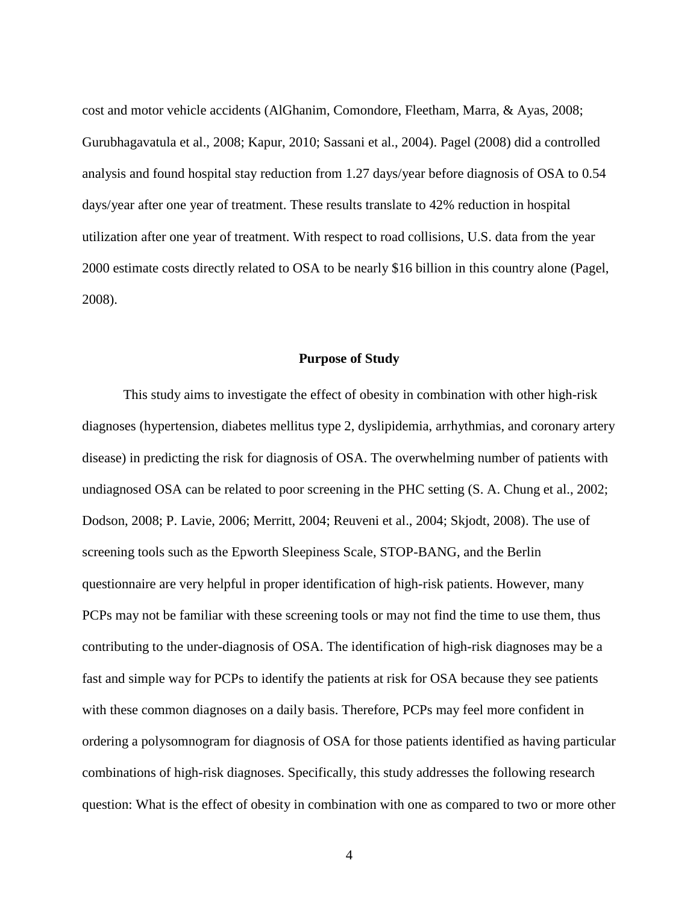cost and motor vehicle accidents (AlGhanim, Comondore, Fleetham, Marra, & Ayas, 2008; Gurubhagavatula et al., 2008; Kapur, 2010; Sassani et al., 2004). Pagel (2008) did a controlled analysis and found hospital stay reduction from 1.27 days/year before diagnosis of OSA to 0.54 days/year after one year of treatment. These results translate to 42% reduction in hospital utilization after one year of treatment. With respect to road collisions, U.S. data from the year 2000 estimate costs directly related to OSA to be nearly $16 billion in this country alone (Pagel, 2008).

## Purpose of Study

This study aims to investigate the effect of obesity in combination with other high-risk diagnoses (hypertension, diabetes mellitus type 2, dyslipidemia, arrhythmias, and coronary artery disease) in predicting the risk for diagnosis of OSA. The overwhelming number of patients with undiagnosed OSA can be related to poor screening in the PHC setting (S. A. Chung et al., 2002; Dodson, 2008; P. Lavie, 2006; Merritt, 2004; Reuveni et al., 2004; Skjodt, 2008). The use of screening tools such as the Epworth Sleepiness Scale, STOP-BANG, and the Berlin questionnaire are very helpful in proper identification of high-risk patients. However, many PCPs may not be familiar with these screening tools or may not find the time to use them, thus contributing to the under-diagnosis of OSA. The identification of high-risk diagnoses may be a fast and simple way for PCPs to identify the patients at risk for OSA because they see patients with these common diagnoses on a daily basis. Therefore, PCPs may feel more confident in ordering a polysomnogram for diagnosis of OSA for those patients identified as having particular combinations of high-risk diagnoses. Specifically, this study addresses the following research question: What is the effect of obesity in combination with one as compared to two or more other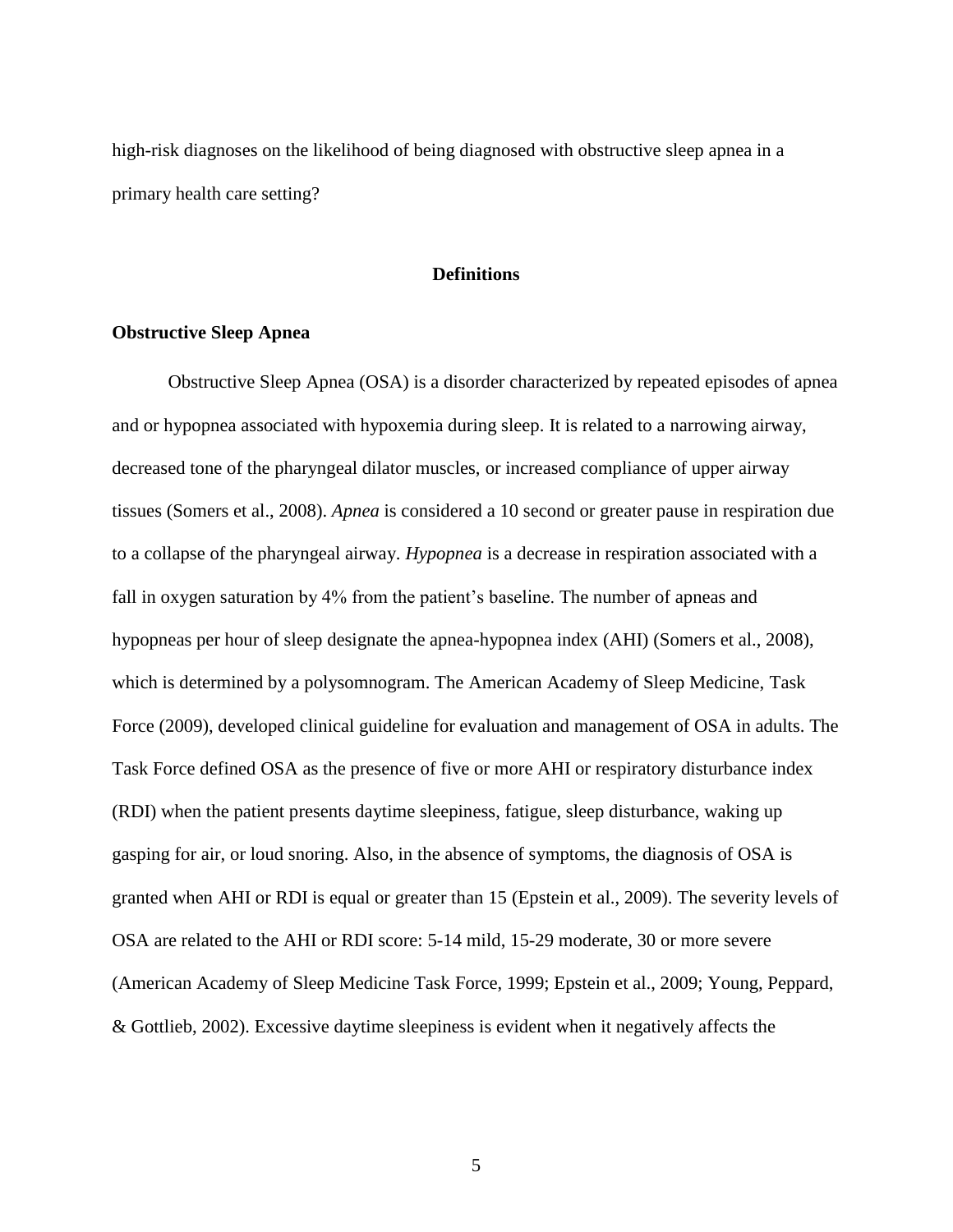high-risk diagnoses on the likelihood of being diagnosed with obstructive sleep apnea in a primary health care setting?

## Definitions

### Obstructive Sleep Apnea

Obstructive Sleep Apnea (OSA) is a disorder characterized by repeated episodes of apnea and or hypopnea associated with hypoxemia during sleep. It is related to a narrowing airway, decreased tone of the pharyngeal dilator muscles, or increased compliance of upper airway tissues (Somers et al., 2008). *Apnea* is considered a 10 second or greater pause in respiration due to a collapse of the pharyngeal airway. *Hypopnea* is a decrease in respiration associated with a fall in oxygen saturation by 4% from the patient's baseline. The number of apneas and hypopneas per hour of sleep designate the apnea-hypopnea index (AHI) (Somers et al., 2008), which is determined by a polysomnogram. The American Academy of Sleep Medicine, Task Force (2009), developed clinical guideline for evaluation and management of OSA in adults. The Task Force defined OSA as the presence of five or more AHI or respiratory disturbance index (RDI) when the patient presents daytime sleepiness, fatigue, sleep disturbance, waking up gasping for air, or loud snoring. Also, in the absence of symptoms, the diagnosis of OSA is granted when AHI or RDI is equal or greater than 15 (Epstein et al., 2009). The severity levels of OSA are related to the AHI or RDI score: 5-14 mild, 15-29 moderate, 30 or more severe (American Academy of Sleep Medicine Task Force, 1999; Epstein et al., 2009; Young, Peppard, & Gottlieb, 2002). Excessive daytime sleepiness is evident when it negatively affects the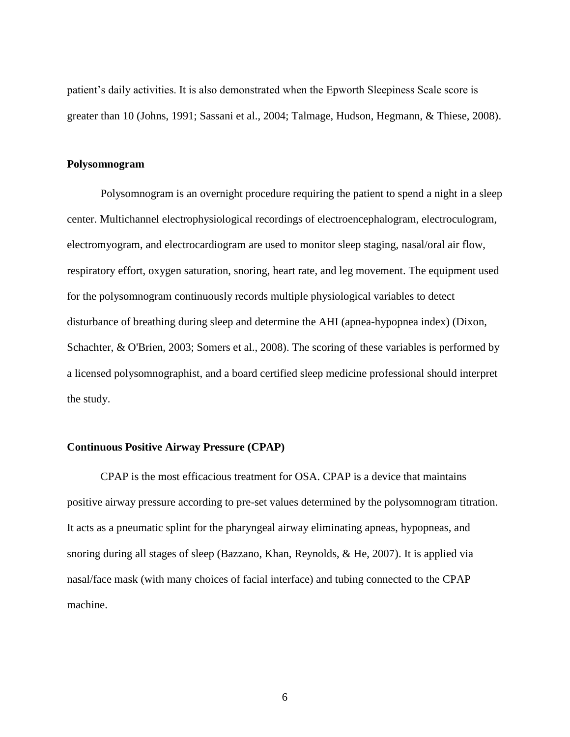patient’s daily activities. It is also demonstrated when the Epworth Sleepiness Scale score is greater than 10 (Johns, 1991; Sassani et al., 2004; Talmage, Hudson, Hegmann, & Thiese, 2008).

### Polysomnogram

Polysomnogram is an overnight procedure requiring the patient to spend a night in a sleep center. Multichannel electrophysiological recordings of electroencephalogram, electroculogram, electromyogram, and electrocardiogram are used to monitor sleep staging, nasal/oral air flow, respiratory effort, oxygen saturation, snoring, heart rate, and leg movement. The equipment used for the polysomnogram continuously records multiple physiological variables to detect disturbance of breathing during sleep and determine the AHI (apnea-hypopnea index) (Dixon, Schachter, & O'Brien, 2003; Somers et al., 2008). The scoring of these variables is performed by a licensed polysomnographist, and a board certified sleep medicine professional should interpret the study.

### Continuous Positive Airway Pressure (CPAP)

CPAP is the most efficacious treatment for OSA. CPAP is a device that maintains positive airway pressure according to pre-set values determined by the polysomnogram titration. It acts as a pneumatic splint for the pharyngeal airway eliminating apneas, hypopneas, and snoring during all stages of sleep (Bazzano, Khan, Reynolds, & He, 2007). It is applied via nasal/face mask (with many choices of facial interface) and tubing connected to the CPAP machine.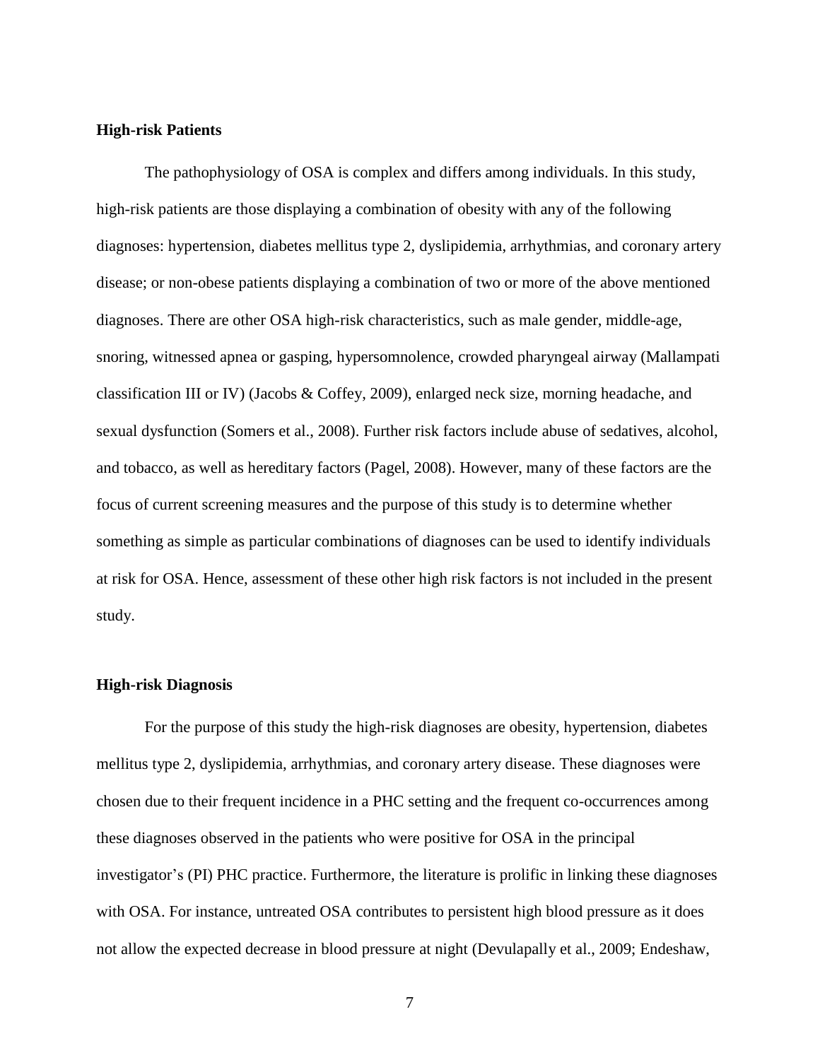## High-risk Patients

The pathophysiology of OSA is complex and differs among individuals. In this study, high-risk patients are those displaying a combination of obesity with any of the following diagnoses: hypertension, diabetes mellitus type 2, dyslipidemia, arrhythmias, and coronary artery disease; or non-obese patients displaying a combination of two or more of the above mentioned diagnoses. There are other OSA high-risk characteristics, such as male gender, middle-age, snoring, witnessed apnea or gasping, hypersomnolence, crowded pharyngeal airway (Mallampati classification III or IV) (Jacobs & Coffey, 2009), enlarged neck size, morning headache, and sexual dysfunction (Somers et al., 2008). Further risk factors include abuse of sedatives, alcohol, and tobacco, as well as hereditary factors (Pagel, 2008). However, many of these factors are the focus of current screening measures and the purpose of this study is to determine whether something as simple as particular combinations of diagnoses can be used to identify individuals at risk for OSA. Hence, assessment of these other high risk factors is not included in the present study.

## High-risk Diagnosis

For the purpose of this study the high-risk diagnoses are obesity, hypertension, diabetes mellitus type 2, dyslipidemia, arrhythmias, and coronary artery disease. These diagnoses were chosen due to their frequent incidence in a PHC setting and the frequent co-occurrences among these diagnoses observed in the patients who were positive for OSA in the principal investigator's (PI) PHC practice. Furthermore, the literature is prolific in linking these diagnoses with OSA. For instance, untreated OSA contributes to persistent high blood pressure as it does not allow the expected decrease in blood pressure at night (Devulapally et al., 2009; Endeshaw,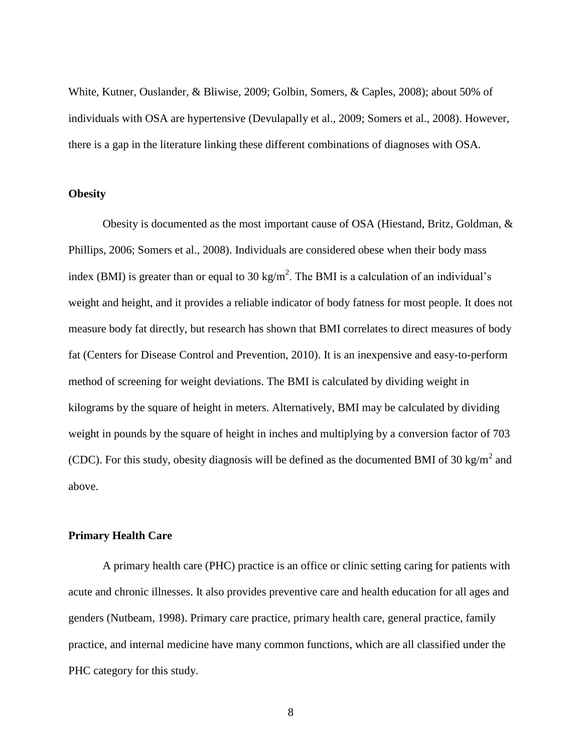White, Kutner, Ouslander, & Bliwise, 2009; Golbin, Somers, & Caples, 2008); about 50% of individuals with OSA are hypertensive (Devulapally et al., 2009; Somers et al., 2008). However, there is a gap in the literature linking these different combinations of diagnoses with OSA.

**Obesity**

Obesity is documented as the most important cause of OSA (Hiestand, Britz, Goldman, & Phillips, 2006; Somers et al., 2008). Individuals are considered obese when their body mass index (BMI) is greater than or equal to 30 kg/m$^2$. The BMI is a calculation of an individual's weight and height, and it provides a reliable indicator of body fatness for most people. It does not measure body fat directly, but research has shown that BMI correlates to direct measures of body fat (Centers for Disease Control and Prevention, 2010). It is an inexpensive and easy-to-perform method of screening for weight deviations. The BMI is calculated by dividing weight in kilograms by the square of height in meters. Alternatively, BMI may be calculated by dividing weight in pounds by the square of height in inches and multiplying by a conversion factor of 703 (CDC). For this study, obesity diagnosis will be defined as the documented BMI of 30 kg/m$^2$ and above.

**Primary Health Care**

A primary health care (PHC) practice is an office or clinic setting caring for patients with acute and chronic illnesses. It also provides preventive care and health education for all ages and genders (Nutbeam, 1998). Primary care practice, primary health care, general practice, family practice, and internal medicine have many common functions, which are all classified under the PHC category for this study.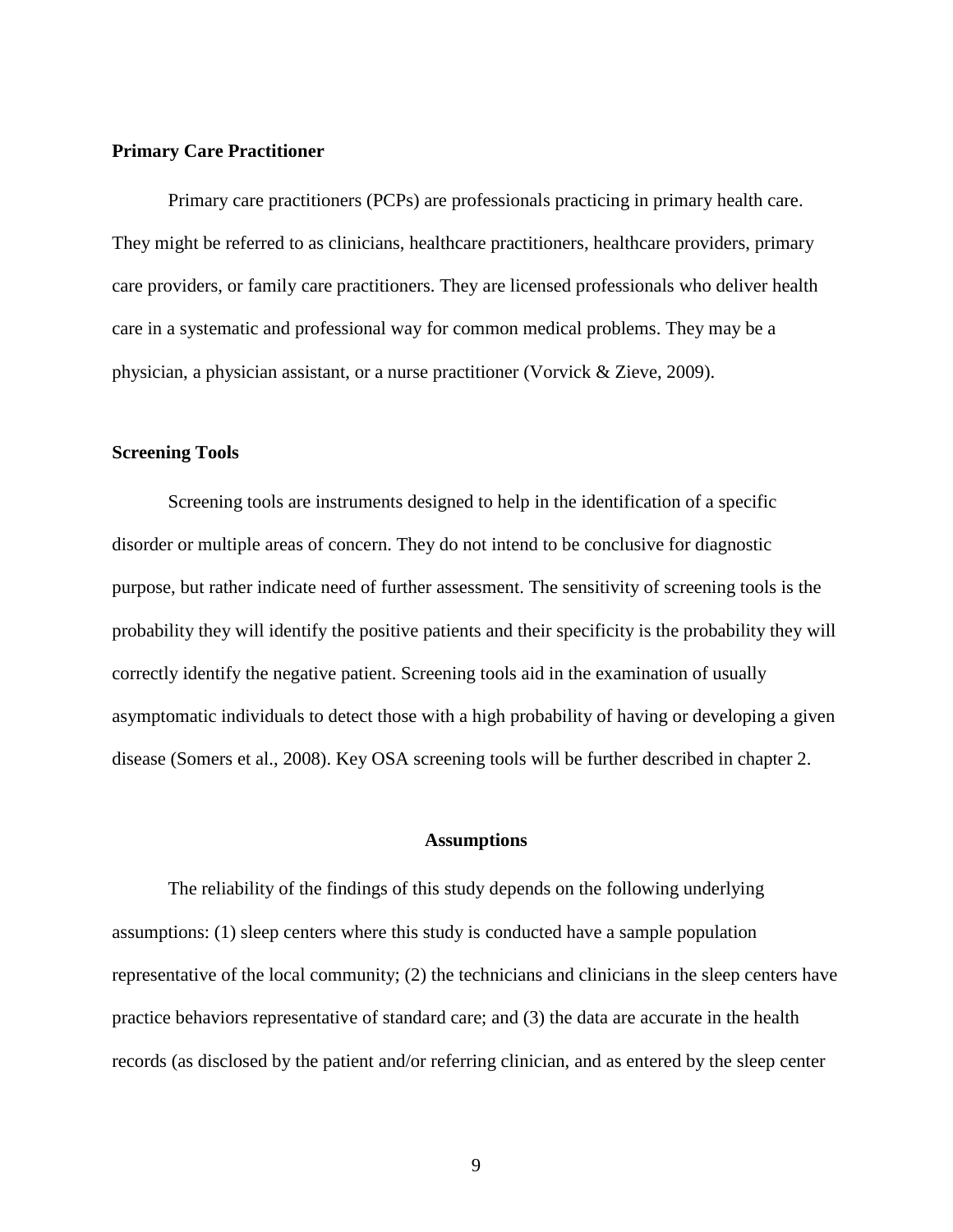### Primary Care Practitioner

Primary care practitioners (PCPs) are professionals practicing in primary health care. They might be referred to as clinicians, healthcare practitioners, healthcare providers, primary care providers, or family care practitioners. They are licensed professionals who deliver health care in a systematic and professional way for common medical problems. They may be a physician, a physician assistant, or a nurse practitioner (Vorvick & Zieve, 2009).

### Screening Tools

Screening tools are instruments designed to help in the identification of a specific disorder or multiple areas of concern. They do not intend to be conclusive for diagnostic purpose, but rather indicate need of further assessment. The sensitivity of screening tools is the probability they will identify the positive patients and their specificity is the probability they will correctly identify the negative patient. Screening tools aid in the examination of usually asymptomatic individuals to detect those with a high probability of having or developing a given disease (Somers et al., 2008). Key OSA screening tools will be further described in chapter 2.

## Assumptions

The reliability of the findings of this study depends on the following underlying assumptions: (1) sleep centers where this study is conducted have a sample population representative of the local community; (2) the technicians and clinicians in the sleep centers have practice behaviors representative of standard care; and (3) the data are accurate in the health records (as disclosed by the patient and/or referring clinician, and as entered by the sleep center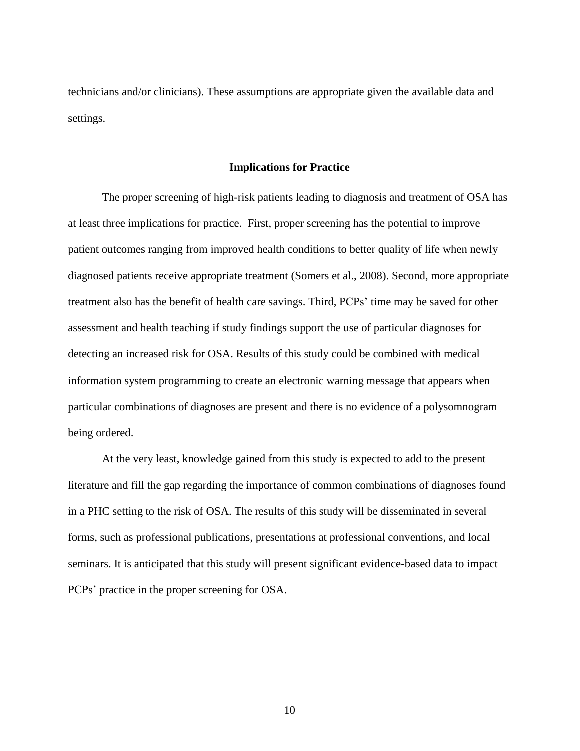technicians and/or clinicians). These assumptions are appropriate given the available data and settings.

## Implications for Practice

The proper screening of high-risk patients leading to diagnosis and treatment of OSA has at least three implications for practice. First, proper screening has the potential to improve patient outcomes ranging from improved health conditions to better quality of life when newly diagnosed patients receive appropriate treatment (Somers et al., 2008). Second, more appropriate treatment also has the benefit of health care savings. Third, PCPs' time may be saved for other assessment and health teaching if study findings support the use of particular diagnoses for detecting an increased risk for OSA. Results of this study could be combined with medical information system programming to create an electronic warning message that appears when particular combinations of diagnoses are present and there is no evidence of a polysomnogram being ordered.

At the very least, knowledge gained from this study is expected to add to the present literature and fill the gap regarding the importance of common combinations of diagnoses found in a PHC setting to the risk of OSA. The results of this study will be disseminated in several forms, such as professional publications, presentations at professional conventions, and local seminars. It is anticipated that this study will present significant evidence-based data to impact PCPs' practice in the proper screening for OSA.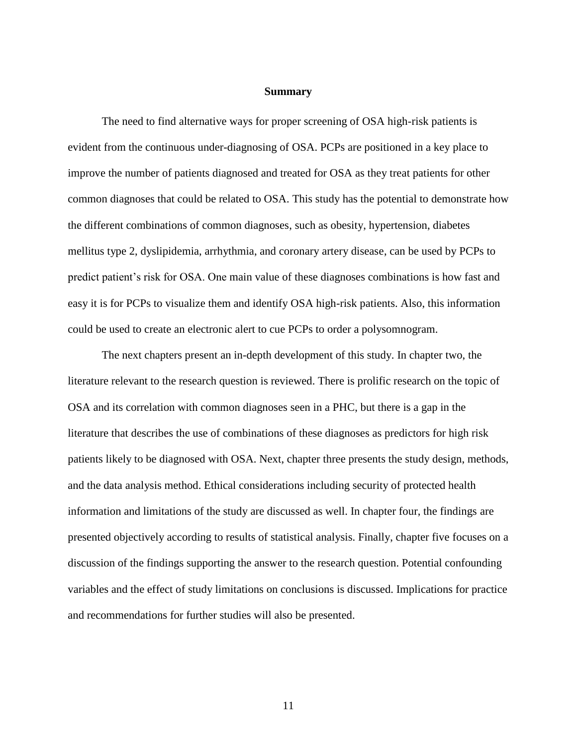## Summary

The need to find alternative ways for proper screening of OSA high-risk patients is evident from the continuous under-diagnosing of OSA. PCPs are positioned in a key place to improve the number of patients diagnosed and treated for OSA as they treat patients for other common diagnoses that could be related to OSA. This study has the potential to demonstrate how the different combinations of common diagnoses, such as obesity, hypertension, diabetes mellitus type 2, dyslipidemia, arrhythmia, and coronary artery disease, can be used by PCPs to predict patient's risk for OSA. One main value of these diagnoses combinations is how fast and easy it is for PCPs to visualize them and identify OSA high-risk patients. Also, this information could be used to create an electronic alert to cue PCPs to order a polysomnogram.

The next chapters present an in-depth development of this study. In chapter two, the literature relevant to the research question is reviewed. There is prolific research on the topic of OSA and its correlation with common diagnoses seen in a PHC, but there is a gap in the literature that describes the use of combinations of these diagnoses as predictors for high risk patients likely to be diagnosed with OSA. Next, chapter three presents the study design, methods, and the data analysis method. Ethical considerations including security of protected health information and limitations of the study are discussed as well. In chapter four, the findings are presented objectively according to results of statistical analysis. Finally, chapter five focuses on a discussion of the findings supporting the answer to the research question. Potential confounding variables and the effect of study limitations on conclusions is discussed. Implications for practice and recommendations for further studies will also be presented.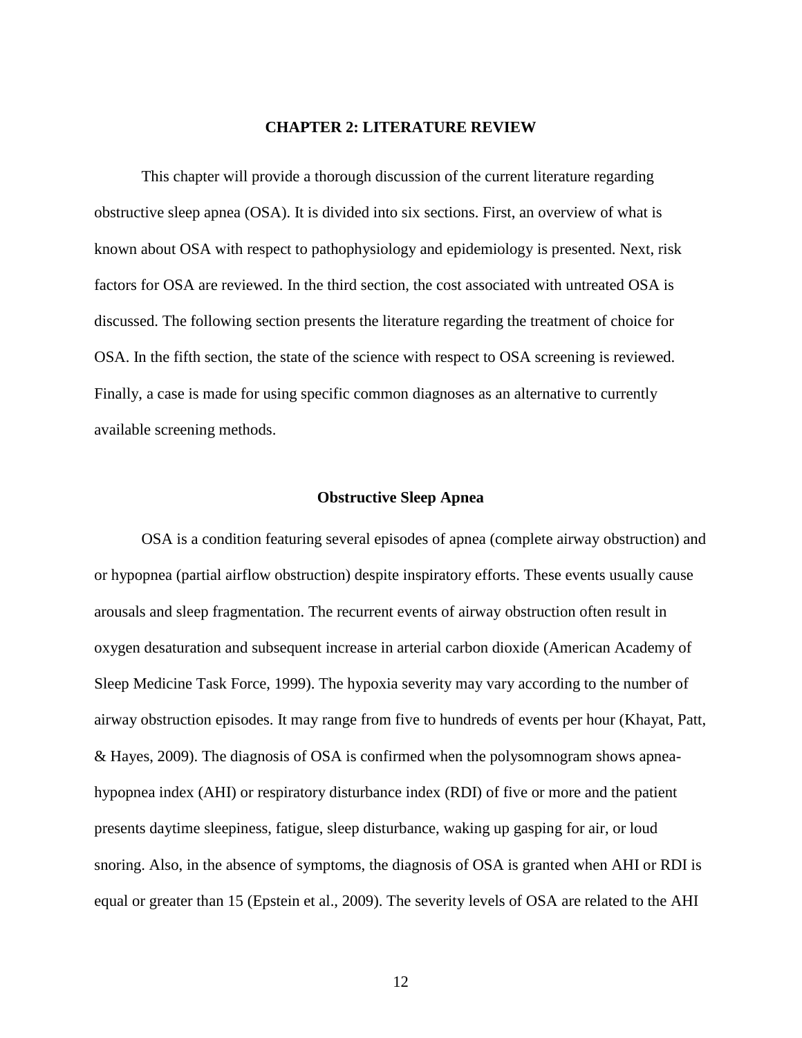# CHAPTER 2: LITERATURE REVIEW

This chapter will provide a thorough discussion of the current literature regarding obstructive sleep apnea (OSA). It is divided into six sections. First, an overview of what is known about OSA with respect to pathophysiology and epidemiology is presented. Next, risk factors for OSA are reviewed. In the third section, the cost associated with untreated OSA is discussed. The following section presents the literature regarding the treatment of choice for OSA. In the fifth section, the state of the science with respect to OSA screening is reviewed. Finally, a case is made for using specific common diagnoses as an alternative to currently available screening methods.

## Obstructive Sleep Apnea

OSA is a condition featuring several episodes of apnea (complete airway obstruction) and or hypopnea (partial airflow obstruction) despite inspiratory efforts. These events usually cause arousals and sleep fragmentation. The recurrent events of airway obstruction often result in oxygen desaturation and subsequent increase in arterial carbon dioxide (American Academy of Sleep Medicine Task Force, 1999). The hypoxia severity may vary according to the number of airway obstruction episodes. It may range from five to hundreds of events per hour (Khayat, Patt, & Hayes, 2009). The diagnosis of OSA is confirmed when the polysomnogram shows apnea-hypopnea index (AHI) or respiratory disturbance index (RDI) of five or more and the patient presents daytime sleepiness, fatigue, sleep disturbance, waking up gasping for air, or loud snoring. Also, in the absence of symptoms, the diagnosis of OSA is granted when AHI or RDI is equal or greater than 15 (Epstein et al., 2009). The severity levels of OSA are related to the AHI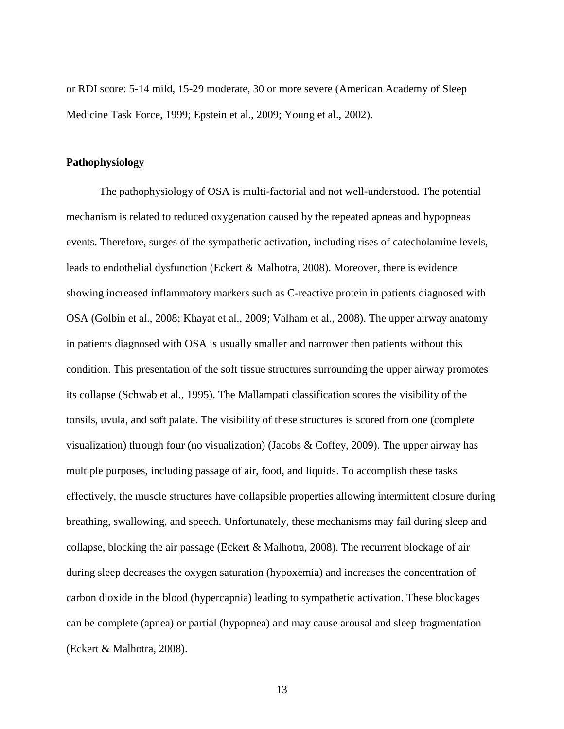or RDI score: 5-14 mild, 15-29 moderate, 30 or more severe (American Academy of Sleep Medicine Task Force, 1999; Epstein et al., 2009; Young et al., 2002).

**Pathophysiology**

The pathophysiology of OSA is multi-factorial and not well-understood. The potential mechanism is related to reduced oxygenation caused by the repeated apneas and hypopneas events. Therefore, surges of the sympathetic activation, including rises of catecholamine levels, leads to endothelial dysfunction (Eckert & Malhotra, 2008). Moreover, there is evidence showing increased inflammatory markers such as C-reactive protein in patients diagnosed with OSA (Golbin et al., 2008; Khayat et al., 2009; Valham et al., 2008). The upper airway anatomy in patients diagnosed with OSA is usually smaller and narrower then patients without this condition. This presentation of the soft tissue structures surrounding the upper airway promotes its collapse (Schwab et al., 1995). The Mallampati classification scores the visibility of the tonsils, uvula, and soft palate. The visibility of these structures is scored from one (complete visualization) through four (no visualization) (Jacobs & Coffey, 2009). The upper airway has multiple purposes, including passage of air, food, and liquids. To accomplish these tasks effectively, the muscle structures have collapsible properties allowing intermittent closure during breathing, swallowing, and speech. Unfortunately, these mechanisms may fail during sleep and collapse, blocking the air passage (Eckert & Malhotra, 2008). The recurrent blockage of air during sleep decreases the oxygen saturation (hypoxemia) and increases the concentration of carbon dioxide in the blood (hypercapnia) leading to sympathetic activation. These blockages can be complete (apnea) or partial (hypopnea) and may cause arousal and sleep fragmentation (Eckert & Malhotra, 2008).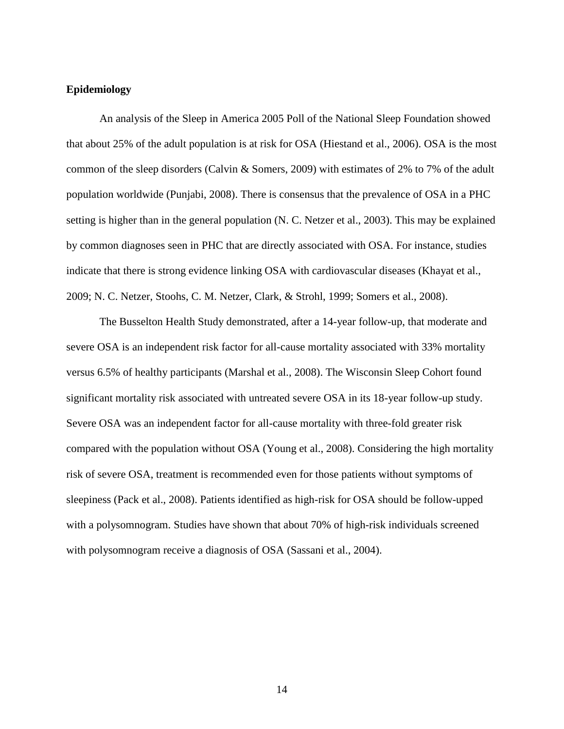## Epidemiology

An analysis of the Sleep in America 2005 Poll of the National Sleep Foundation showed that about 25% of the adult population is at risk for OSA (Hiestand et al., 2006). OSA is the most common of the sleep disorders (Calvin & Somers, 2009) with estimates of 2% to 7% of the adult population worldwide (Punjabi, 2008). There is consensus that the prevalence of OSA in a PHC setting is higher than in the general population (N. C. Netzer et al., 2003). This may be explained by common diagnoses seen in PHC that are directly associated with OSA. For instance, studies indicate that there is strong evidence linking OSA with cardiovascular diseases (Khayat et al., 2009; N. C. Netzer, Stoohs, C. M. Netzer, Clark, & Strohl, 1999; Somers et al., 2008).

The Busselton Health Study demonstrated, after a 14-year follow-up, that moderate and severe OSA is an independent risk factor for all-cause mortality associated with 33% mortality versus 6.5% of healthy participants (Marshal et al., 2008). The Wisconsin Sleep Cohort found significant mortality risk associated with untreated severe OSA in its 18-year follow-up study. Severe OSA was an independent factor for all-cause mortality with three-fold greater risk compared with the population without OSA (Young et al., 2008). Considering the high mortality risk of severe OSA, treatment is recommended even for those patients without symptoms of sleepiness (Pack et al., 2008). Patients identified as high-risk for OSA should be follow-upped with a polysomnogram. Studies have shown that about 70% of high-risk individuals screened with polysomnogram receive a diagnosis of OSA (Sassani et al., 2004).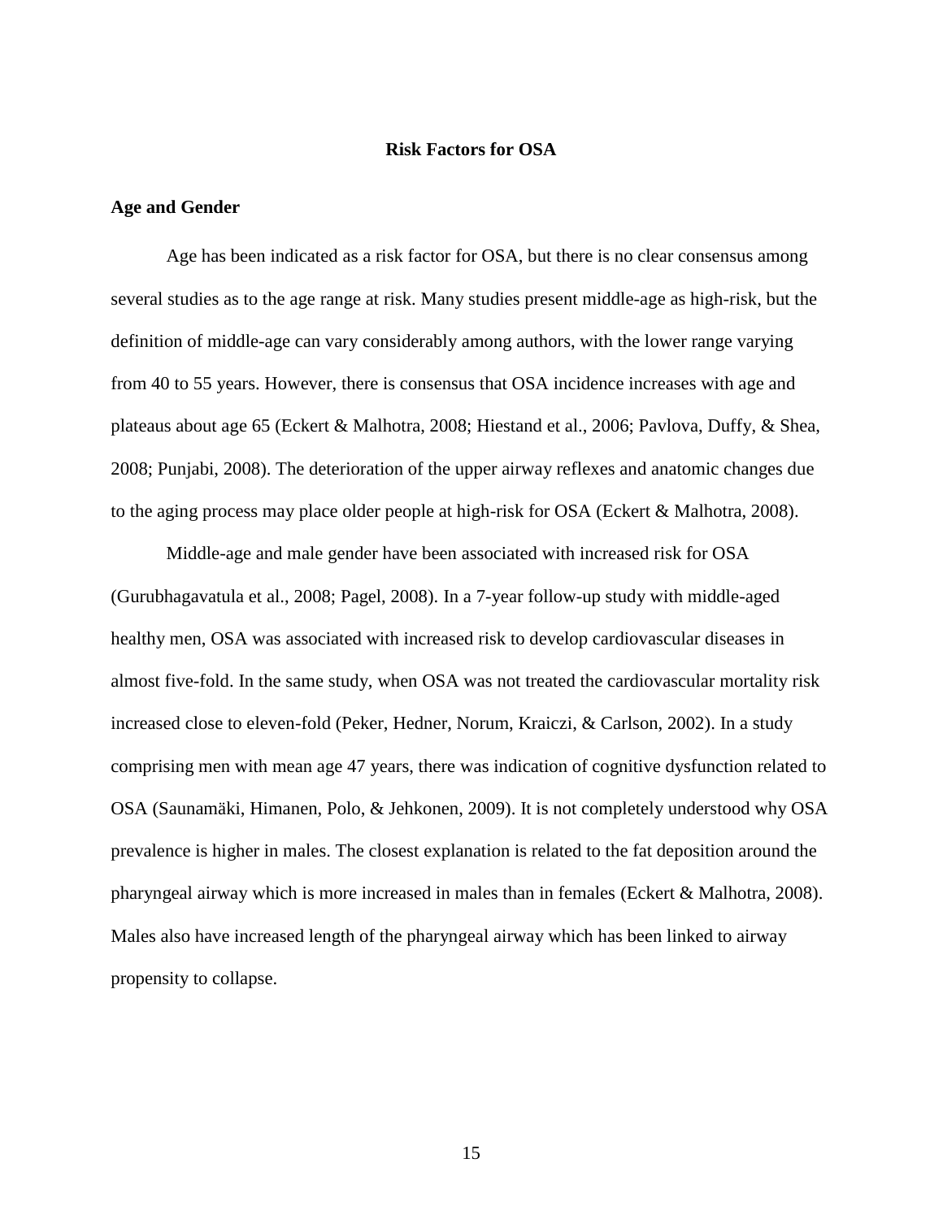## Risk Factors for OSA

### Age and Gender

Age has been indicated as a risk factor for OSA, but there is no clear consensus among several studies as to the age range at risk. Many studies present middle-age as high-risk, but the definition of middle-age can vary considerably among authors, with the lower range varying from 40 to 55 years. However, there is consensus that OSA incidence increases with age and plateaus about age 65 (Eckert & Malhotra, 2008; Hiestand et al., 2006; Pavlova, Duffy, & Shea, 2008; Punjabi, 2008). The deterioration of the upper airway reflexes and anatomic changes due to the aging process may place older people at high-risk for OSA (Eckert & Malhotra, 2008).

Middle-age and male gender have been associated with increased risk for OSA (Gurubhagavatula et al., 2008; Pagel, 2008). In a 7-year follow-up study with middle-aged healthy men, OSA was associated with increased risk to develop cardiovascular diseases in almost five-fold. In the same study, when OSA was not treated the cardiovascular mortality risk increased close to eleven-fold (Peker, Hedner, Norum, Kraiczi, & Carlson, 2002). In a study comprising men with mean age 47 years, there was indication of cognitive dysfunction related to OSA (Saunamäki, Himanen, Polo, & Jehkonen, 2009). It is not completely understood why OSA prevalence is higher in males. The closest explanation is related to the fat deposition around the pharyngeal airway which is more increased in males than in females (Eckert & Malhotra, 2008). Males also have increased length of the pharyngeal airway which has been linked to airway propensity to collapse.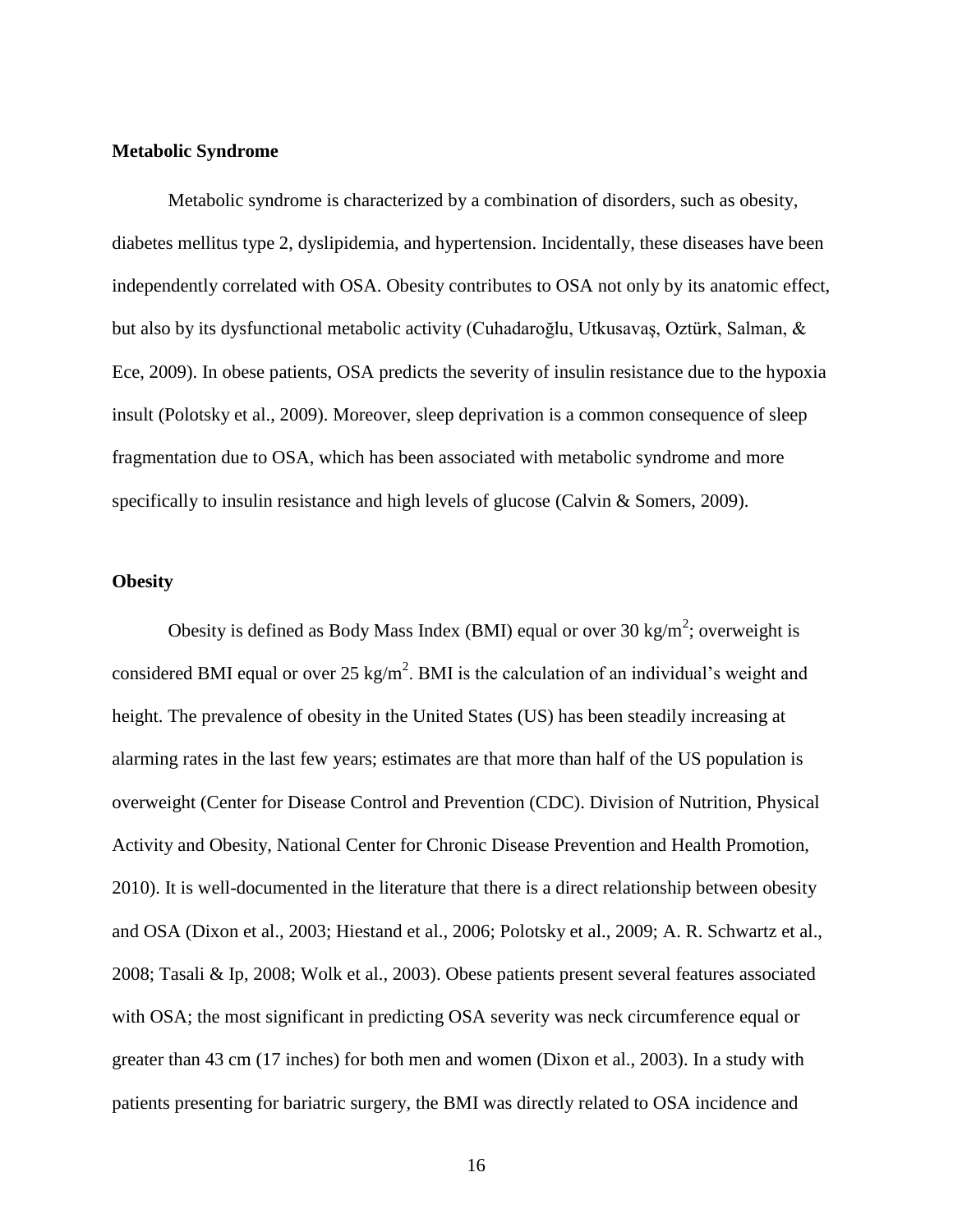**Metabolic Syndrome**

Metabolic syndrome is characterized by a combination of disorders, such as obesity, diabetes mellitus type 2, dyslipidemia, and hypertension. Incidentally, these diseases have been independently correlated with OSA. Obesity contributes to OSA not only by its anatomic effect, but also by its dysfunctional metabolic activity (Cuhadaroğlu, Utkusavaş, Oztürk, Salman, & Ece, 2009). In obese patients, OSA predicts the severity of insulin resistance due to the hypoxia insult (Polotsky et al., 2009). Moreover, sleep deprivation is a common consequence of sleep fragmentation due to OSA, which has been associated with metabolic syndrome and more specifically to insulin resistance and high levels of glucose (Calvin & Somers, 2009).

**Obesity**

Obesity is defined as Body Mass Index (BMI) equal or over 30 $kg/m^2$; overweight is considered BMI equal or over 25 $kg/m^2$. BMI is the calculation of an individual's weight and height. The prevalence of obesity in the United States (US) has been steadily increasing at alarming rates in the last few years; estimates are that more than half of the US population is overweight (Center for Disease Control and Prevention (CDC). Division of Nutrition, Physical Activity and Obesity, National Center for Chronic Disease Prevention and Health Promotion, 2010). It is well-documented in the literature that there is a direct relationship between obesity and OSA (Dixon et al., 2003; Hiestand et al., 2006; Polotsky et al., 2009; A. R. Schwartz et al., 2008; Tasali & Ip, 2008; Wolk et al., 2003). Obese patients present several features associated with OSA; the most significant in predicting OSA severity was neck circumference equal or greater than 43 cm (17 inches) for both men and women (Dixon et al., 2003). In a study with patients presenting for bariatric surgery, the BMI was directly related to OSA incidence and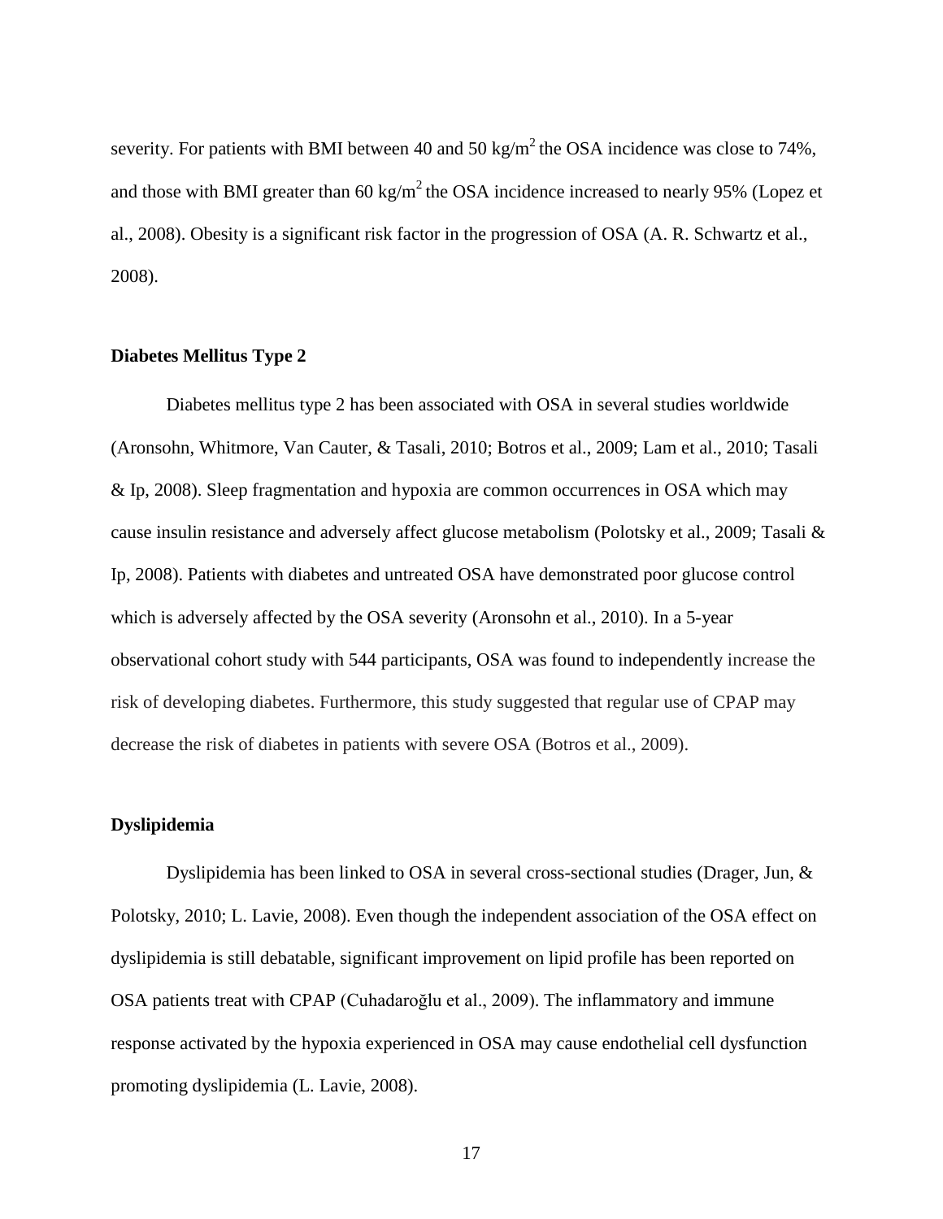severity. For patients with BMI between 40 and 50 $kg/m^2$ the OSA incidence was close to 74%, and those with BMI greater than 60 $kg/m^2$ the OSA incidence increased to nearly 95% (Lopez et al., 2008). Obesity is a significant risk factor in the progression of OSA (A. R. Schwartz et al., 2008).

### Diabetes Mellitus Type 2

Diabetes mellitus type 2 has been associated with OSA in several studies worldwide (Aronsohn, Whitmore, Van Cauter, & Tasali, 2010; Botros et al., 2009; Lam et al., 2010; Tasali & Ip, 2008). Sleep fragmentation and hypoxia are common occurrences in OSA which may cause insulin resistance and adversely affect glucose metabolism (Polotsky et al., 2009; Tasali & Ip, 2008). Patients with diabetes and untreated OSA have demonstrated poor glucose control which is adversely affected by the OSA severity (Aronsohn et al., 2010). In a 5-year observational cohort study with 544 participants, OSA was found to independently increase the risk of developing diabetes. Furthermore, this study suggested that regular use of CPAP may decrease the risk of diabetes in patients with severe OSA (Botros et al., 2009).

### Dyslipidemia

Dyslipidemia has been linked to OSA in several cross-sectional studies (Drager, Jun, & Polotsky, 2010; L. Lavie, 2008). Even though the independent association of the OSA effect on dyslipidemia is still debatable, significant improvement on lipid profile has been reported on OSA patients treat with CPAP (Cuhadaroğlu et al., 2009). The inflammatory and immune response activated by the hypoxia experienced in OSA may cause endothelial cell dysfunction promoting dyslipidemia (L. Lavie, 2008).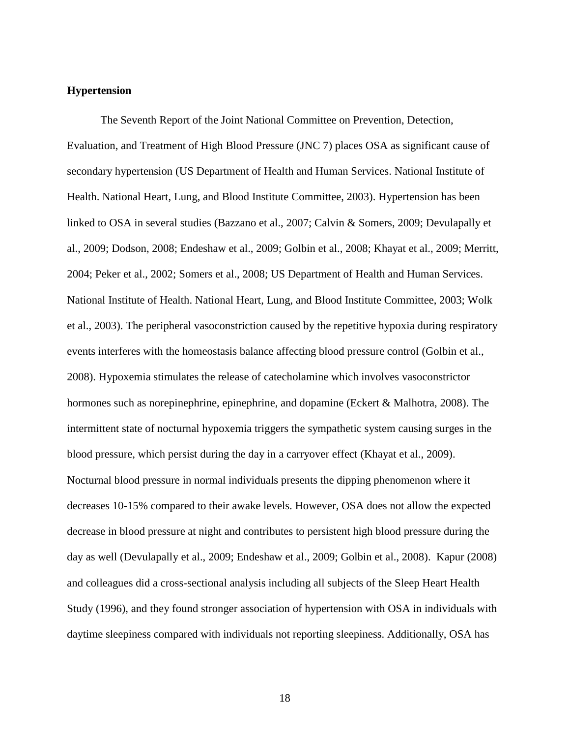**Hypertension**

The Seventh Report of the Joint National Committee on Prevention, Detection, Evaluation, and Treatment of High Blood Pressure (JNC 7) places OSA as significant cause of secondary hypertension (US Department of Health and Human Services. National Institute of Health. National Heart, Lung, and Blood Institute Committee, 2003). Hypertension has been linked to OSA in several studies (Bazzano et al., 2007; Calvin & Somers, 2009; Devulapally et al., 2009; Dodson, 2008; Endeshaw et al., 2009; Golbin et al., 2008; Khayat et al., 2009; Merritt, 2004; Peker et al., 2002; Somers et al., 2008; US Department of Health and Human Services. National Institute of Health. National Heart, Lung, and Blood Institute Committee, 2003; Wolk et al., 2003). The peripheral vasoconstriction caused by the repetitive hypoxia during respiratory events interferes with the homeostasis balance affecting blood pressure control (Golbin et al., 2008). Hypoxemia stimulates the release of catecholamine which involves vasoconstrictor hormones such as norepinephrine, epinephrine, and dopamine (Eckert & Malhotra, 2008). The intermittent state of nocturnal hypoxemia triggers the sympathetic system causing surges in the blood pressure, which persist during the day in a carryover effect (Khayat et al., 2009). Nocturnal blood pressure in normal individuals presents the dipping phenomenon where it decreases 10-15% compared to their awake levels. However, OSA does not allow the expected decrease in blood pressure at night and contributes to persistent high blood pressure during the day as well (Devulapally et al., 2009; Endeshaw et al., 2009; Golbin et al., 2008). Kapur (2008) and colleagues did a cross-sectional analysis including all subjects of the Sleep Heart Health Study (1996), and they found stronger association of hypertension with OSA in individuals with daytime sleepiness compared with individuals not reporting sleepiness. Additionally, OSA has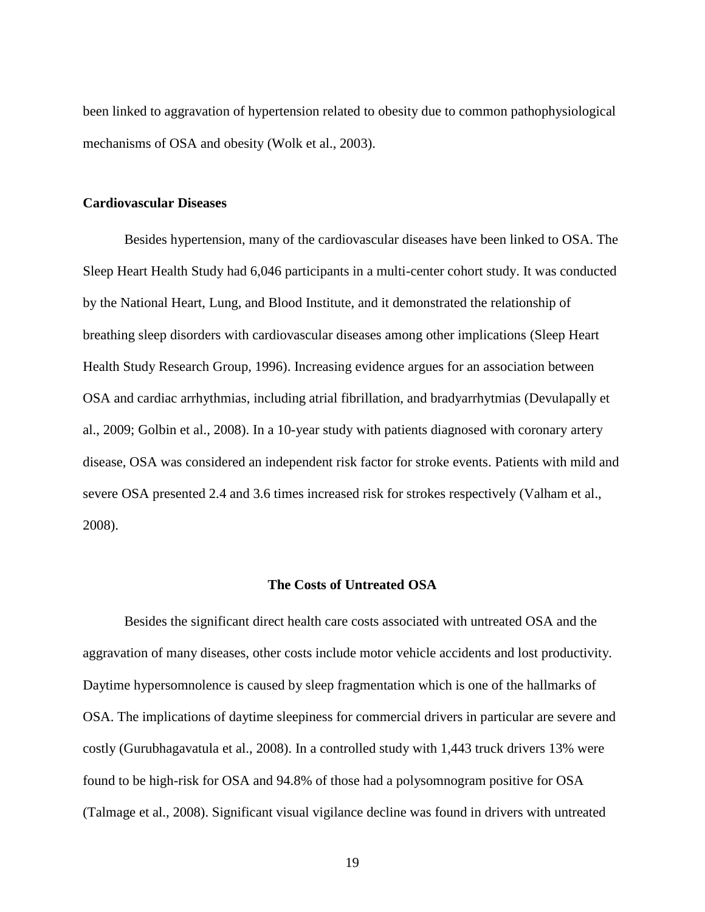been linked to aggravation of hypertension related to obesity due to common pathophysiological mechanisms of OSA and obesity (Wolk et al., 2003).

### Cardiovascular Diseases

Besides hypertension, many of the cardiovascular diseases have been linked to OSA. The Sleep Heart Health Study had 6,046 participants in a multi-center cohort study. It was conducted by the National Heart, Lung, and Blood Institute, and it demonstrated the relationship of breathing sleep disorders with cardiovascular diseases among other implications (Sleep Heart Health Study Research Group, 1996). Increasing evidence argues for an association between OSA and cardiac arrhythmias, including atrial fibrillation, and bradyarrhytmias (Devulapally et al., 2009; Golbin et al., 2008). In a 10-year study with patients diagnosed with coronary artery disease, OSA was considered an independent risk factor for stroke events. Patients with mild and severe OSA presented 2.4 and 3.6 times increased risk for strokes respectively (Valham et al., 2008).

## The Costs of Untreated OSA

Besides the significant direct health care costs associated with untreated OSA and the aggravation of many diseases, other costs include motor vehicle accidents and lost productivity. Daytime hypersomnolence is caused by sleep fragmentation which is one of the hallmarks of OSA. The implications of daytime sleepiness for commercial drivers in particular are severe and costly (Gurubhagavatula et al., 2008). In a controlled study with 1,443 truck drivers 13% were found to be high-risk for OSA and 94.8% of those had a polysomnogram positive for OSA (Talmage et al., 2008). Significant visual vigilance decline was found in drivers with untreated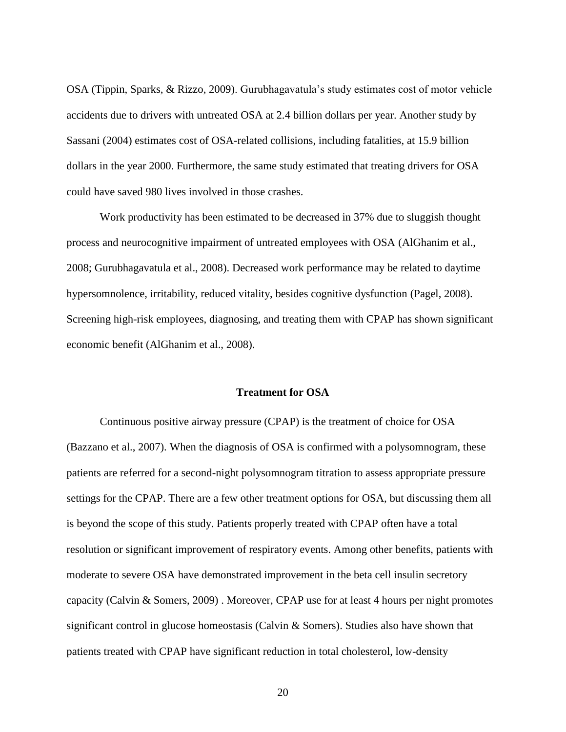OSA (Tippin, Sparks, & Rizzo, 2009). Gurubhagavatula's study estimates cost of motor vehicle accidents due to drivers with untreated OSA at 2.4 billion dollars per year. Another study by Sassani (2004) estimates cost of OSA-related collisions, including fatalities, at 15.9 billion dollars in the year 2000. Furthermore, the same study estimated that treating drivers for OSA could have saved 980 lives involved in those crashes.

Work productivity has been estimated to be decreased in 37% due to sluggish thought process and neurocognitive impairment of untreated employees with OSA (AlGhanim et al., 2008; Gurubhagavatula et al., 2008). Decreased work performance may be related to daytime hypersomnolence, irritability, reduced vitality, besides cognitive dysfunction (Pagel, 2008). Screening high-risk employees, diagnosing, and treating them with CPAP has shown significant economic benefit (AlGhanim et al., 2008).

## Treatment for OSA

Continuous positive airway pressure (CPAP) is the treatment of choice for OSA (Bazzano et al., 2007). When the diagnosis of OSA is confirmed with a polysomnogram, these patients are referred for a second-night polysomnogram titration to assess appropriate pressure settings for the CPAP. There are a few other treatment options for OSA, but discussing them all is beyond the scope of this study. Patients properly treated with CPAP often have a total resolution or significant improvement of respiratory events. Among other benefits, patients with moderate to severe OSA have demonstrated improvement in the beta cell insulin secretory capacity (Calvin & Somers, 2009) . Moreover, CPAP use for at least 4 hours per night promotes significant control in glucose homeostasis (Calvin & Somers). Studies also have shown that patients treated with CPAP have significant reduction in total cholesterol, low-density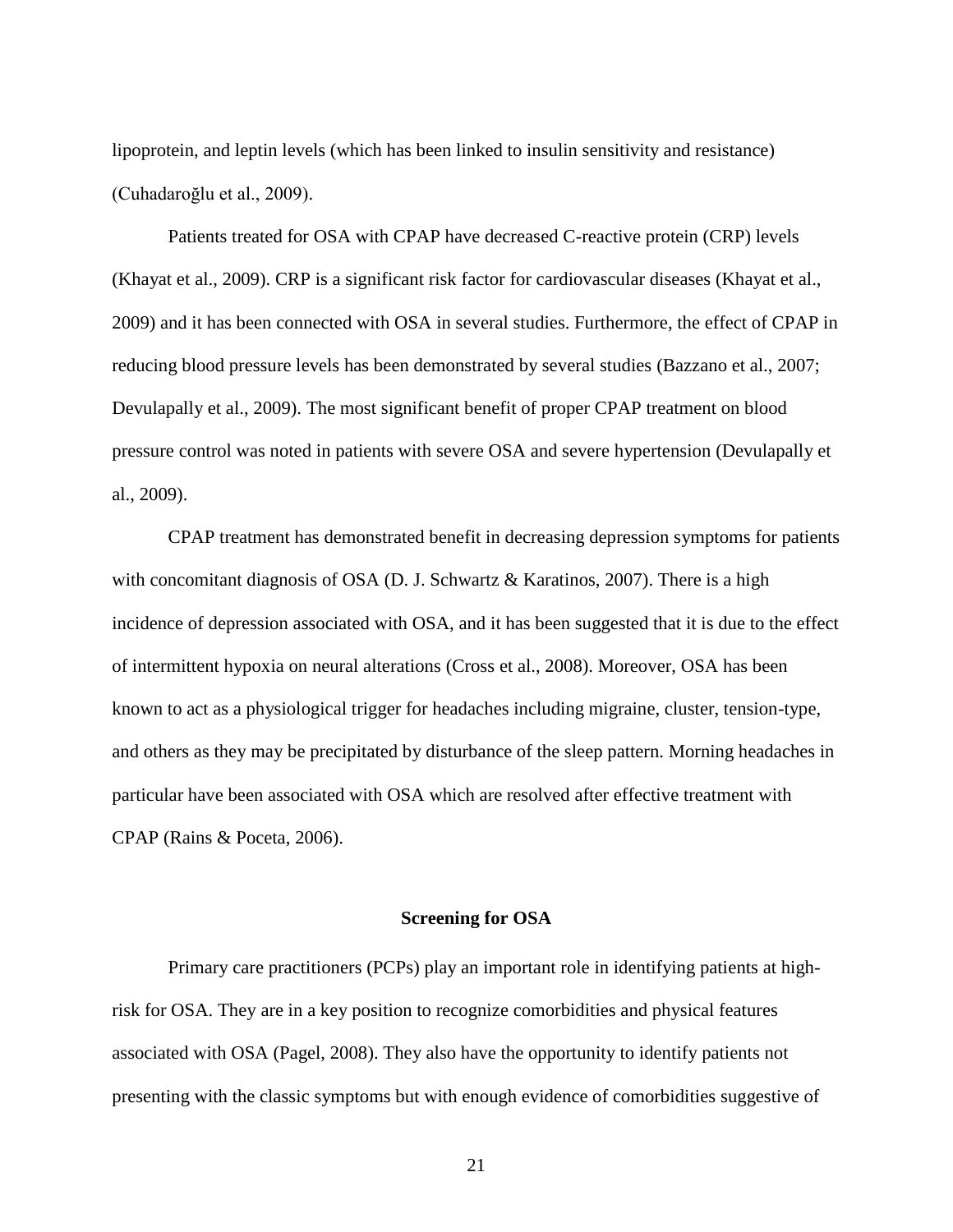lipoprotein, and leptin levels (which has been linked to insulin sensitivity and resistance) (Cuhadaroğlu et al., 2009).

Patients treated for OSA with CPAP have decreased C-reactive protein (CRP) levels (Khayat et al., 2009). CRP is a significant risk factor for cardiovascular diseases (Khayat et al., 2009) and it has been connected with OSA in several studies. Furthermore, the effect of CPAP in reducing blood pressure levels has been demonstrated by several studies (Bazzano et al., 2007; Devulapally et al., 2009). The most significant benefit of proper CPAP treatment on blood pressure control was noted in patients with severe OSA and severe hypertension (Devulapally et al., 2009).

CPAP treatment has demonstrated benefit in decreasing depression symptoms for patients with concomitant diagnosis of OSA (D. J. Schwartz & Karatinos, 2007). There is a high incidence of depression associated with OSA, and it has been suggested that it is due to the effect of intermittent hypoxia on neural alterations (Cross et al., 2008). Moreover, OSA has been known to act as a physiological trigger for headaches including migraine, cluster, tension-type, and others as they may be precipitated by disturbance of the sleep pattern. Morning headaches in particular have been associated with OSA which are resolved after effective treatment with CPAP (Rains & Poceta, 2006).

## Screening for OSA

Primary care practitioners (PCPs) play an important role in identifying patients at high-risk for OSA. They are in a key position to recognize comorbidities and physical features associated with OSA (Pagel, 2008). They also have the opportunity to identify patients not presenting with the classic symptoms but with enough evidence of comorbidities suggestive of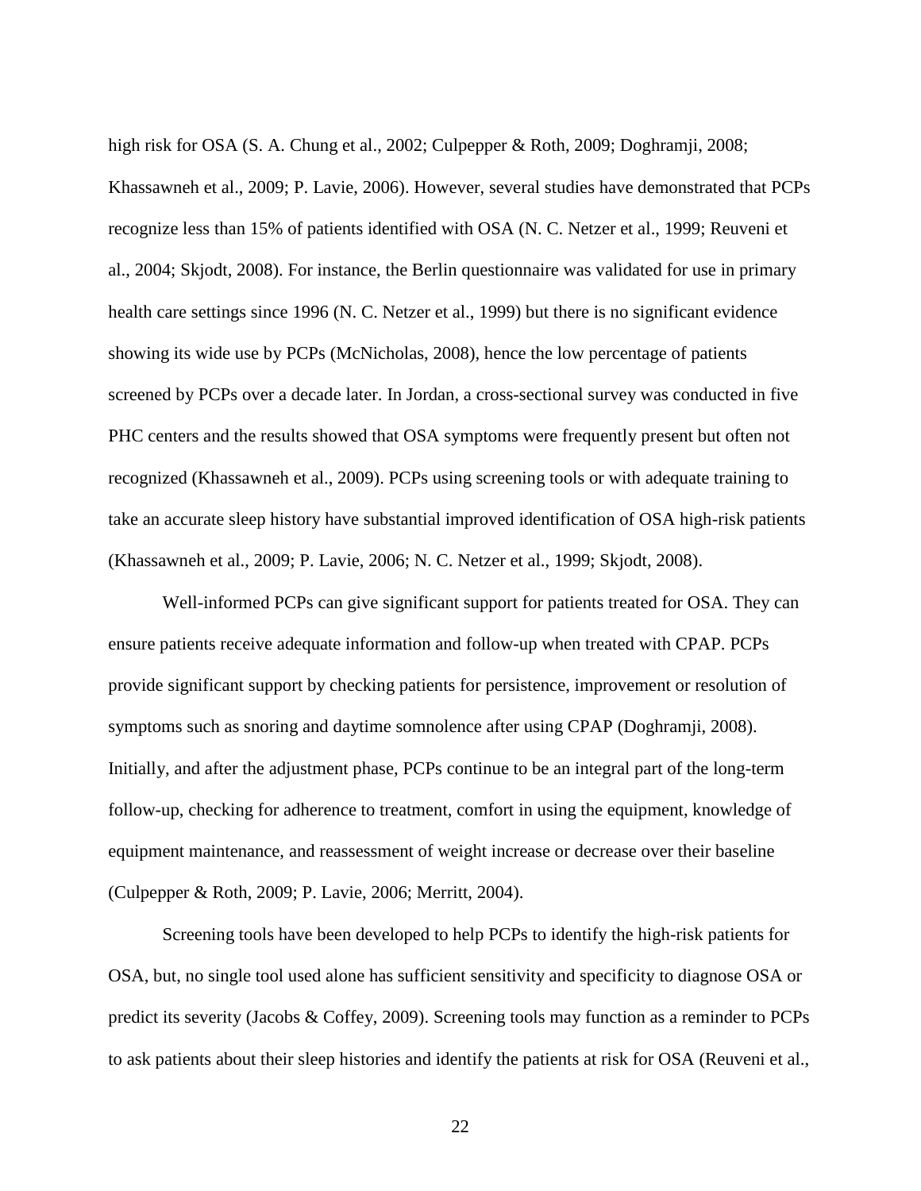high risk for OSA (S. A. Chung et al., 2002; Culpepper & Roth, 2009; Doghramji, 2008; Khassawneh et al., 2009; P. Lavie, 2006). However, several studies have demonstrated that PCPs recognize less than 15% of patients identified with OSA (N. C. Netzer et al., 1999; Reuveni et al., 2004; Skjodt, 2008). For instance, the Berlin questionnaire was validated for use in primary health care settings since 1996 (N. C. Netzer et al., 1999) but there is no significant evidence showing its wide use by PCPs (McNicholas, 2008), hence the low percentage of patients screened by PCPs over a decade later. In Jordan, a cross-sectional survey was conducted in five PHC centers and the results showed that OSA symptoms were frequently present but often not recognized (Khassawneh et al., 2009). PCPs using screening tools or with adequate training to take an accurate sleep history have substantial improved identification of OSA high-risk patients (Khassawneh et al., 2009; P. Lavie, 2006; N. C. Netzer et al., 1999; Skjodt, 2008).

Well-informed PCPs can give significant support for patients treated for OSA. They can ensure patients receive adequate information and follow-up when treated with CPAP. PCPs provide significant support by checking patients for persistence, improvement or resolution of symptoms such as snoring and daytime somnolence after using CPAP (Doghramji, 2008). Initially, and after the adjustment phase, PCPs continue to be an integral part of the long-term follow-up, checking for adherence to treatment, comfort in using the equipment, knowledge of equipment maintenance, and reassessment of weight increase or decrease over their baseline (Culpepper & Roth, 2009; P. Lavie, 2006; Merritt, 2004).

Screening tools have been developed to help PCPs to identify the high-risk patients for OSA, but, no single tool used alone has sufficient sensitivity and specificity to diagnose OSA or predict its severity (Jacobs & Coffey, 2009). Screening tools may function as a reminder to PCPs to ask patients about their sleep histories and identify the patients at risk for OSA (Reuveni et al.,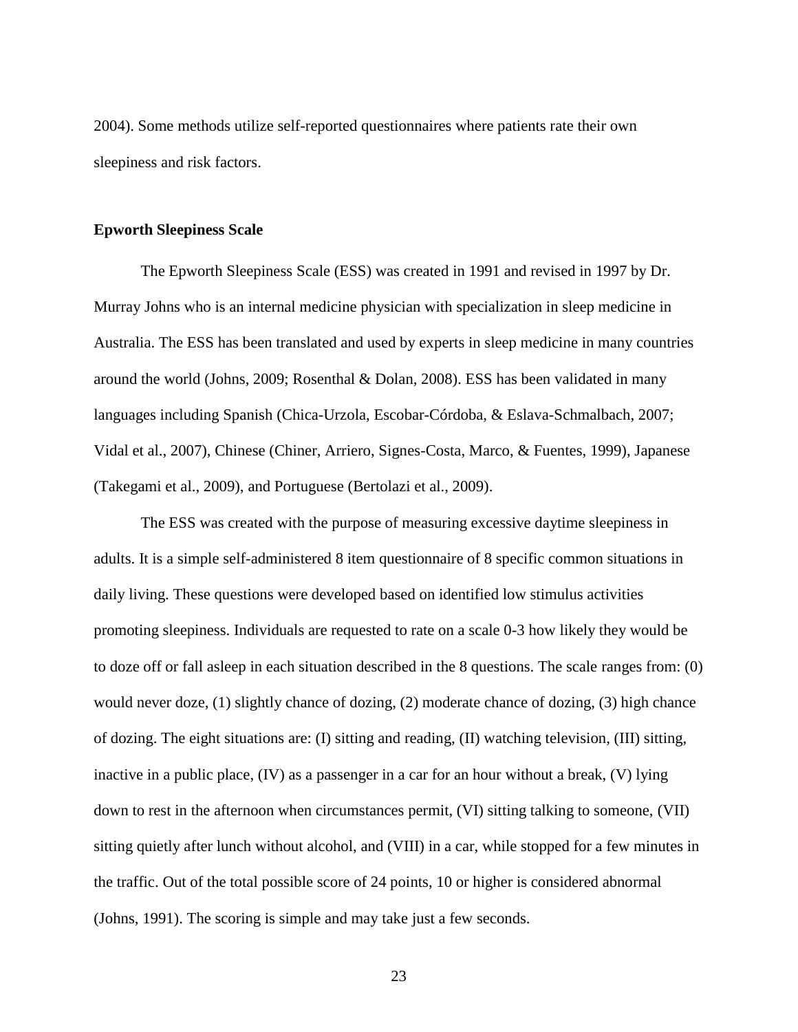2004). Some methods utilize self-reported questionnaires where patients rate their own sleepiness and risk factors.

**Epworth Sleepiness Scale**

The Epworth Sleepiness Scale (ESS) was created in 1991 and revised in 1997 by Dr. Murray Johns who is an internal medicine physician with specialization in sleep medicine in Australia. The ESS has been translated and used by experts in sleep medicine in many countries around the world (Johns, 2009; Rosenthal & Dolan, 2008). ESS has been validated in many languages including Spanish (Chica-Urzola, Escobar-Córdoba, & Eslava-Schmalbach, 2007; Vidal et al., 2007), Chinese (Chiner, Arriero, Signes-Costa, Marco, & Fuentes, 1999), Japanese (Takegami et al., 2009), and Portuguese (Bertolazi et al., 2009).

The ESS was created with the purpose of measuring excessive daytime sleepiness in adults. It is a simple self-administered 8 item questionnaire of 8 specific common situations in daily living. These questions were developed based on identified low stimulus activities promoting sleepiness. Individuals are requested to rate on a scale 0-3 how likely they would be to doze off or fall asleep in each situation described in the 8 questions. The scale ranges from: (0) would never doze, (1) slightly chance of dozing, (2) moderate chance of dozing, (3) high chance of dozing. The eight situations are: (I) sitting and reading, (II) watching television, (III) sitting, inactive in a public place, (IV) as a passenger in a car for an hour without a break, (V) lying down to rest in the afternoon when circumstances permit, (VI) sitting talking to someone, (VII) sitting quietly after lunch without alcohol, and (VIII) in a car, while stopped for a few minutes in the traffic. Out of the total possible score of 24 points, 10 or higher is considered abnormal (Johns, 1991). The scoring is simple and may take just a few seconds.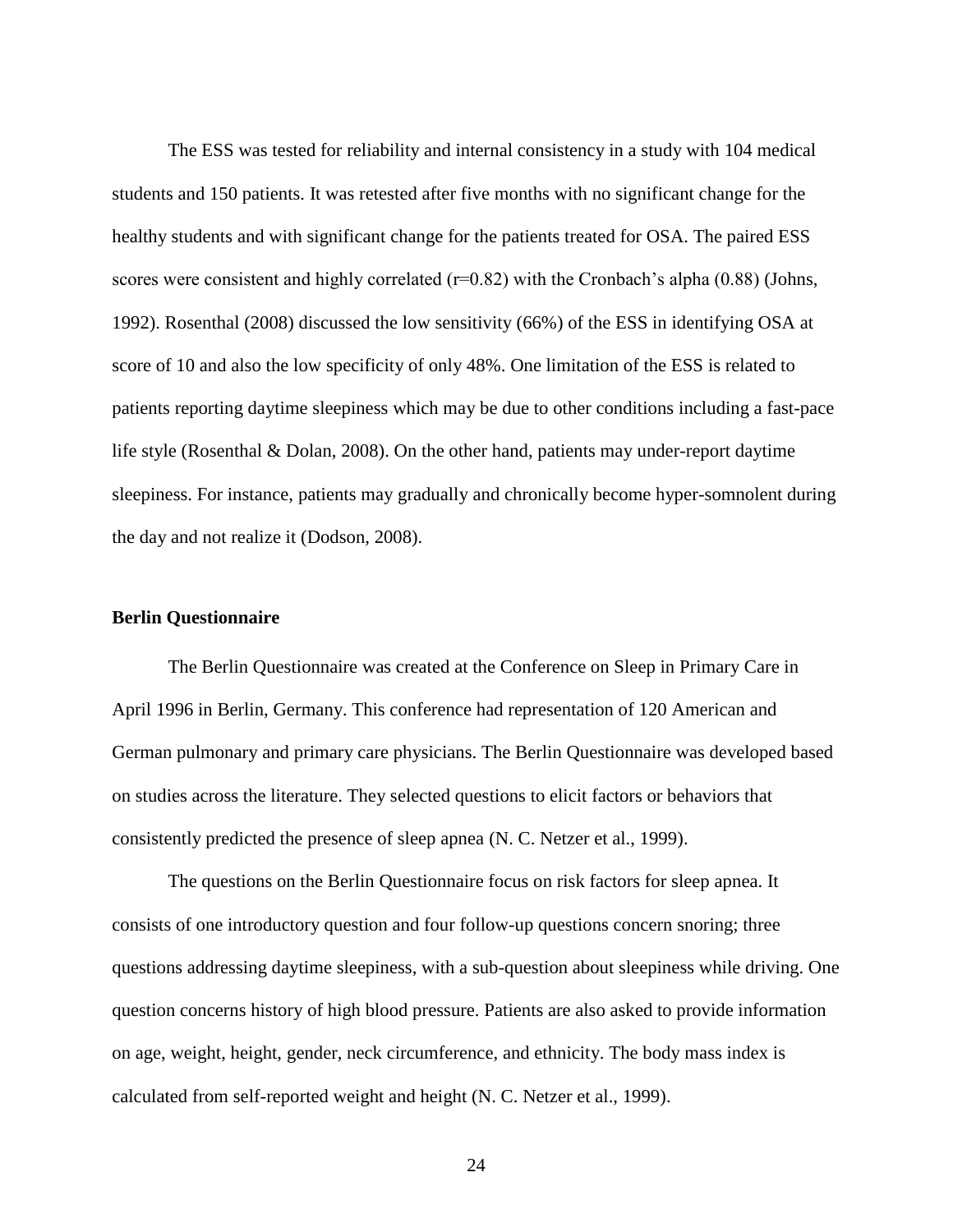The ESS was tested for reliability and internal consistency in a study with 104 medical students and 150 patients. It was retested after five months with no significant change for the healthy students and with significant change for the patients treated for OSA. The paired ESS scores were consistent and highly correlated ($r=0.82$) with the Cronbach's alpha (0.88) (Johns, 1992). Rosenthal (2008) discussed the low sensitivity (66%) of the ESS in identifying OSA at score of 10 and also the low specificity of only 48%. One limitation of the ESS is related to patients reporting daytime sleepiness which may be due to other conditions including a fast-pace life style (Rosenthal & Dolan, 2008). On the other hand, patients may under-report daytime sleepiness. For instance, patients may gradually and chronically become hyper-somnolent during the day and not realize it (Dodson, 2008).

**Berlin Questionnaire**

The Berlin Questionnaire was created at the Conference on Sleep in Primary Care in April 1996 in Berlin, Germany. This conference had representation of 120 American and German pulmonary and primary care physicians. The Berlin Questionnaire was developed based on studies across the literature. They selected questions to elicit factors or behaviors that consistently predicted the presence of sleep apnea (N. C. Netzer et al., 1999).

The questions on the Berlin Questionnaire focus on risk factors for sleep apnea. It consists of one introductory question and four follow-up questions concern snoring; three questions addressing daytime sleepiness, with a sub-question about sleepiness while driving. One question concerns history of high blood pressure. Patients are also asked to provide information on age, weight, height, gender, neck circumference, and ethnicity. The body mass index is calculated from self-reported weight and height (N. C. Netzer et al., 1999).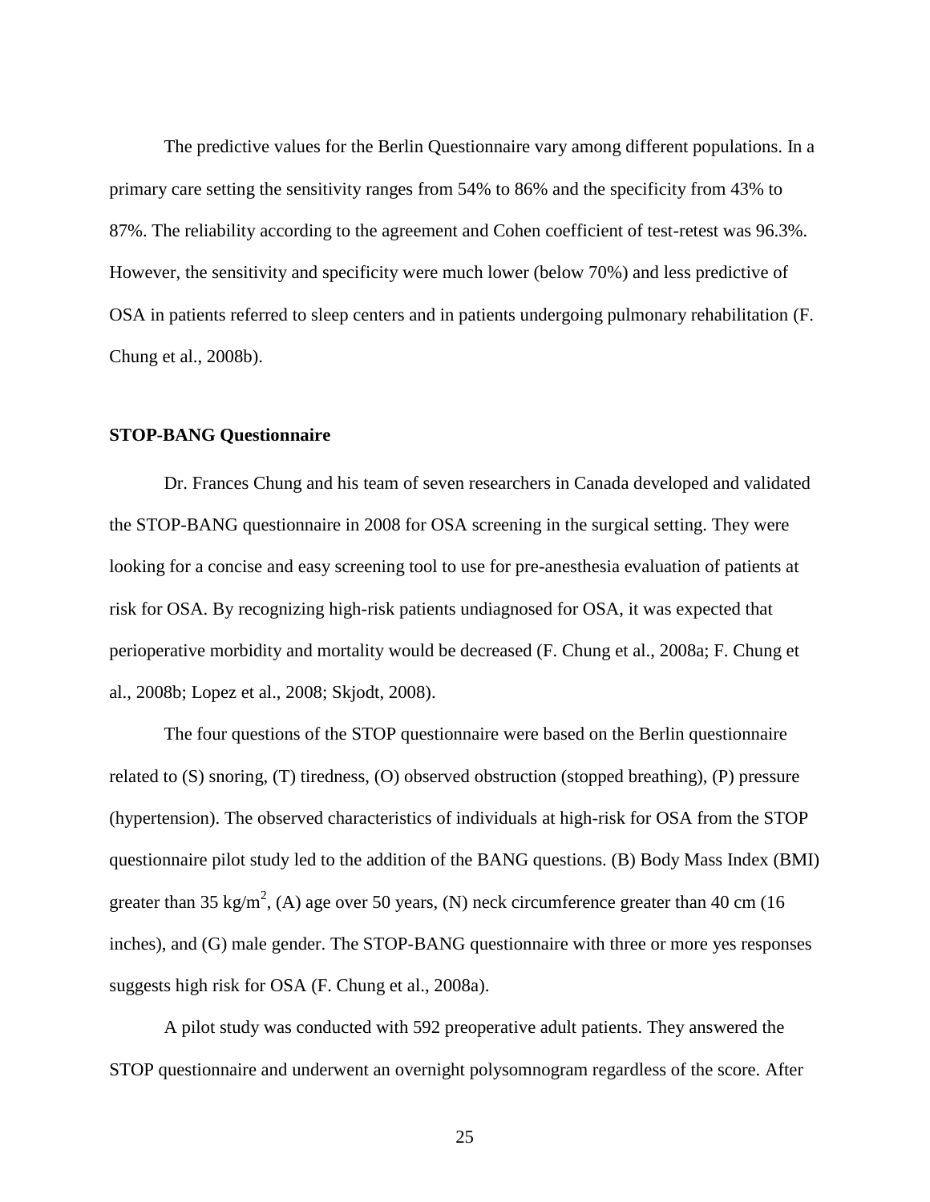The predictive values for the Berlin Questionnaire vary among different populations. In a primary care setting the sensitivity ranges from 54% to 86% and the specificity from 43% to 87%. The reliability according to the agreement and Cohen coefficient of test-retest was 96.3%. However, the sensitivity and specificity were much lower (below 70%) and less predictive of OSA in patients referred to sleep centers and in patients undergoing pulmonary rehabilitation (F. Chung et al., 2008b).

**STOP-BANG Questionnaire**

Dr. Frances Chung and his team of seven researchers in Canada developed and validated the STOP-BANG questionnaire in 2008 for OSA screening in the surgical setting. They were looking for a concise and easy screening tool to use for pre-anesthesia evaluation of patients at risk for OSA. By recognizing high-risk patients undiagnosed for OSA, it was expected that perioperative morbidity and mortality would be decreased (F. Chung et al., 2008a; F. Chung et al., 2008b; Lopez et al., 2008; Skjodt, 2008).

The four questions of the STOP questionnaire were based on the Berlin questionnaire related to (S) snoring, (T) tiredness, (O) observed obstruction (stopped breathing), (P) pressure (hypertension). The observed characteristics of individuals at high-risk for OSA from the STOP questionnaire pilot study led to the addition of the BANG questions. (B) Body Mass Index (BMI) greater than 35 $kg/m^2$, (A) age over 50 years, (N) neck circumference greater than 40 cm (16 inches), and (G) male gender. The STOP-BANG questionnaire with three or more yes responses suggests high risk for OSA (F. Chung et al., 2008a).

A pilot study was conducted with 592 preoperative adult patients. They answered the STOP questionnaire and underwent an overnight polysomnogram regardless of the score. After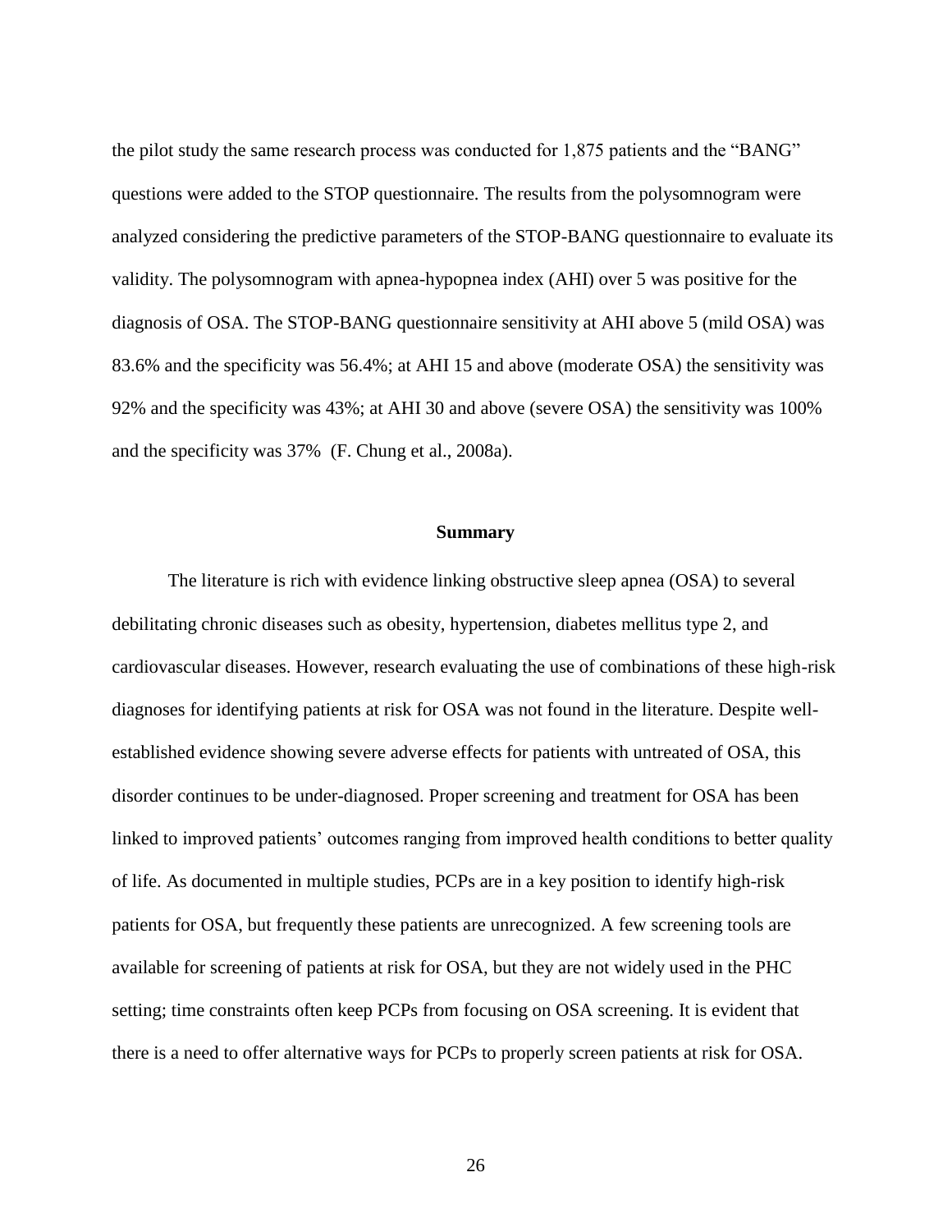the pilot study the same research process was conducted for 1,875 patients and the “BANG” questions were added to the STOP questionnaire. The results from the polysomnogram were analyzed considering the predictive parameters of the STOP-BANG questionnaire to evaluate its validity. The polysomnogram with apnea-hypopnea index (AHI) over 5 was positive for the diagnosis of OSA. The STOP-BANG questionnaire sensitivity at AHI above 5 (mild OSA) was 83.6% and the specificity was 56.4%; at AHI 15 and above (moderate OSA) the sensitivity was 92% and the specificity was 43%; at AHI 30 and above (severe OSA) the sensitivity was 100% and the specificity was 37% (F. Chung et al., 2008a).

## Summary

The literature is rich with evidence linking obstructive sleep apnea (OSA) to several debilitating chronic diseases such as obesity, hypertension, diabetes mellitus type 2, and cardiovascular diseases. However, research evaluating the use of combinations of these high-risk diagnoses for identifying patients at risk for OSA was not found in the literature. Despite well-established evidence showing severe adverse effects for patients with untreated of OSA, this disorder continues to be under-diagnosed. Proper screening and treatment for OSA has been linked to improved patients’ outcomes ranging from improved health conditions to better quality of life. As documented in multiple studies, PCPs are in a key position to identify high-risk patients for OSA, but frequently these patients are unrecognized. A few screening tools are available for screening of patients at risk for OSA, but they are not widely used in the PHC setting; time constraints often keep PCPs from focusing on OSA screening. It is evident that there is a need to offer alternative ways for PCPs to properly screen patients at risk for OSA.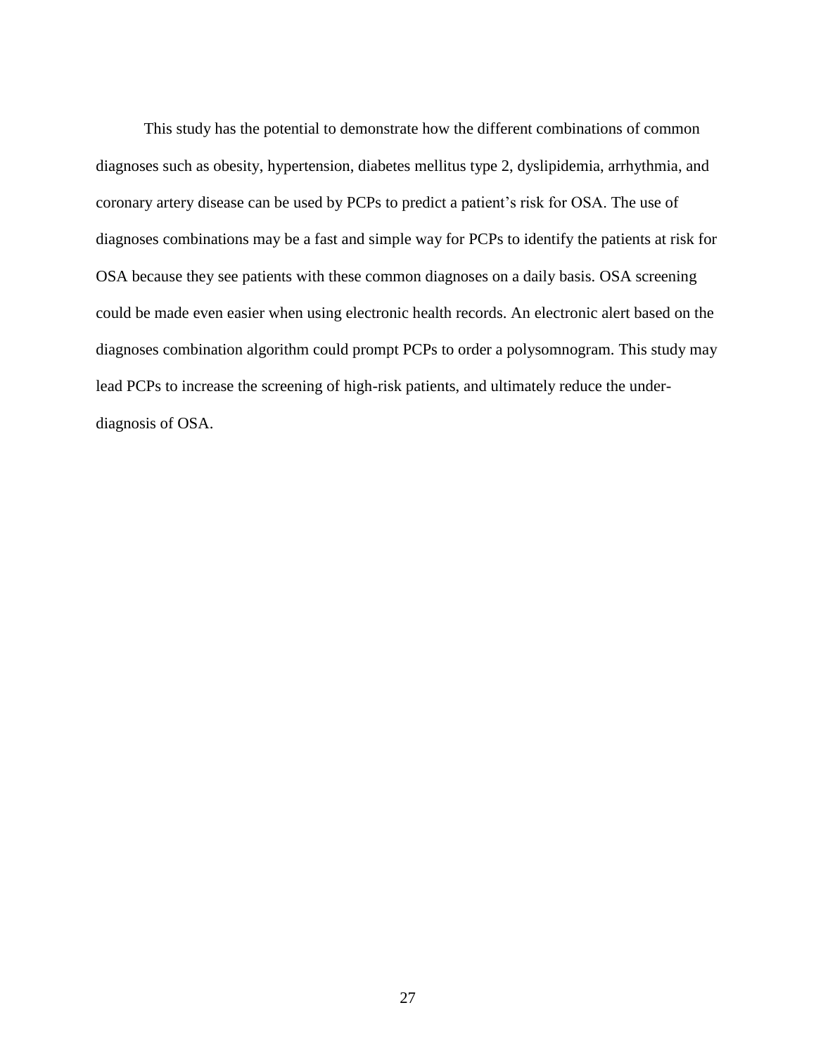This study has the potential to demonstrate how the different combinations of common diagnoses such as obesity, hypertension, diabetes mellitus type 2, dyslipidemia, arrhythmia, and coronary artery disease can be used by PCPs to predict a patient's risk for OSA. The use of diagnoses combinations may be a fast and simple way for PCPs to identify the patients at risk for OSA because they see patients with these common diagnoses on a daily basis. OSA screening could be made even easier when using electronic health records. An electronic alert based on the diagnoses combination algorithm could prompt PCPs to order a polysomnogram. This study may lead PCPs to increase the screening of high-risk patients, and ultimately reduce the under-diagnosis of OSA.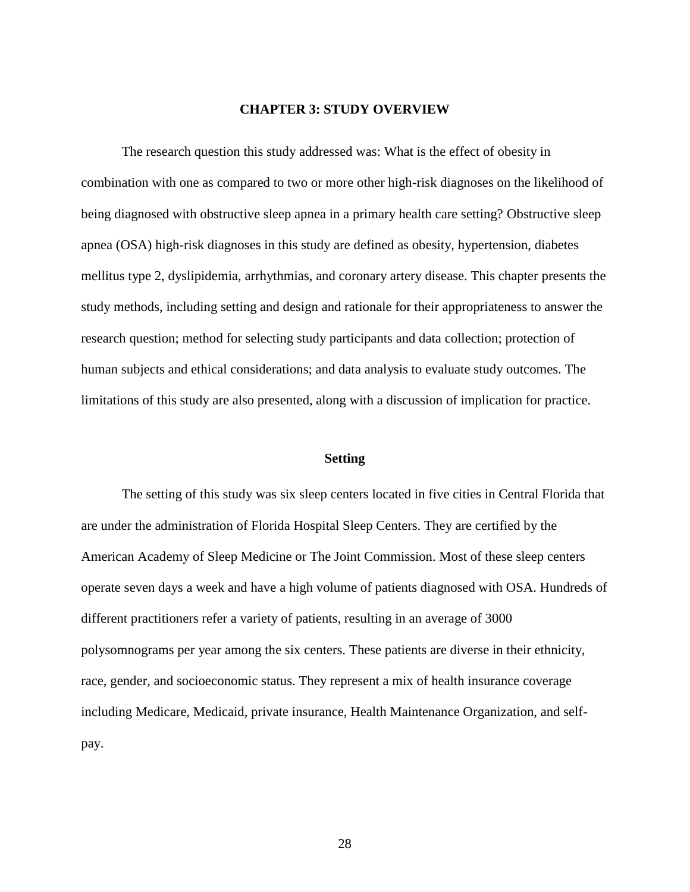# CHAPTER 3: STUDY OVERVIEW

The research question this study addressed was: What is the effect of obesity in combination with one as compared to two or more other high-risk diagnoses on the likelihood of being diagnosed with obstructive sleep apnea in a primary health care setting? Obstructive sleep apnea (OSA) high-risk diagnoses in this study are defined as obesity, hypertension, diabetes mellitus type 2, dyslipidemia, arrhythmias, and coronary artery disease. This chapter presents the study methods, including setting and design and rationale for their appropriateness to answer the research question; method for selecting study participants and data collection; protection of human subjects and ethical considerations; and data analysis to evaluate study outcomes. The limitations of this study are also presented, along with a discussion of implication for practice.

## Setting

The setting of this study was six sleep centers located in five cities in Central Florida that are under the administration of Florida Hospital Sleep Centers. They are certified by the American Academy of Sleep Medicine or The Joint Commission. Most of these sleep centers operate seven days a week and have a high volume of patients diagnosed with OSA. Hundreds of different practitioners refer a variety of patients, resulting in an average of 3000 polysomnograms per year among the six centers. These patients are diverse in their ethnicity, race, gender, and socioeconomic status. They represent a mix of health insurance coverage including Medicare, Medicaid, private insurance, Health Maintenance Organization, and self-pay.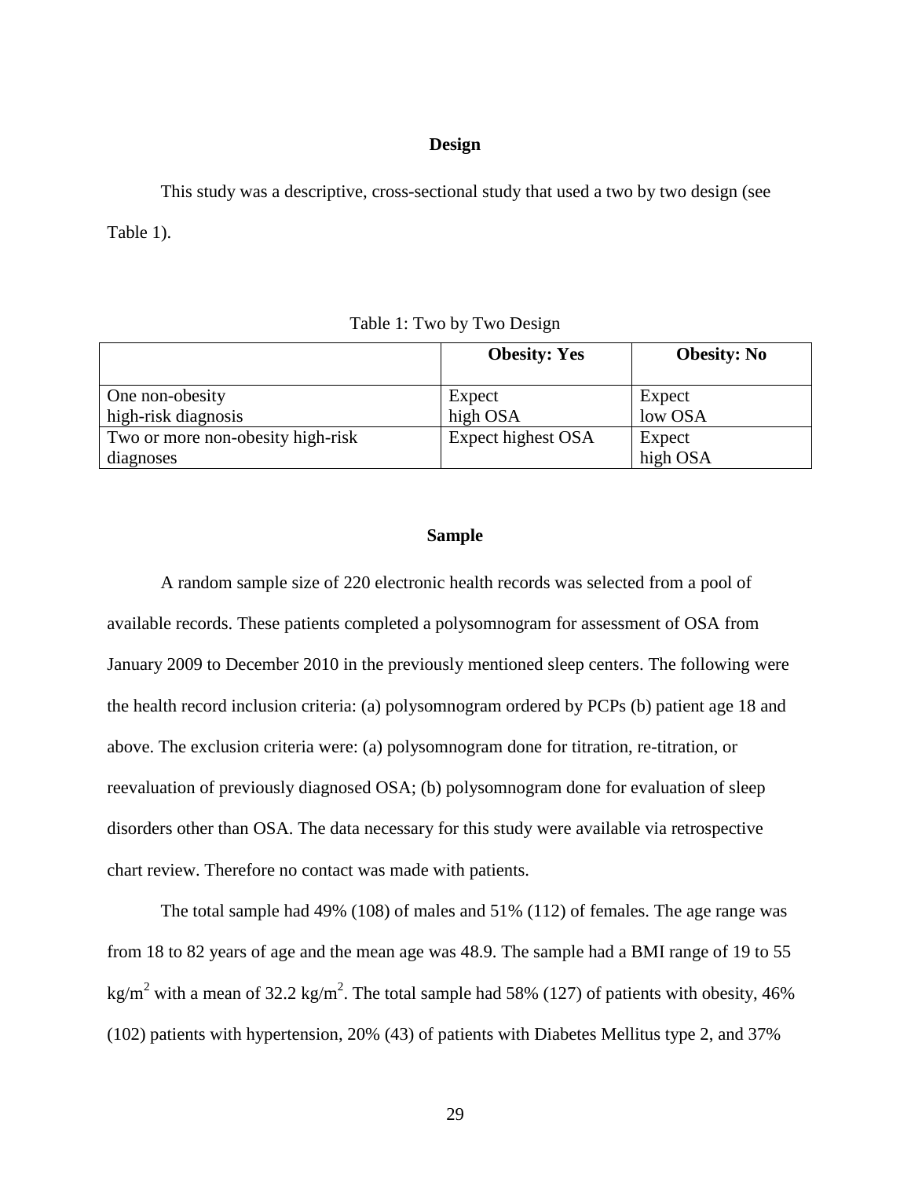## Design

This study was a descriptive, cross-sectional study that used a two by two design (see Table 1).

Table 1: Two by Two Design

| | **Obesity: Yes** | **Obesity: No** |
|---|---|---|
| One non-obesity high-risk diagnosis | Expect high OSA | Expect low OSA |
| Two or more non-obesity high-risk diagnoses | Expect highest OSA | Expect high OSA |

## Sample

A random sample size of 220 electronic health records was selected from a pool of available records. These patients completed a polysomnogram for assessment of OSA from January 2009 to December 2010 in the previously mentioned sleep centers. The following were the health record inclusion criteria: (a) polysomnogram ordered by PCPs (b) patient age 18 and above. The exclusion criteria were: (a) polysomnogram done for titration, re-titration, or reevaluation of previously diagnosed OSA; (b) polysomnogram done for evaluation of sleep disorders other than OSA. The data necessary for this study were available via retrospective chart review. Therefore no contact was made with patients.

The total sample had 49% (108) of males and 51% (112) of females. The age range was from 18 to 82 years of age and the mean age was 48.9. The sample had a BMI range of 19 to 55 $kg/m^2$ with a mean of 32.2 $kg/m^2$. The total sample had 58% (127) of patients with obesity, 46% (102) patients with hypertension, 20% (43) of patients with Diabetes Mellitus type 2, and 37%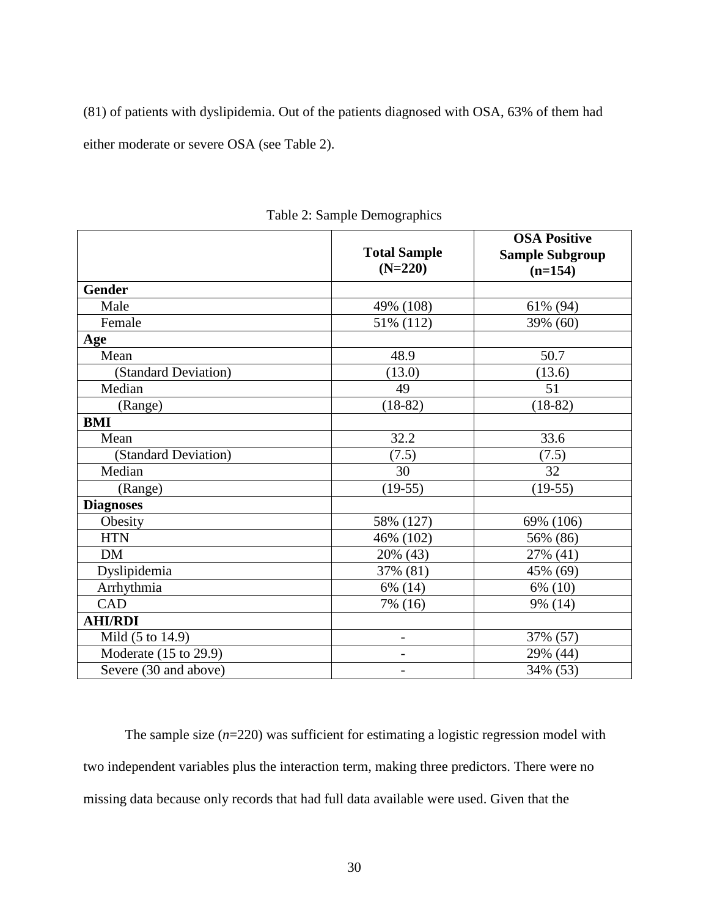(81) of patients with dyslipidemia. Out of the patients diagnosed with OSA, 63% of them had either moderate or severe OSA (see Table 2).

Table 2: Sample Demographics

| | **Total Sample (N=220)** | **OSA Positive Sample Subgroup (n=154)** |
|---|---|---|
| **Gender** | | |
| Male | 49% (108) | 61% (94) |
| Female | 51% (112) | 39% (60) |
| **Age** | | |
| Mean | 48.9 | 50.7 |
| (Standard Deviation) | (13.0) | (13.6) |
| Median | 49 | 51 |
| (Range) | (18-82) | (18-82) |
| **BMI** | | |
| Mean | 32.2 | 33.6 |
| (Standard Deviation) | (7.5) | (7.5) |
| Median | 30 | 32 |
| (Range) | (19-55) | (19-55) |
| **Diagnoses** | | |
| Obesity | 58% (127) | 69% (106) |
| HTN | 46% (102) | 56% (86) |
| DM | 20% (43) | 27% (41) |
| Dyslipidemia | 37% (81) | 45% (69) |
| Arrhythmia | 6% (14) | 6% (10) |
| CAD | 7% (16) | 9% (14) |
| **AHI/RDI** | | |
| Mild (5 to 14.9) | - | 37% (57) |
| Moderate (15 to 29.9) | - | 29% (44) |
| Severe (30 and above) | - | 34% (53) |

The sample size (*n*=220) was sufficient for estimating a logistic regression model with two independent variables plus the interaction term, making three predictors. There were no missing data because only records that had full data available were used. Given that the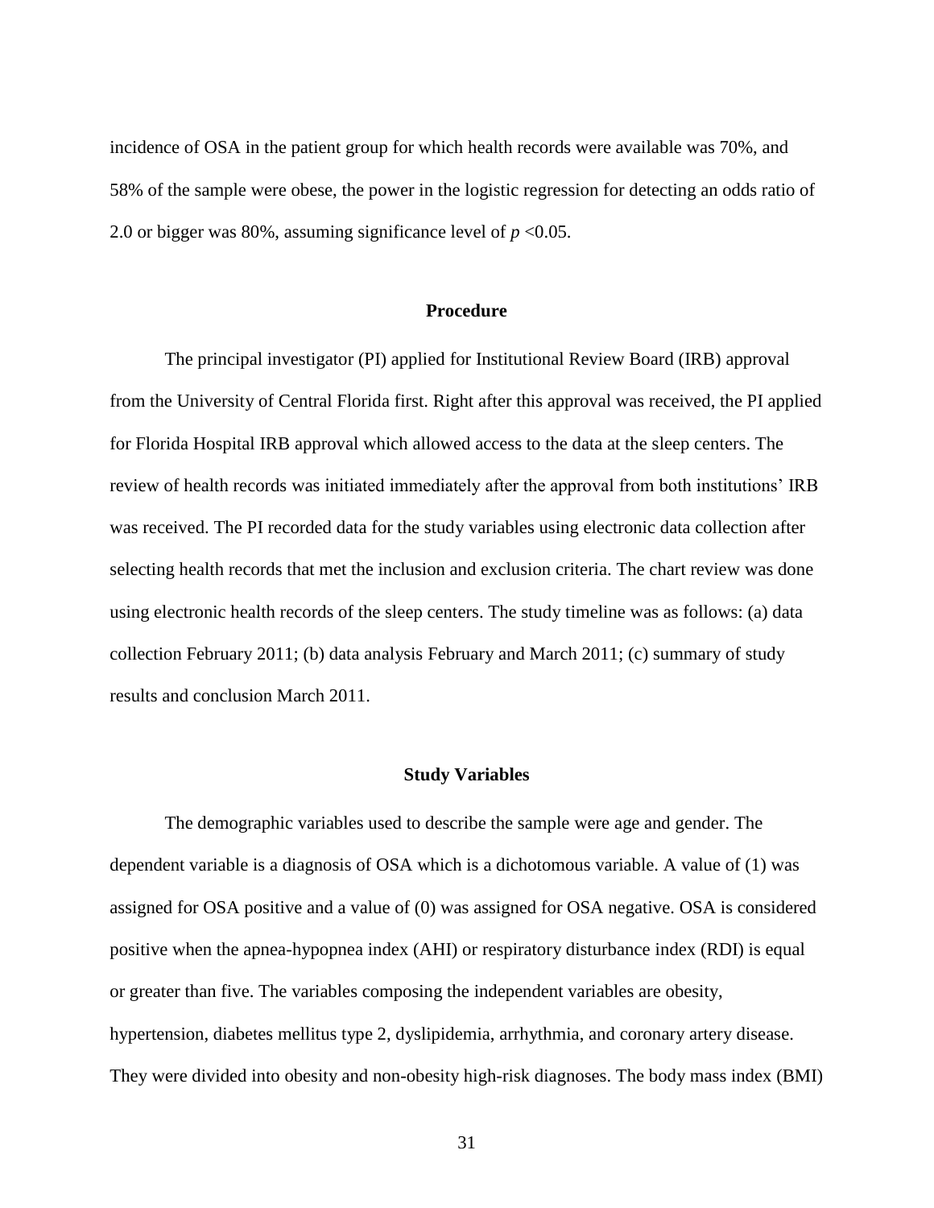incidence of OSA in the patient group for which health records were available was 70%, and 58% of the sample were obese, the power in the logistic regression for detecting an odds ratio of 2.0 or bigger was 80%, assuming significance level of $p < 0.05$.

## Procedure

The principal investigator (PI) applied for Institutional Review Board (IRB) approval from the University of Central Florida first. Right after this approval was received, the PI applied for Florida Hospital IRB approval which allowed access to the data at the sleep centers. The review of health records was initiated immediately after the approval from both institutions' IRB was received. The PI recorded data for the study variables using electronic data collection after selecting health records that met the inclusion and exclusion criteria. The chart review was done using electronic health records of the sleep centers. The study timeline was as follows: (a) data collection February 2011; (b) data analysis February and March 2011; (c) summary of study results and conclusion March 2011.

## Study Variables

The demographic variables used to describe the sample were age and gender. The dependent variable is a diagnosis of OSA which is a dichotomous variable. A value of (1) was assigned for OSA positive and a value of (0) was assigned for OSA negative. OSA is considered positive when the apnea-hypopnea index (AHI) or respiratory disturbance index (RDI) is equal or greater than five. The variables composing the independent variables are obesity, hypertension, diabetes mellitus type 2, dyslipidemia, arrhythmia, and coronary artery disease. They were divided into obesity and non-obesity high-risk diagnoses. The body mass index (BMI)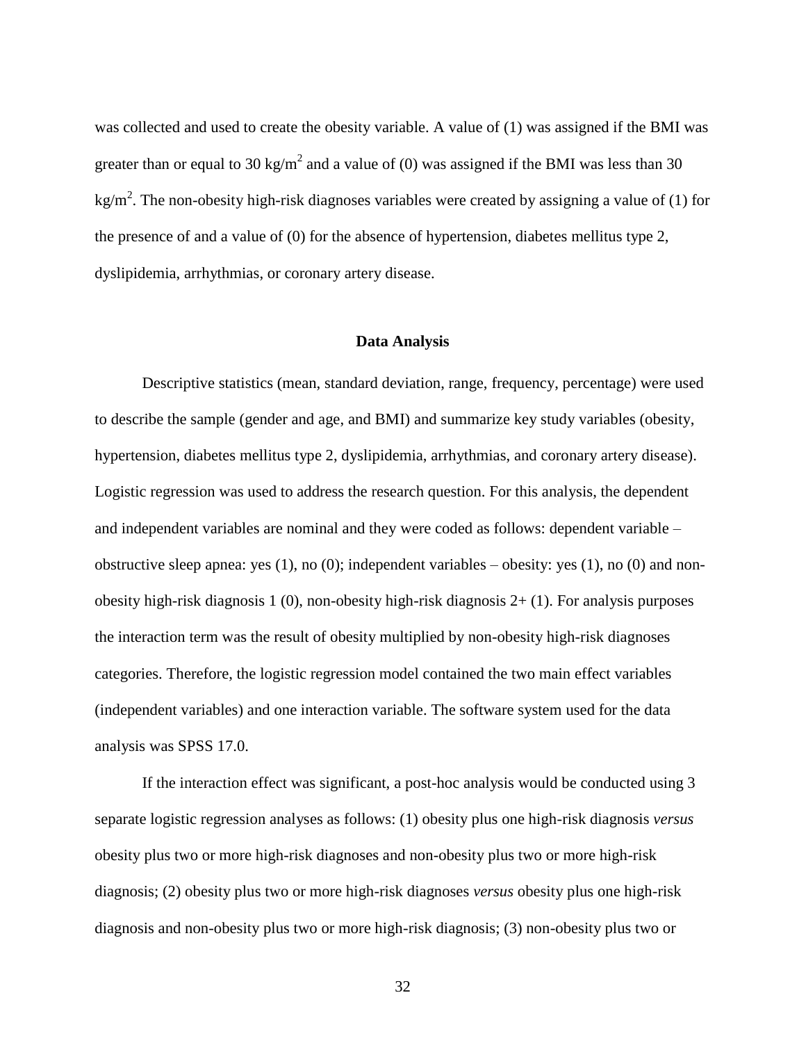was collected and used to create the obesity variable. A value of (1) was assigned if the BMI was greater than or equal to 30 kg/$m^2$ and a value of (0) was assigned if the BMI was less than 30 kg/$m^2$. The non-obesity high-risk diagnoses variables were created by assigning a value of (1) for the presence of and a value of (0) for the absence of hypertension, diabetes mellitus type 2, dyslipidemia, arrhythmias, or coronary artery disease.

## Data Analysis

Descriptive statistics (mean, standard deviation, range, frequency, percentage) were used to describe the sample (gender and age, and BMI) and summarize key study variables (obesity, hypertension, diabetes mellitus type 2, dyslipidemia, arrhythmias, and coronary artery disease). Logistic regression was used to address the research question. For this analysis, the dependent and independent variables are nominal and they were coded as follows: dependent variable – obstructive sleep apnea: yes (1), no (0); independent variables – obesity: yes (1), no (0) and non-obesity high-risk diagnosis 1 (0), non-obesity high-risk diagnosis 2+ (1). For analysis purposes the interaction term was the result of obesity multiplied by non-obesity high-risk diagnoses categories. Therefore, the logistic regression model contained the two main effect variables (independent variables) and one interaction variable. The software system used for the data analysis was SPSS 17.0.

If the interaction effect was significant, a post-hoc analysis would be conducted using 3 separate logistic regression analyses as follows: (1) obesity plus one high-risk diagnosis *versus* obesity plus two or more high-risk diagnoses and non-obesity plus two or more high-risk diagnosis; (2) obesity plus two or more high-risk diagnoses *versus* obesity plus one high-risk diagnosis and non-obesity plus two or more high-risk diagnosis; (3) non-obesity plus two or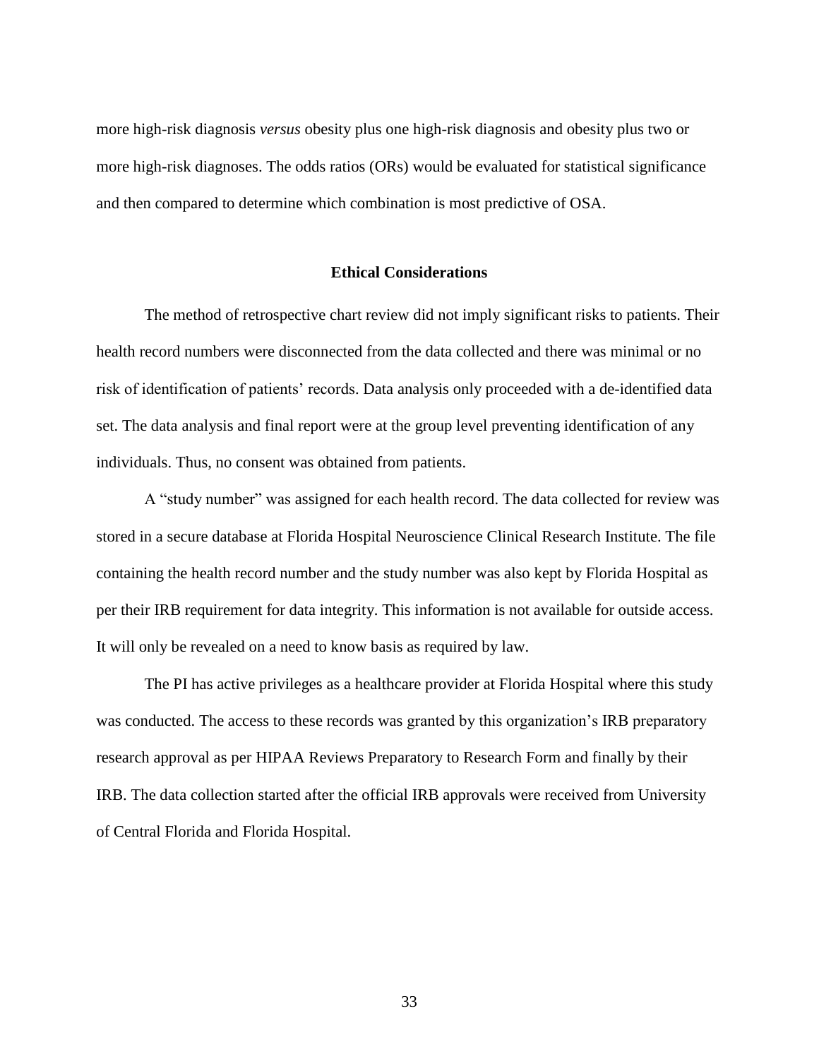more high-risk diagnosis *versus* obesity plus one high-risk diagnosis and obesity plus two or more high-risk diagnoses. The odds ratios (ORs) would be evaluated for statistical significance and then compared to determine which combination is most predictive of OSA.

## Ethical Considerations

The method of retrospective chart review did not imply significant risks to patients. Their health record numbers were disconnected from the data collected and there was minimal or no risk of identification of patients' records. Data analysis only proceeded with a de-identified data set. The data analysis and final report were at the group level preventing identification of any individuals. Thus, no consent was obtained from patients.

A "study number" was assigned for each health record. The data collected for review was stored in a secure database at Florida Hospital Neuroscience Clinical Research Institute. The file containing the health record number and the study number was also kept by Florida Hospital as per their IRB requirement for data integrity. This information is not available for outside access. It will only be revealed on a need to know basis as required by law.

The PI has active privileges as a healthcare provider at Florida Hospital where this study was conducted. The access to these records was granted by this organization's IRB preparatory research approval as per HIPAA Reviews Preparatory to Research Form and finally by their IRB. The data collection started after the official IRB approvals were received from University of Central Florida and Florida Hospital.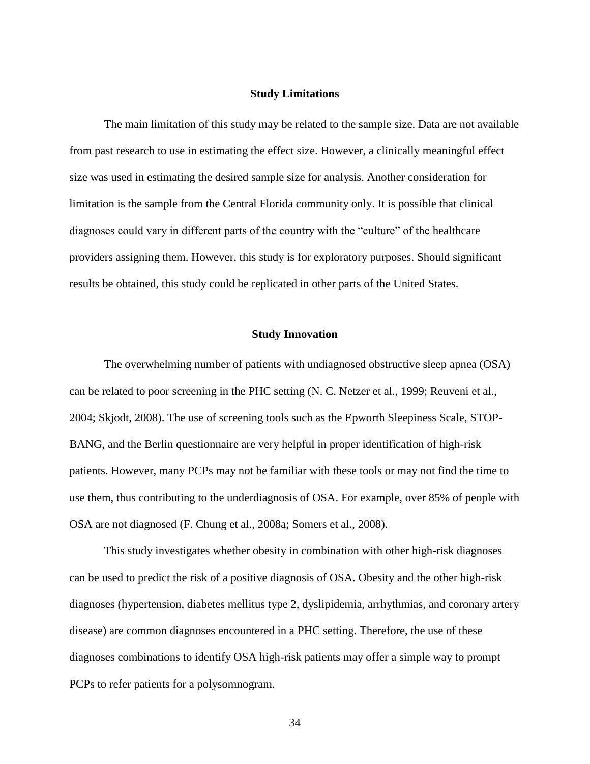## Study Limitations

The main limitation of this study may be related to the sample size. Data are not available from past research to use in estimating the effect size. However, a clinically meaningful effect size was used in estimating the desired sample size for analysis. Another consideration for limitation is the sample from the Central Florida community only. It is possible that clinical diagnoses could vary in different parts of the country with the "culture" of the healthcare providers assigning them. However, this study is for exploratory purposes. Should significant results be obtained, this study could be replicated in other parts of the United States.

## Study Innovation

The overwhelming number of patients with undiagnosed obstructive sleep apnea (OSA) can be related to poor screening in the PHC setting (N. C. Netzer et al., 1999; Reuveni et al., 2004; Skjodt, 2008). The use of screening tools such as the Epworth Sleepiness Scale, STOP-BANG, and the Berlin questionnaire are very helpful in proper identification of high-risk patients. However, many PCPs may not be familiar with these tools or may not find the time to use them, thus contributing to the underdiagnosis of OSA. For example, over 85% of people with OSA are not diagnosed (F. Chung et al., 2008a; Somers et al., 2008).

This study investigates whether obesity in combination with other high-risk diagnoses can be used to predict the risk of a positive diagnosis of OSA. Obesity and the other high-risk diagnoses (hypertension, diabetes mellitus type 2, dyslipidemia, arrhythmias, and coronary artery disease) are common diagnoses encountered in a PHC setting. Therefore, the use of these diagnoses combinations to identify OSA high-risk patients may offer a simple way to prompt PCPs to refer patients for a polysomnogram.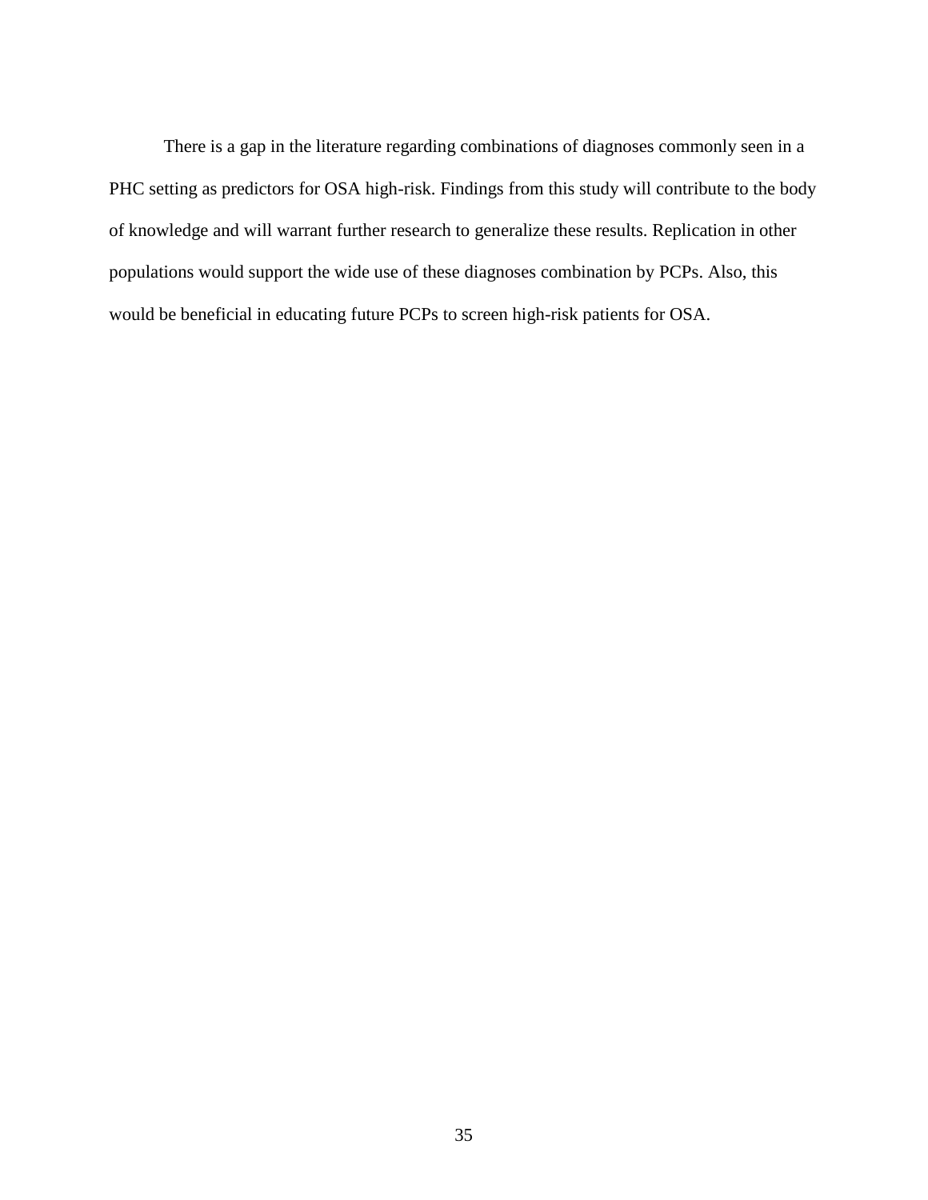There is a gap in the literature regarding combinations of diagnoses commonly seen in a PHC setting as predictors for OSA high-risk. Findings from this study will contribute to the body of knowledge and will warrant further research to generalize these results. Replication in other populations would support the wide use of these diagnoses combination by PCPs. Also, this would be beneficial in educating future PCPs to screen high-risk patients for OSA.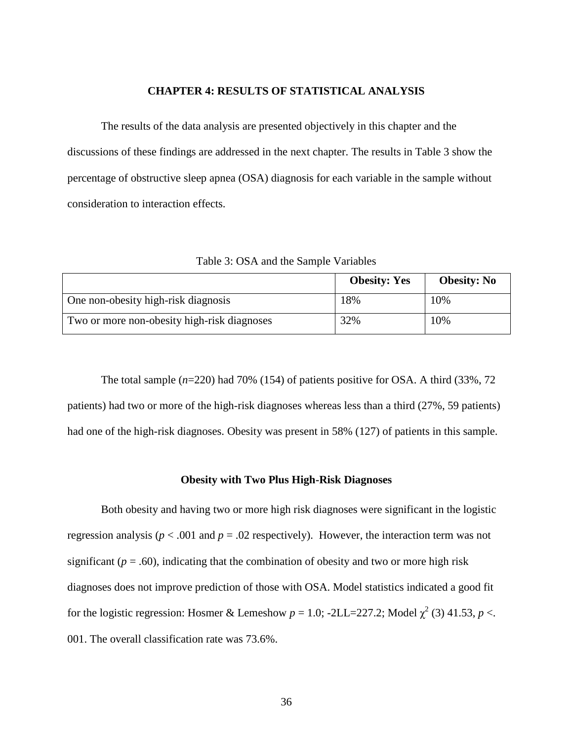# CHAPTER 4: RESULTS OF STATISTICAL ANALYSIS

The results of the data analysis are presented objectively in this chapter and the discussions of these findings are addressed in the next chapter. The results in Table 3 show the percentage of obstructive sleep apnea (OSA) diagnosis for each variable in the sample without consideration to interaction effects.

Table 3: OSA and the Sample Variables

| | **Obesity: Yes** | **Obesity: No** |
|---|---|---|
| One non-obesity high-risk diagnosis | 18% | 10% |
| Two or more non-obesity high-risk diagnoses | 32% | 10% |

The total sample (*n*=220) had 70% (154) of patients positive for OSA. A third (33%, 72 patients) had two or more of the high-risk diagnoses whereas less than a third (27%, 59 patients) had one of the high-risk diagnoses. Obesity was present in 58% (127) of patients in this sample.

### Obesity with Two Plus High-Risk Diagnoses

Both obesity and having two or more high risk diagnoses were significant in the logistic regression analysis ($p < .001$ and $p = .02$ respectively). However, the interaction term was not significant ($p = .60$), indicating that the combination of obesity and two or more high risk diagnoses does not improve prediction of those with OSA. Model statistics indicated a good fit for the logistic regression: Hosmer & Lemeshow $p = 1.0$; -2LL=227.2; Model $\chi^2$ (3) 41.53, $p <$. 001. The overall classification rate was 73.6%.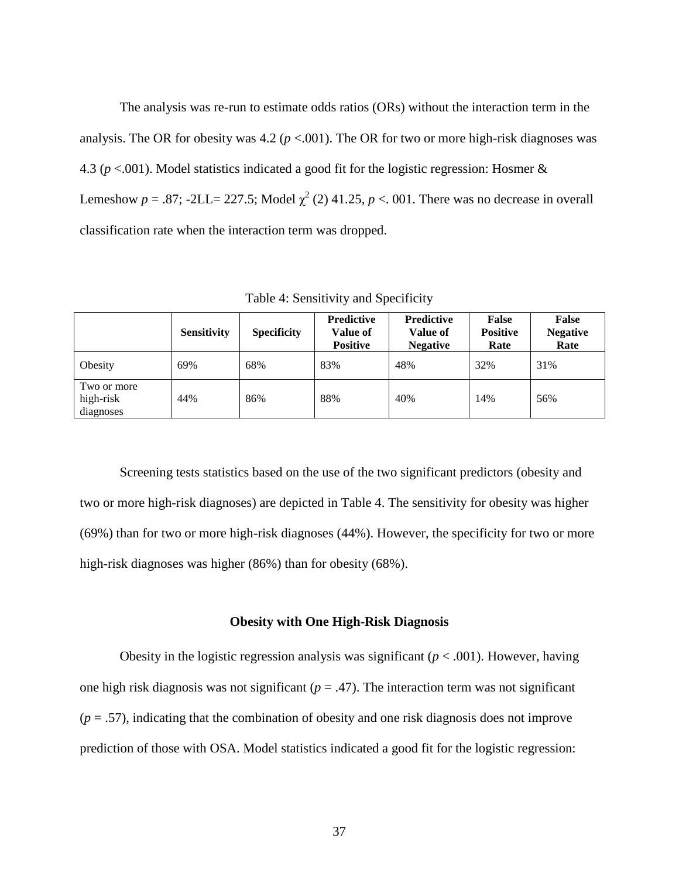The analysis was re-run to estimate odds ratios (ORs) without the interaction term in the analysis. The OR for obesity was 4.2 ($p$ <.001). The OR for two or more high-risk diagnoses was 4.3 ($p$ <.001). Model statistics indicated a good fit for the logistic regression: Hosmer & Lemeshow $p$ = .87; -2LL= 227.5; Model $\chi^2$ (2) 41.25, $p$ <. 001. There was no decrease in overall classification rate when the interaction term was dropped.

Table 4: Sensitivity and Specificity

| | **Sensitivity** | **Specificity** | **Predictive Value of Positive** | **Predictive Value of Negative** | **False Positive Rate** | **False Negative Rate** |
|---|---|---|---|---|---|---|
| Obesity | 69% | 68% | 83% | 48% | 32% | 31% |
| Two or more high-risk diagnoses | 44% | 86% | 88% | 40% | 14% | 56% |

Screening tests statistics based on the use of the two significant predictors (obesity and two or more high-risk diagnoses) are depicted in Table 4. The sensitivity for obesity was higher (69%) than for two or more high-risk diagnoses (44%). However, the specificity for two or more high-risk diagnoses was higher (86%) than for obesity (68%).

### Obesity with One High-Risk Diagnosis

Obesity in the logistic regression analysis was significant ($p$ < .001). However, having one high risk diagnosis was not significant ($p$ = .47). The interaction term was not significant ($p$ = .57), indicating that the combination of obesity and one risk diagnosis does not improve prediction of those with OSA. Model statistics indicated a good fit for the logistic regression: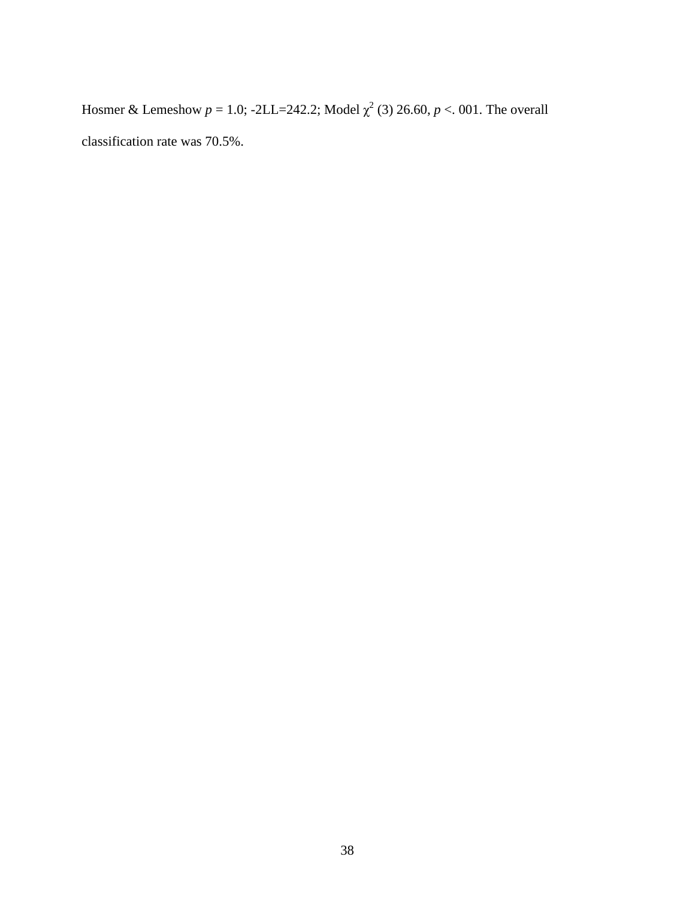Hosmer & Lemeshow $p = 1.0$; -2LL=242.2; Model $\chi^2$ (3) 26.60, $p <. 001$. The overall classification rate was 70.5%.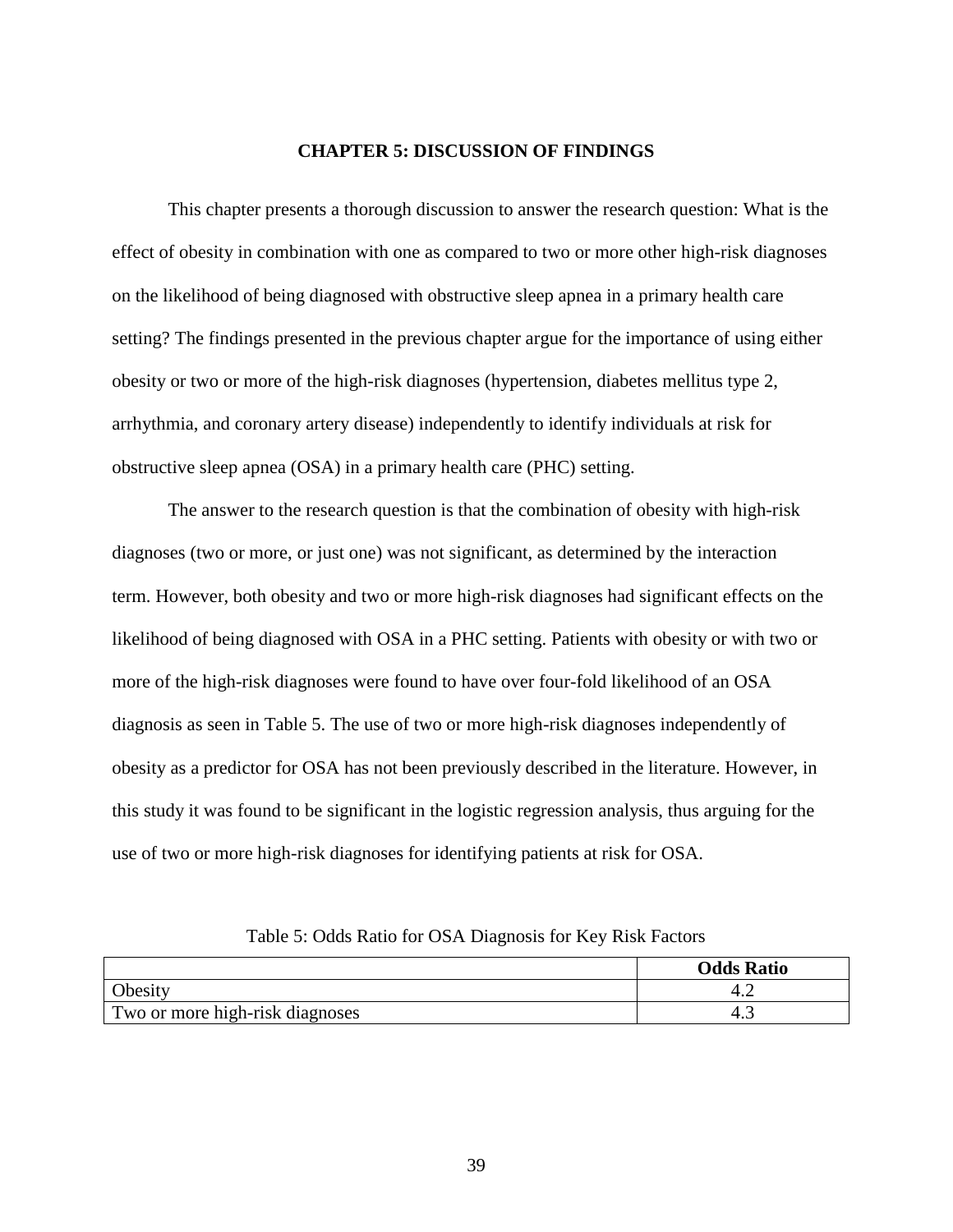# CHAPTER 5: DISCUSSION OF FINDINGS

This chapter presents a thorough discussion to answer the research question: What is the effect of obesity in combination with one as compared to two or more other high-risk diagnoses on the likelihood of being diagnosed with obstructive sleep apnea in a primary health care setting? The findings presented in the previous chapter argue for the importance of using either obesity or two or more of the high-risk diagnoses (hypertension, diabetes mellitus type 2, arrhythmia, and coronary artery disease) independently to identify individuals at risk for obstructive sleep apnea (OSA) in a primary health care (PHC) setting.

The answer to the research question is that the combination of obesity with high-risk diagnoses (two or more, or just one) was not significant, as determined by the interaction term. However, both obesity and two or more high-risk diagnoses had significant effects on the likelihood of being diagnosed with OSA in a PHC setting. Patients with obesity or with two or more of the high-risk diagnoses were found to have over four-fold likelihood of an OSA diagnosis as seen in Table 5. The use of two or more high-risk diagnoses independently of obesity as a predictor for OSA has not been previously described in the literature. However, in this study it was found to be significant in the logistic regression analysis, thus arguing for the use of two or more high-risk diagnoses for identifying patients at risk for OSA.

Table 5: Odds Ratio for OSA Diagnosis for Key Risk Factors

| | **Odds Ratio** |
|---|---|
| Obesity | 4.2 |
| Two or more high-risk diagnoses | 4.3 |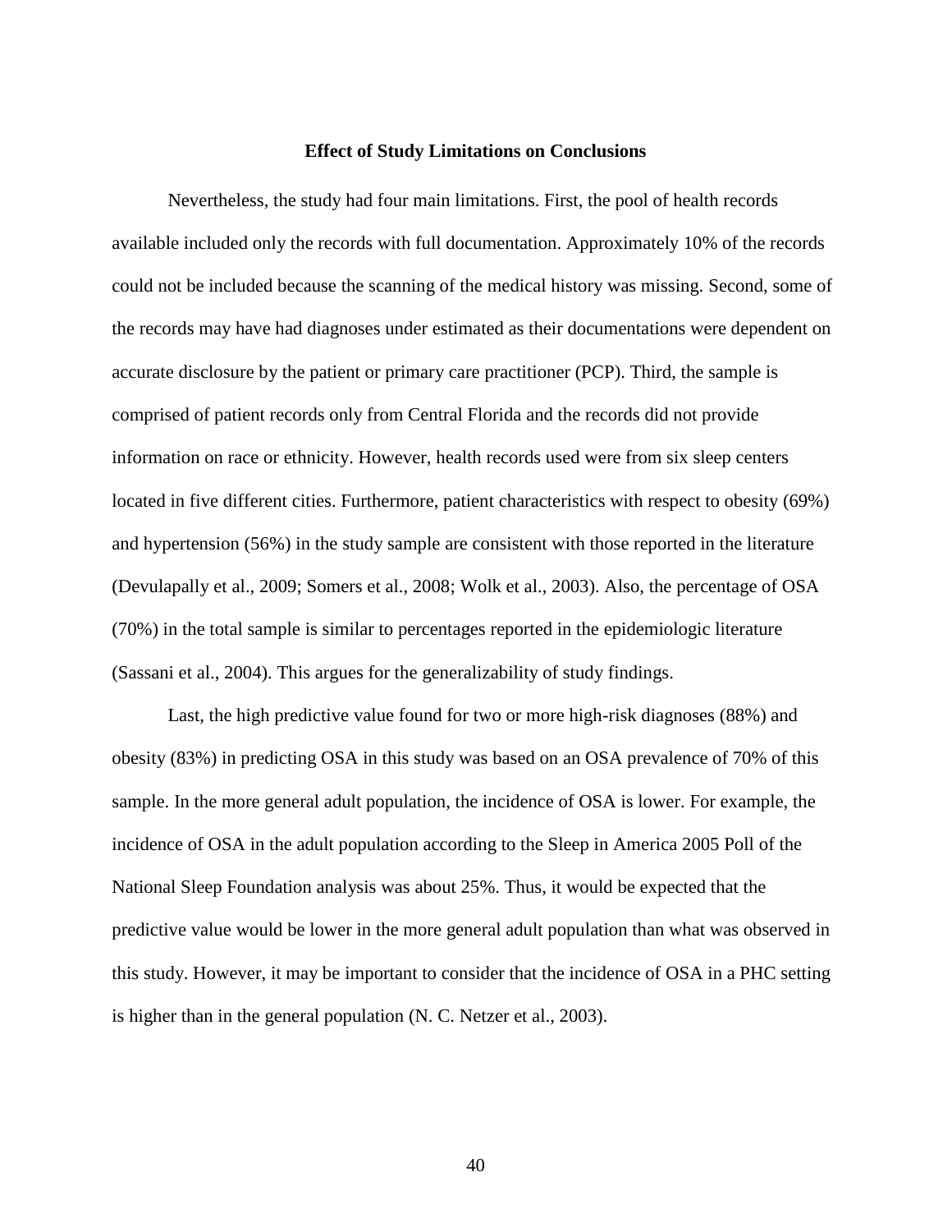## Effect of Study Limitations on Conclusions

Nevertheless, the study had four main limitations. First, the pool of health records available included only the records with full documentation. Approximately 10% of the records could not be included because the scanning of the medical history was missing. Second, some of the records may have had diagnoses under estimated as their documentations were dependent on accurate disclosure by the patient or primary care practitioner (PCP). Third, the sample is comprised of patient records only from Central Florida and the records did not provide information on race or ethnicity. However, health records used were from six sleep centers located in five different cities. Furthermore, patient characteristics with respect to obesity (69%) and hypertension (56%) in the study sample are consistent with those reported in the literature (Devulapally et al., 2009; Somers et al., 2008; Wolk et al., 2003). Also, the percentage of OSA (70%) in the total sample is similar to percentages reported in the epidemiologic literature (Sassani et al., 2004). This argues for the generalizability of study findings.

Last, the high predictive value found for two or more high-risk diagnoses (88%) and obesity (83%) in predicting OSA in this study was based on an OSA prevalence of 70% of this sample. In the more general adult population, the incidence of OSA is lower. For example, the incidence of OSA in the adult population according to the Sleep in America 2005 Poll of the National Sleep Foundation analysis was about 25%. Thus, it would be expected that the predictive value would be lower in the more general adult population than what was observed in this study. However, it may be important to consider that the incidence of OSA in a PHC setting is higher than in the general population (N. C. Netzer et al., 2003).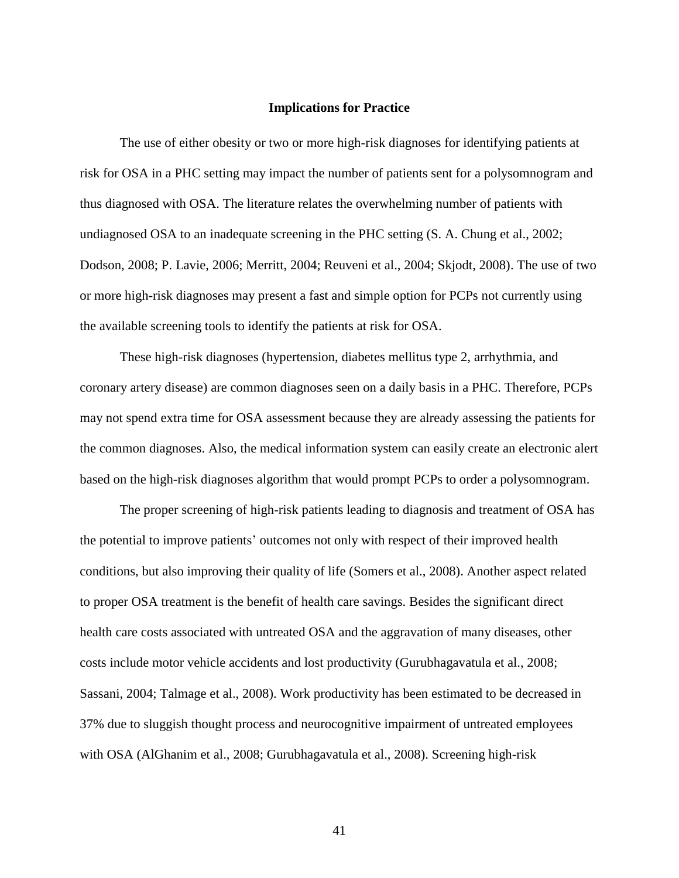## Implications for Practice

The use of either obesity or two or more high-risk diagnoses for identifying patients at risk for OSA in a PHC setting may impact the number of patients sent for a polysomnogram and thus diagnosed with OSA. The literature relates the overwhelming number of patients with undiagnosed OSA to an inadequate screening in the PHC setting (S. A. Chung et al., 2002; Dodson, 2008; P. Lavie, 2006; Merritt, 2004; Reuveni et al., 2004; Skjodt, 2008). The use of two or more high-risk diagnoses may present a fast and simple option for PCPs not currently using the available screening tools to identify the patients at risk for OSA.

These high-risk diagnoses (hypertension, diabetes mellitus type 2, arrhythmia, and coronary artery disease) are common diagnoses seen on a daily basis in a PHC. Therefore, PCPs may not spend extra time for OSA assessment because they are already assessing the patients for the common diagnoses. Also, the medical information system can easily create an electronic alert based on the high-risk diagnoses algorithm that would prompt PCPs to order a polysomnogram.

The proper screening of high-risk patients leading to diagnosis and treatment of OSA has the potential to improve patients' outcomes not only with respect of their improved health conditions, but also improving their quality of life (Somers et al., 2008). Another aspect related to proper OSA treatment is the benefit of health care savings. Besides the significant direct health care costs associated with untreated OSA and the aggravation of many diseases, other costs include motor vehicle accidents and lost productivity (Gurubhagavatula et al., 2008; Sassani, 2004; Talmage et al., 2008). Work productivity has been estimated to be decreased in 37% due to sluggish thought process and neurocognitive impairment of untreated employees with OSA (AlGhanim et al., 2008; Gurubhagavatula et al., 2008). Screening high-risk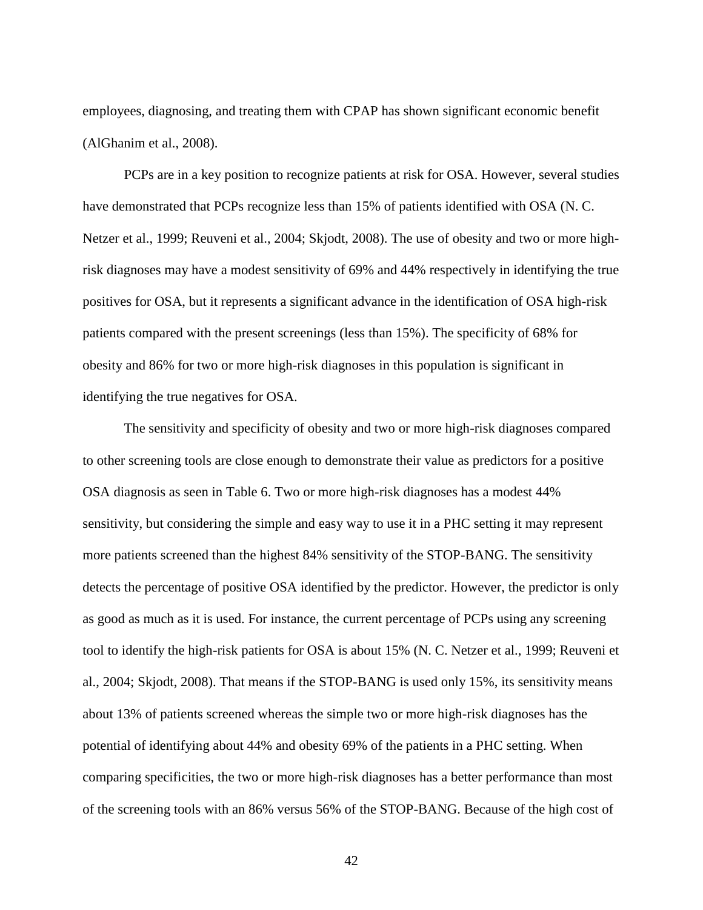employees, diagnosing, and treating them with CPAP has shown significant economic benefit (AlGhanim et al., 2008).

PCPs are in a key position to recognize patients at risk for OSA. However, several studies have demonstrated that PCPs recognize less than 15% of patients identified with OSA (N. C. Netzer et al., 1999; Reuveni et al., 2004; Skjodt, 2008). The use of obesity and two or more high-risk diagnoses may have a modest sensitivity of 69% and 44% respectively in identifying the true positives for OSA, but it represents a significant advance in the identification of OSA high-risk patients compared with the present screenings (less than 15%). The specificity of 68% for obesity and 86% for two or more high-risk diagnoses in this population is significant in identifying the true negatives for OSA.

The sensitivity and specificity of obesity and two or more high-risk diagnoses compared to other screening tools are close enough to demonstrate their value as predictors for a positive OSA diagnosis as seen in Table 6. Two or more high-risk diagnoses has a modest 44% sensitivity, but considering the simple and easy way to use it in a PHC setting it may represent more patients screened than the highest 84% sensitivity of the STOP-BANG. The sensitivity detects the percentage of positive OSA identified by the predictor. However, the predictor is only as good as much as it is used. For instance, the current percentage of PCPs using any screening tool to identify the high-risk patients for OSA is about 15% (N. C. Netzer et al., 1999; Reuveni et al., 2004; Skjodt, 2008). That means if the STOP-BANG is used only 15%, its sensitivity means about 13% of patients screened whereas the simple two or more high-risk diagnoses has the potential of identifying about 44% and obesity 69% of the patients in a PHC setting. When comparing specificities, the two or more high-risk diagnoses has a better performance than most of the screening tools with an 86% versus 56% of the STOP-BANG. Because of the high cost of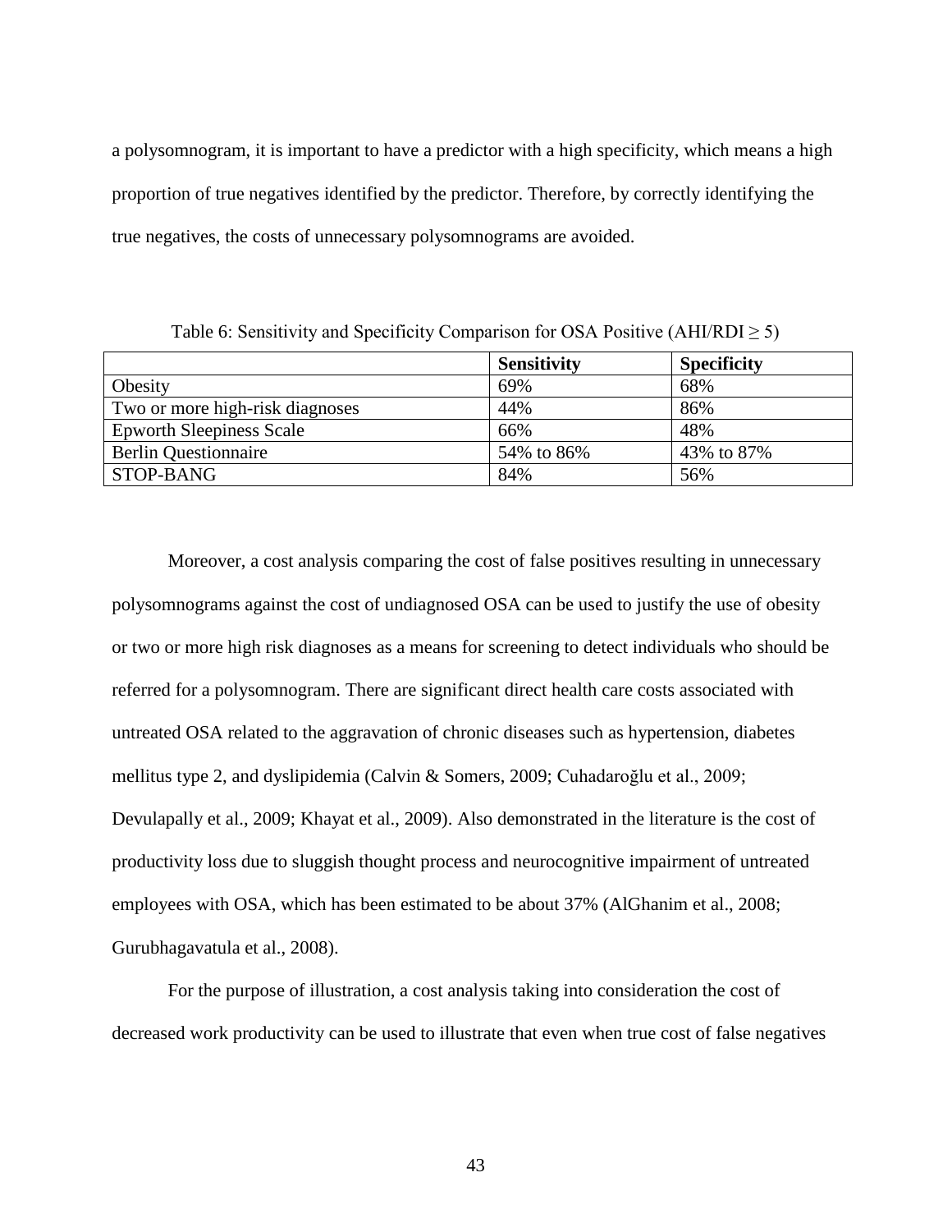a polysomnogram, it is important to have a predictor with a high specificity, which means a high proportion of true negatives identified by the predictor. Therefore, by correctly identifying the true negatives, the costs of unnecessary polysomnograms are avoided.

Table 6: Sensitivity and Specificity Comparison for OSA Positive (AHI/RDI $\geq 5$)

| | **Sensitivity** | **Specificity** |
|---|---|---|
| Obesity | 69% | 68% |
| Two or more high-risk diagnoses | 44% | 86% |
| Epworth Sleepiness Scale | 66% | 48% |
| Berlin Questionnaire | 54% to 86% | 43% to 87% |
| STOP-BANG | 84% | 56% |

Moreover, a cost analysis comparing the cost of false positives resulting in unnecessary polysomnograms against the cost of undiagnosed OSA can be used to justify the use of obesity or two or more high risk diagnoses as a means for screening to detect individuals who should be referred for a polysomnogram. There are significant direct health care costs associated with untreated OSA related to the aggravation of chronic diseases such as hypertension, diabetes mellitus type 2, and dyslipidemia (Calvin & Somers, 2009; Cuhadaroğlu et al., 2009; Devulapally et al., 2009; Khayat et al., 2009). Also demonstrated in the literature is the cost of productivity loss due to sluggish thought process and neurocognitive impairment of untreated employees with OSA, which has been estimated to be about 37% (AlGhanim et al., 2008; Gurubhagavatula et al., 2008).

For the purpose of illustration, a cost analysis taking into consideration the cost of decreased work productivity can be used to illustrate that even when true cost of false negatives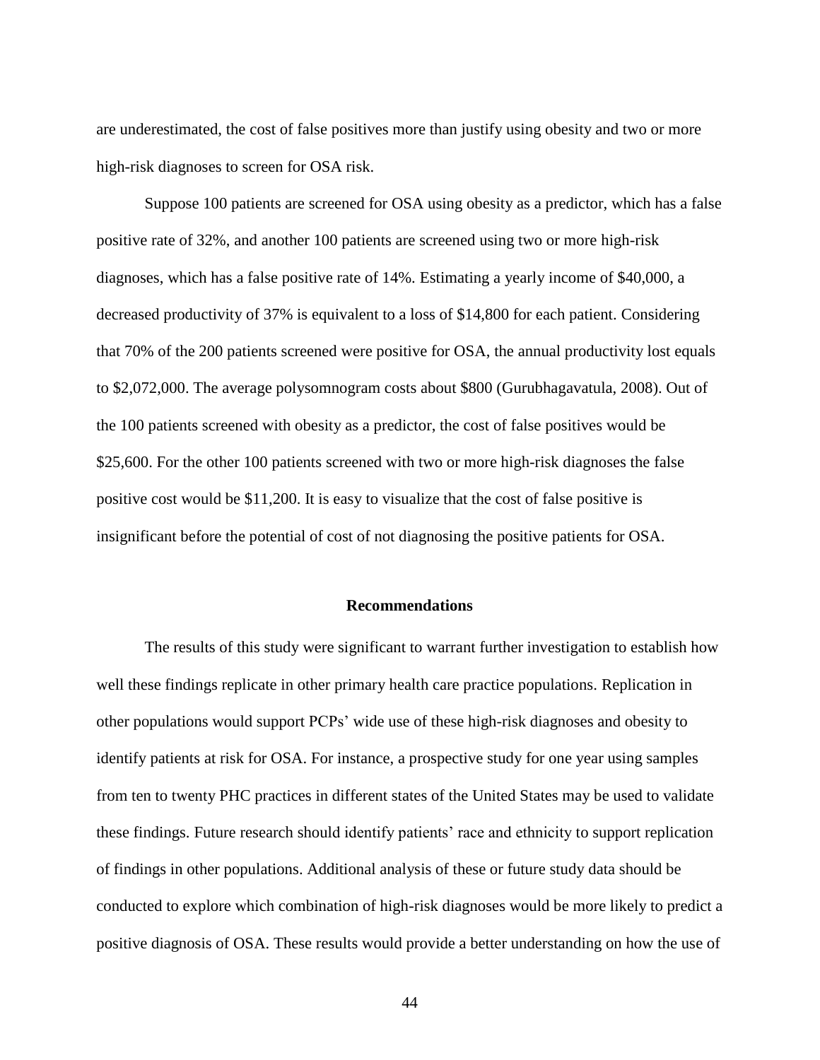are underestimated, the cost of false positives more than justify using obesity and two or more high-risk diagnoses to screen for OSA risk.

Suppose 100 patients are screened for OSA using obesity as a predictor, which has a false positive rate of 32%, and another 100 patients are screened using two or more high-risk diagnoses, which has a false positive rate of 14%. Estimating a yearly income of $40,000, a decreased productivity of 37% is equivalent to a loss of $14,800 for each patient. Considering that 70% of the 200 patients screened were positive for OSA, the annual productivity lost equals to $2,072,000. The average polysomnogram costs about $800 (Gurubhagavatula, 2008). Out of the 100 patients screened with obesity as a predictor, the cost of false positives would be $25,600. For the other 100 patients screened with two or more high-risk diagnoses the false positive cost would be $11,200. It is easy to visualize that the cost of false positive is insignificant before the potential of cost of not diagnosing the positive patients for OSA.

## Recommendations

The results of this study were significant to warrant further investigation to establish how well these findings replicate in other primary health care practice populations. Replication in other populations would support PCPs' wide use of these high-risk diagnoses and obesity to identify patients at risk for OSA. For instance, a prospective study for one year using samples from ten to twenty PHC practices in different states of the United States may be used to validate these findings. Future research should identify patients' race and ethnicity to support replication of findings in other populations. Additional analysis of these or future study data should be conducted to explore which combination of high-risk diagnoses would be more likely to predict a positive diagnosis of OSA. These results would provide a better understanding on how the use of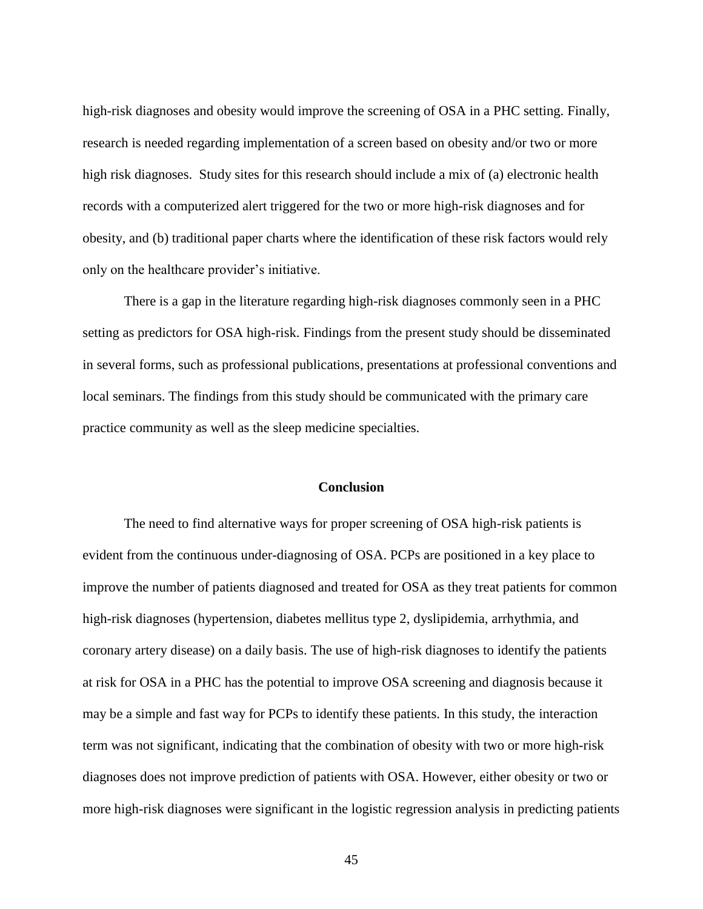high-risk diagnoses and obesity would improve the screening of OSA in a PHC setting. Finally, research is needed regarding implementation of a screen based on obesity and/or two or more high risk diagnoses. Study sites for this research should include a mix of (a) electronic health records with a computerized alert triggered for the two or more high-risk diagnoses and for obesity, and (b) traditional paper charts where the identification of these risk factors would rely only on the healthcare provider's initiative.

There is a gap in the literature regarding high-risk diagnoses commonly seen in a PHC setting as predictors for OSA high-risk. Findings from the present study should be disseminated in several forms, such as professional publications, presentations at professional conventions and local seminars. The findings from this study should be communicated with the primary care practice community as well as the sleep medicine specialties.

## Conclusion

The need to find alternative ways for proper screening of OSA high-risk patients is evident from the continuous under-diagnosing of OSA. PCPs are positioned in a key place to improve the number of patients diagnosed and treated for OSA as they treat patients for common high-risk diagnoses (hypertension, diabetes mellitus type 2, dyslipidemia, arrhythmia, and coronary artery disease) on a daily basis. The use of high-risk diagnoses to identify the patients at risk for OSA in a PHC has the potential to improve OSA screening and diagnosis because it may be a simple and fast way for PCPs to identify these patients. In this study, the interaction term was not significant, indicating that the combination of obesity with two or more high-risk diagnoses does not improve prediction of patients with OSA. However, either obesity or two or more high-risk diagnoses were significant in the logistic regression analysis in predicting patients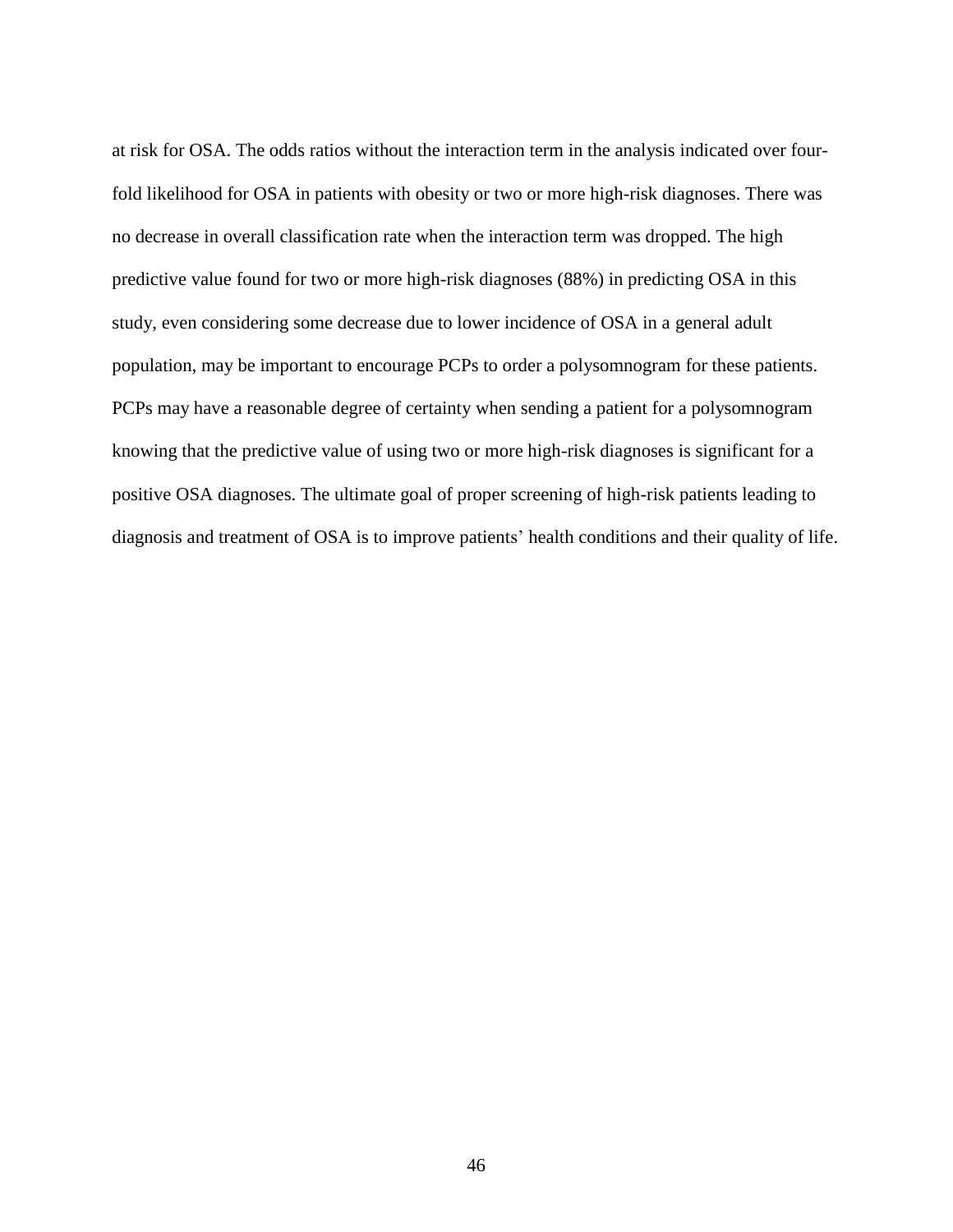at risk for OSA. The odds ratios without the interaction term in the analysis indicated over four-fold likelihood for OSA in patients with obesity or two or more high-risk diagnoses. There was no decrease in overall classification rate when the interaction term was dropped. The high predictive value found for two or more high-risk diagnoses (88%) in predicting OSA in this study, even considering some decrease due to lower incidence of OSA in a general adult population, may be important to encourage PCPs to order a polysomnogram for these patients. PCPs may have a reasonable degree of certainty when sending a patient for a polysomnogram knowing that the predictive value of using two or more high-risk diagnoses is significant for a positive OSA diagnoses. The ultimate goal of proper screening of high-risk patients leading to diagnosis and treatment of OSA is to improve patients' health conditions and their quality of life.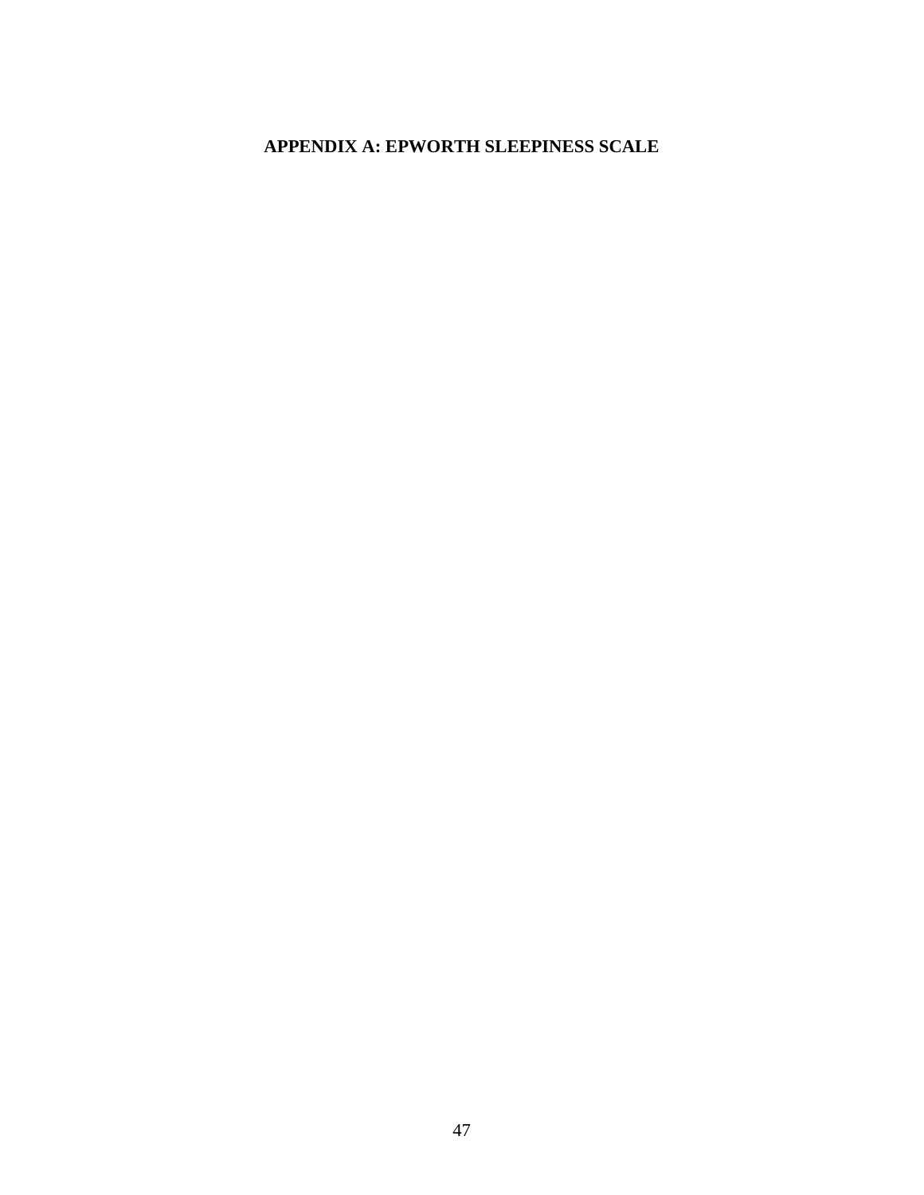# APPENDIX A: EPWORTH SLEEPINESS SCALE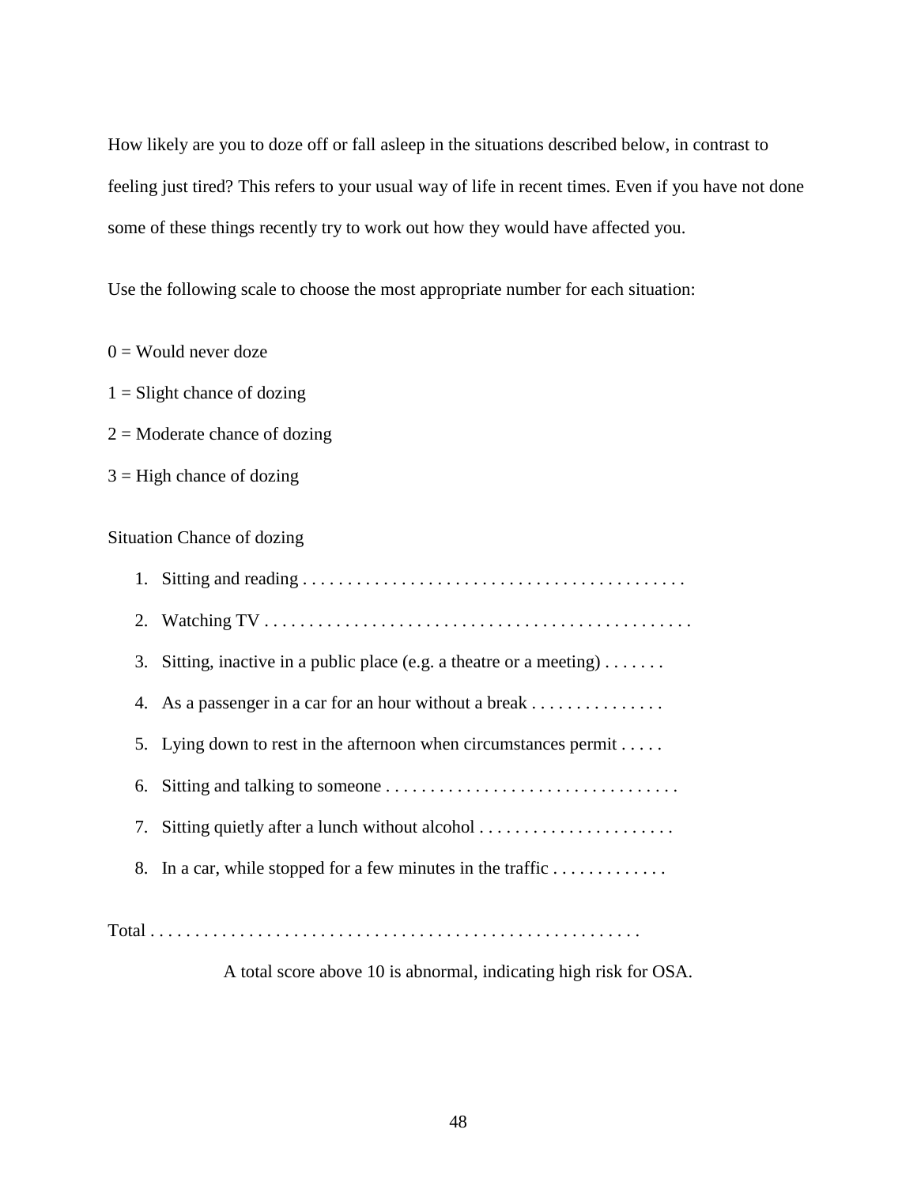How likely are you to doze off or fall asleep in the situations described below, in contrast to feeling just tired? This refers to your usual way of life in recent times. Even if you have not done some of these things recently try to work out how they would have affected you.

Use the following scale to choose the most appropriate number for each situation:

0 = Would never doze

1 = Slight chance of dozing

2 = Moderate chance of dozing

3 = High chance of dozing

Situation Chance of dozing

1. Sitting and reading . . . . . . . . . . . . . . . . . . . . . . . . . . . . . . . . . . . . . . . . . . .
2. Watching TV . . . . . . . . . . . . . . . . . . . . . . . . . . . . . . . . . . . . . . . . . . . . . . . .
3. Sitting, inactive in a public place (e.g. a theatre or a meeting) . . . . . . .
4. As a passenger in a car for an hour without a break . . . . . . . . . . . . . . .
5. Lying down to rest in the afternoon when circumstances permit . . . . .
6. Sitting and talking to someone . . . . . . . . . . . . . . . . . . . . . . . . . . . . . . . . .
7. Sitting quietly after a lunch without alcohol . . . . . . . . . . . . . . . . . . . . . .
8. In a car, while stopped for a few minutes in the traffic . . . . . . . . . . . . .

Total . . . . . . . . . . . . . . . . . . . . . . . . . . . . . . . . . . . . . . . . . . . . . . . . . . . . . .

A total score above 10 is abnormal, indicating high risk for OSA.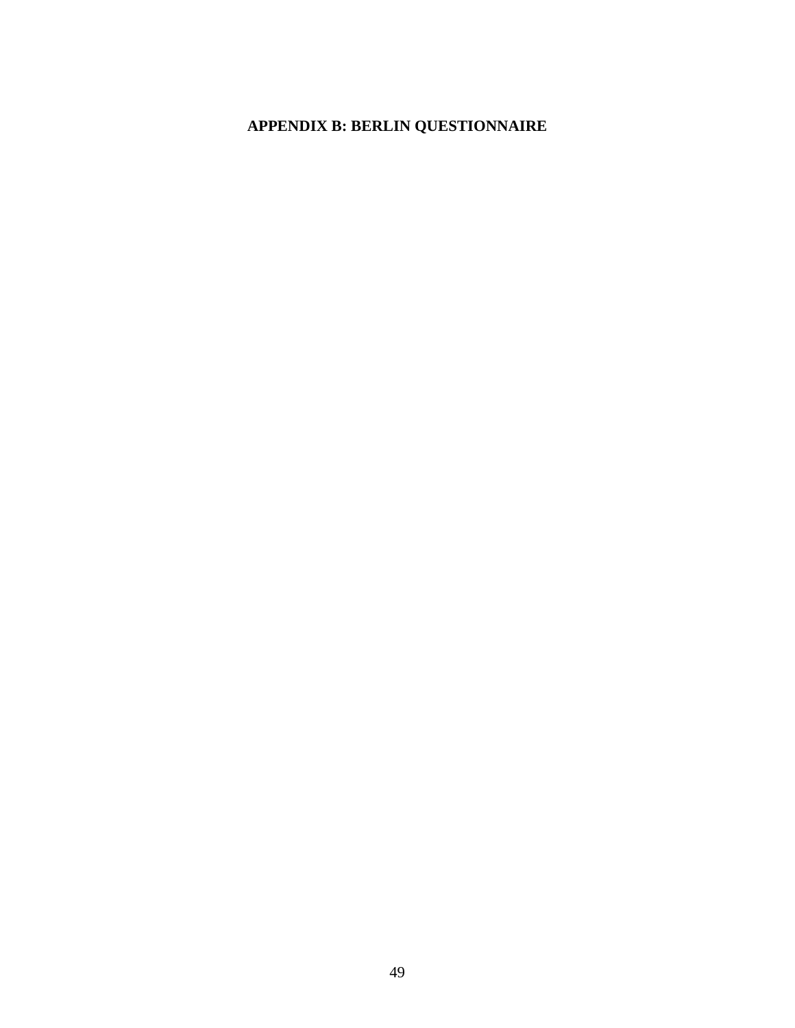# APPENDIX B: BERLIN QUESTIONNAIRE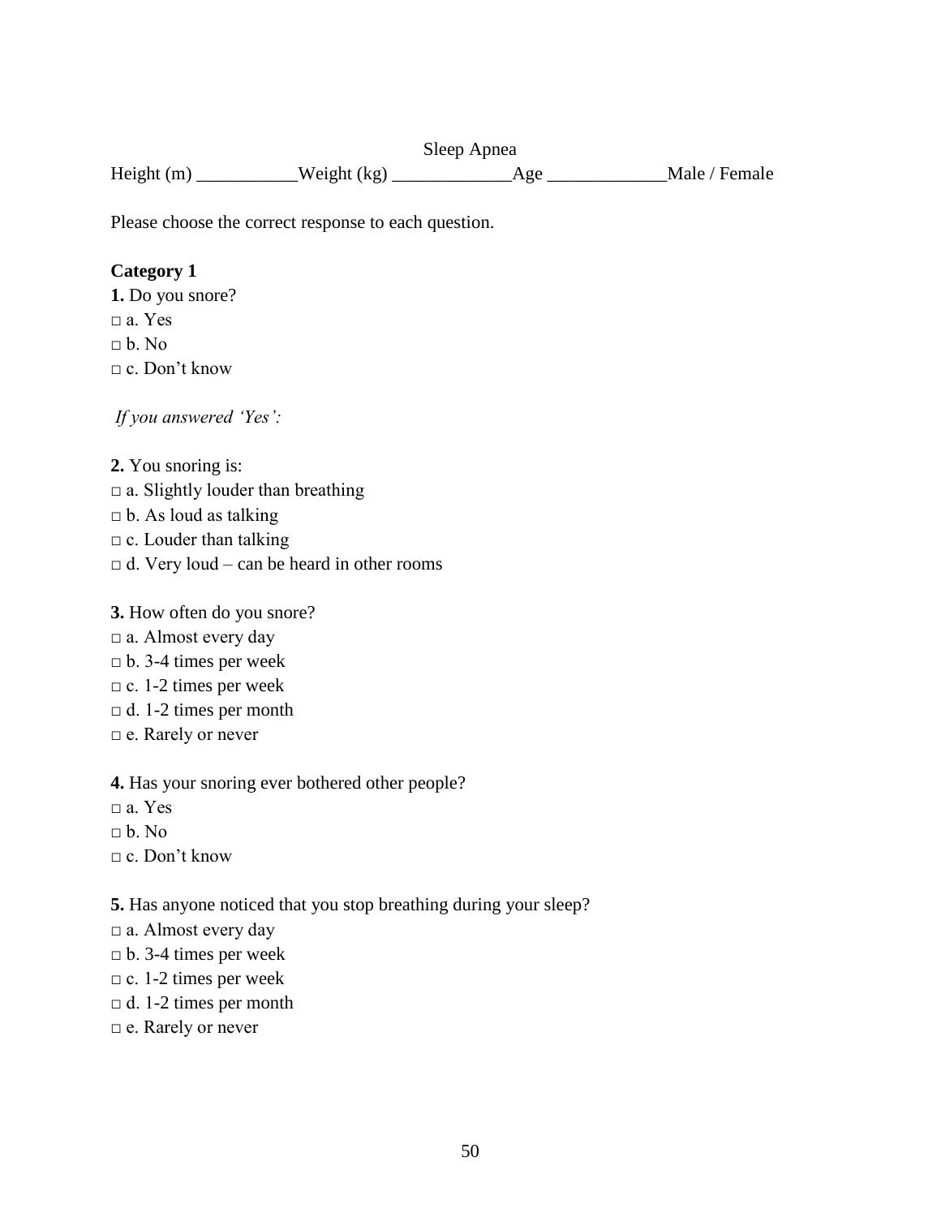Sleep Apnea

Height (m) ___________Weight (kg) _____________Age _____________Male / Female

Please choose the correct response to each question.

**Category 1**

**1.** Do you snore?

□ a. Yes

□ b. No

□ c. Don't know

*If you answered 'Yes':*

**2.** You snoring is:

□ a. Slightly louder than breathing

□ b. As loud as talking

□ c. Louder than talking

□ d. Very loud – can be heard in other rooms

**3.** How often do you snore?

□ a. Almost every day

□ b. 3-4 times per week

□ c. 1-2 times per week

□ d. 1-2 times per month

□ e. Rarely or never

**4.** Has your snoring ever bothered other people?

□ a. Yes

□ b. No

□ c. Don't know

**5.** Has anyone noticed that you stop breathing during your sleep?

□ a. Almost every day

□ b. 3-4 times per week

□ c. 1-2 times per week

□ d. 1-2 times per month

□ e. Rarely or never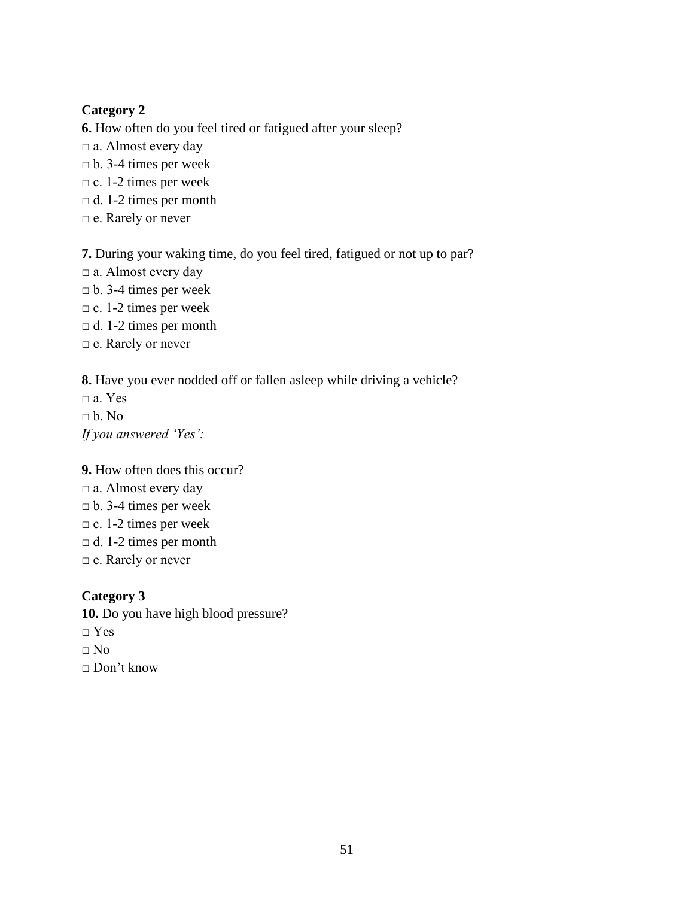**Category 2**

**6.** How often do you feel tired or fatigued after your sleep?

□ a. Almost every day
□ b. 3-4 times per week
□ c. 1-2 times per week
□ d. 1-2 times per month
□ e. Rarely or never

**7.** During your waking time, do you feel tired, fatigued or not up to par?

□ a. Almost every day
□ b. 3-4 times per week
□ c. 1-2 times per week
□ d. 1-2 times per month
□ e. Rarely or never

**8.** Have you ever nodded off or fallen asleep while driving a vehicle?

□ a. Yes
□ b. No

*If you answered 'Yes':*

**9.** How often does this occur?

□ a. Almost every day
□ b. 3-4 times per week
□ c. 1-2 times per week
□ d. 1-2 times per month
□ e. Rarely or never

**Category 3**

**10.** Do you have high blood pressure?

□ Yes
□ No
□ Don't know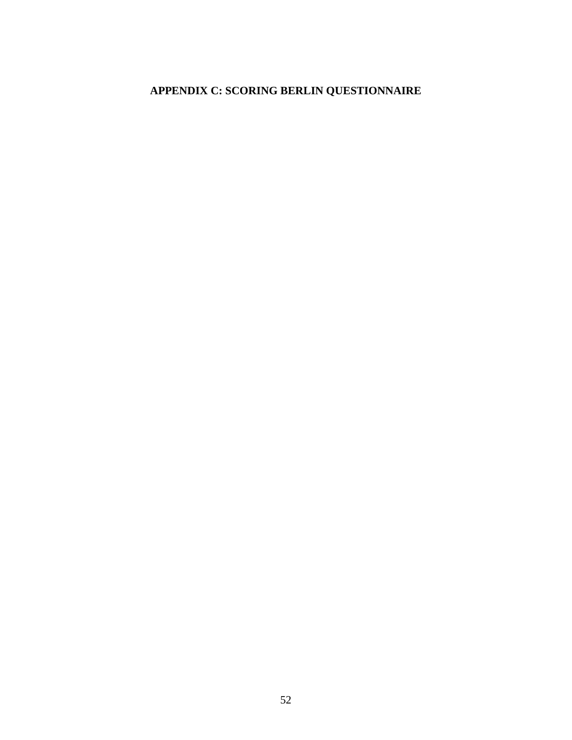# APPENDIX C: SCORING BERLIN QUESTIONNAIRE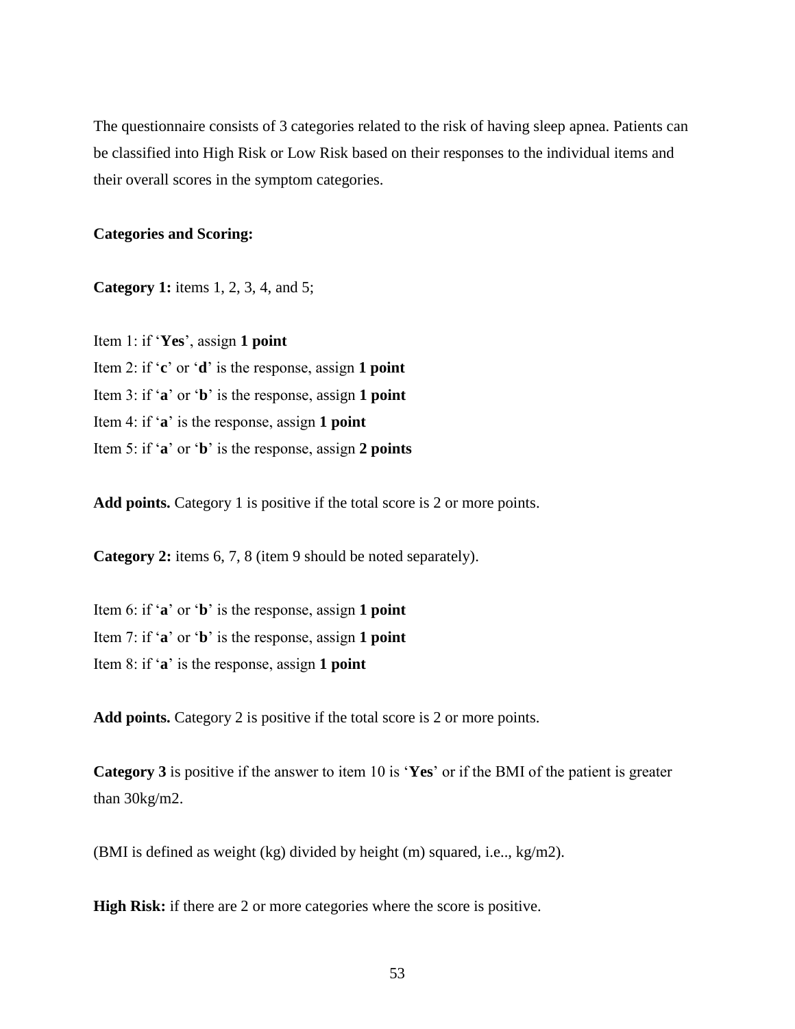The questionnaire consists of 3 categories related to the risk of having sleep apnea. Patients can be classified into High Risk or Low Risk based on their responses to the individual items and their overall scores in the symptom categories.

**Categories and Scoring:**

**Category 1:** items 1, 2, 3, 4, and 5;

Item 1: if '**Yes**', assign **1 point**
Item 2: if '**c**' or '**d**' is the response, assign **1 point**
Item 3: if '**a**' or '**b**' is the response, assign **1 point**
Item 4: if '**a**' is the response, assign **1 point**
Item 5: if '**a**' or '**b**' is the response, assign **2 points**

**Add points.** Category 1 is positive if the total score is 2 or more points.

**Category 2:** items 6, 7, 8 (item 9 should be noted separately).

Item 6: if '**a**' or '**b**' is the response, assign **1 point**
Item 7: if '**a**' or '**b**' is the response, assign **1 point**
Item 8: if '**a**' is the response, assign **1 point**

**Add points.** Category 2 is positive if the total score is 2 or more points.

**Category 3** is positive if the answer to item 10 is '**Yes**' or if the BMI of the patient is greater than 30kg/m2.

(BMI is defined as weight (kg) divided by height (m) squared, i.e.., kg/m2).

**High Risk:** if there are 2 or more categories where the score is positive.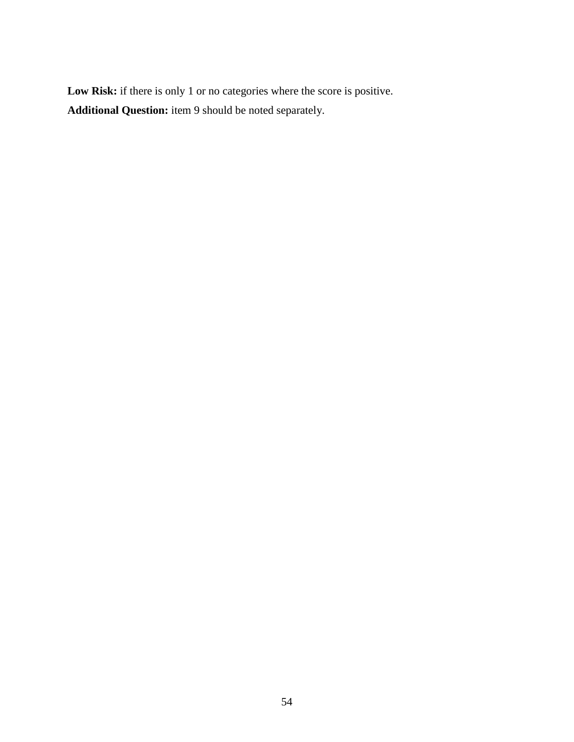**Low Risk:** if there is only 1 or no categories where the score is positive.

**Additional Question:** item 9 should be noted separately.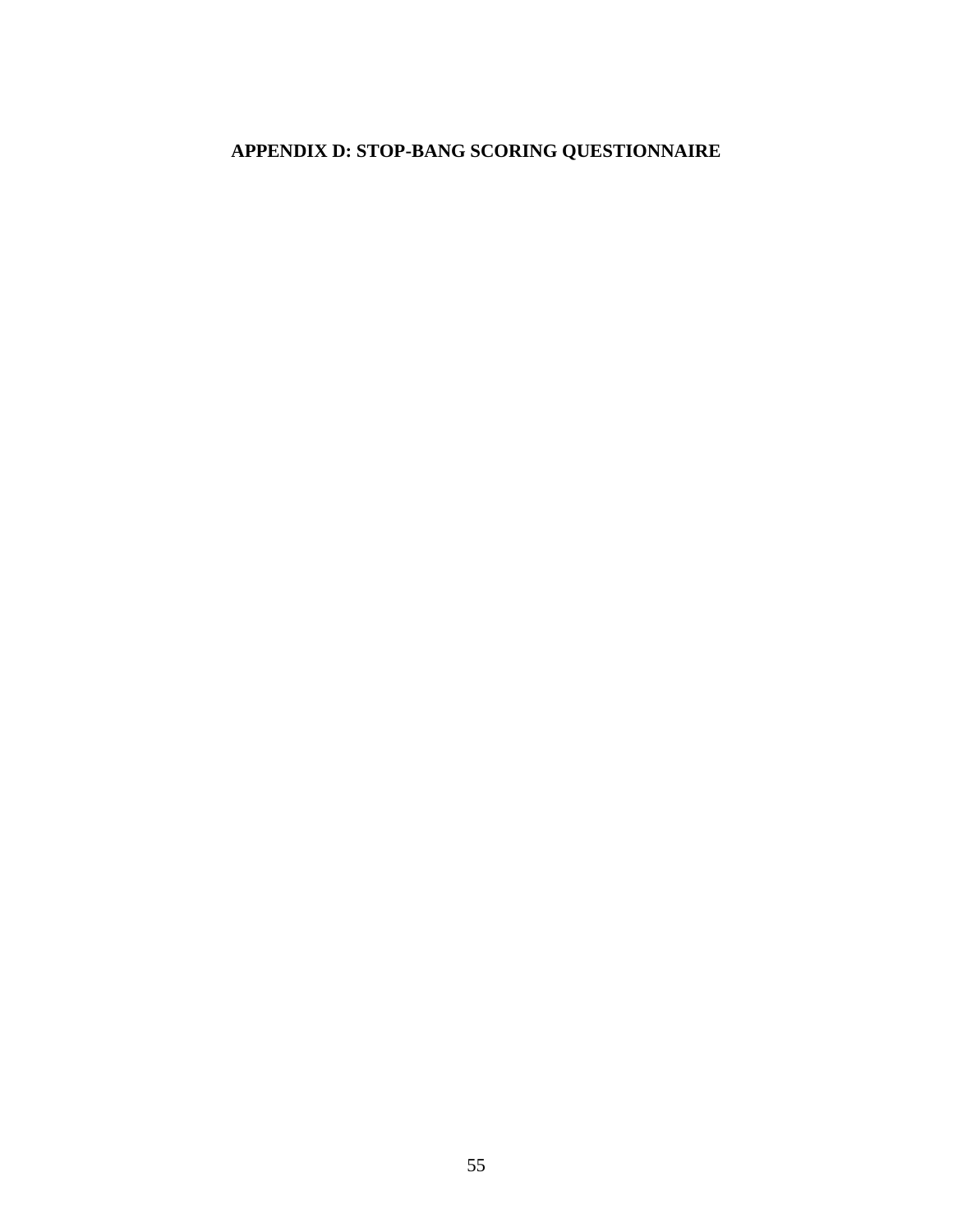# APPENDIX D: STOP-BANG SCORING QUESTIONNAIRE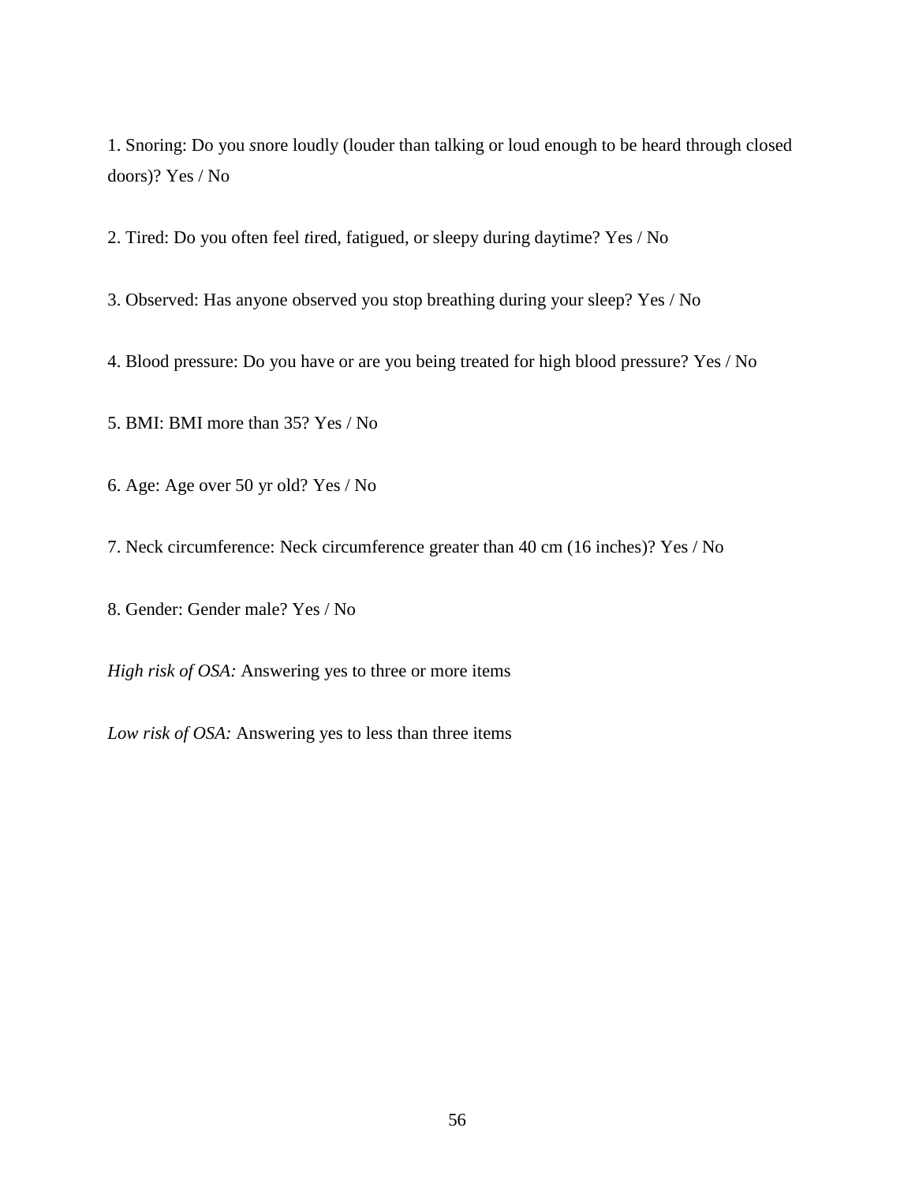1. Snoring: Do you *s*nore loudly (louder than talking or loud enough to be heard through closed doors)? Yes / No

2. Tired: Do you often feel *t*ired, fatigued, or sleepy during daytime? Yes / No

3. Observed: Has anyone observed you stop breathing during your sleep? Yes / No

4. Blood pressure: Do you have or are you being treated for high blood pressure? Yes / No

5. BMI: BMI more than 35? Yes / No

6. Age: Age over 50 yr old? Yes / No

7. Neck circumference: Neck circumference greater than 40 cm (16 inches)? Yes / No

8. Gender: Gender male? Yes / No

*High risk of OSA:* Answering yes to three or more items

*Low risk of OSA:* Answering yes to less than three items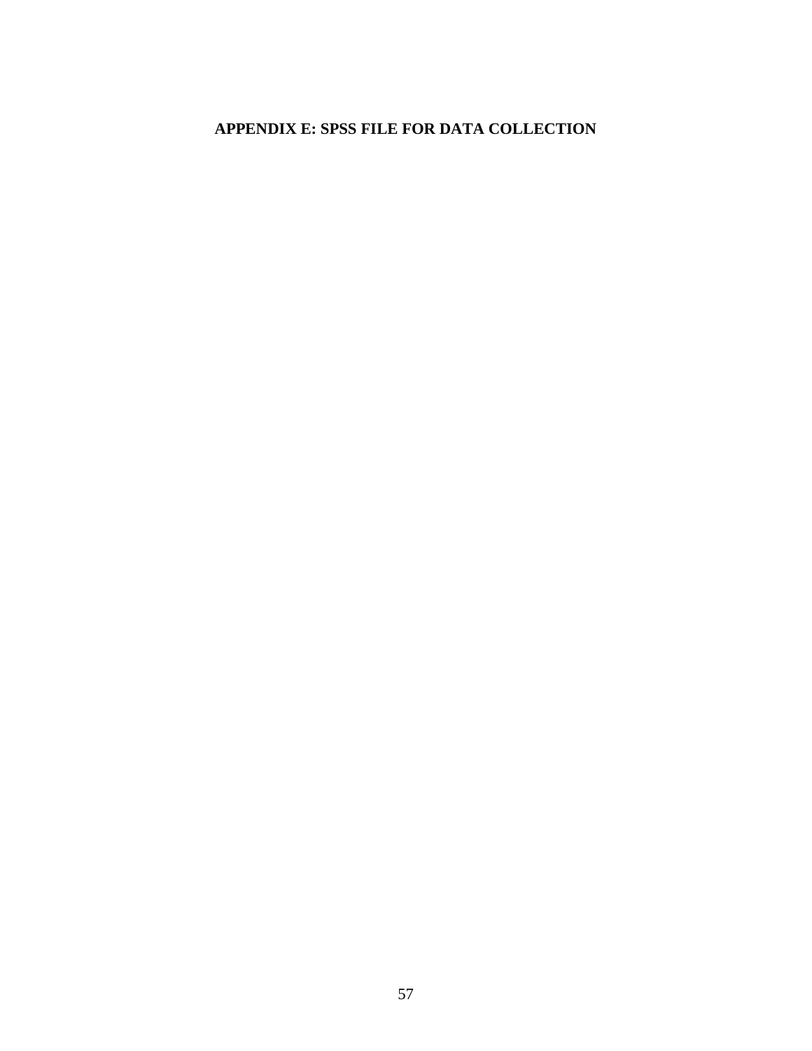# APPENDIX E: SPSS FILE FOR DATA COLLECTION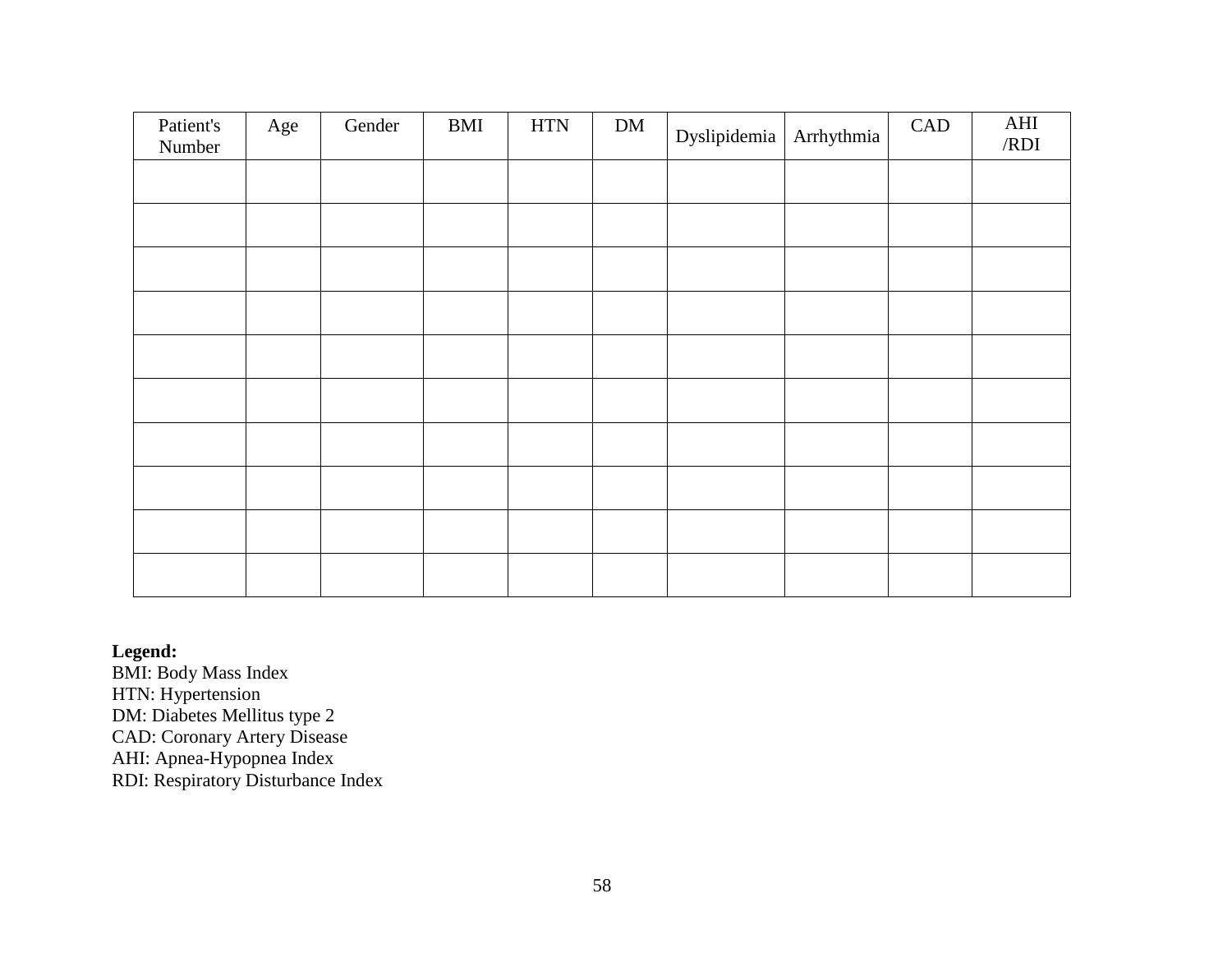| Patient's Number | Age | Gender | BMI | HTN | DM | Dyslipidemia | Arrhythmia | CAD | AHI /RDI |
|---|---|---|---|---|---|---|---|---|---|
| | | | | | | | | | |
| | | | | | | | | | |
| | | | | | | | | | |
| | | | | | | | | | |
| | | | | | | | | | |
| | | | | | | | | | |
| | | | | | | | | | |
| | | | | | | | | | |
| | | | | | | | | | |
| | | | | | | | | | |

**Legend:**
BMI: Body Mass Index
HTN: Hypertension
DM: Diabetes Mellitus type 2
CAD: Coronary Artery Disease
AHI: Apnea-Hypopnea Index
RDI: Respiratory Disturbance Index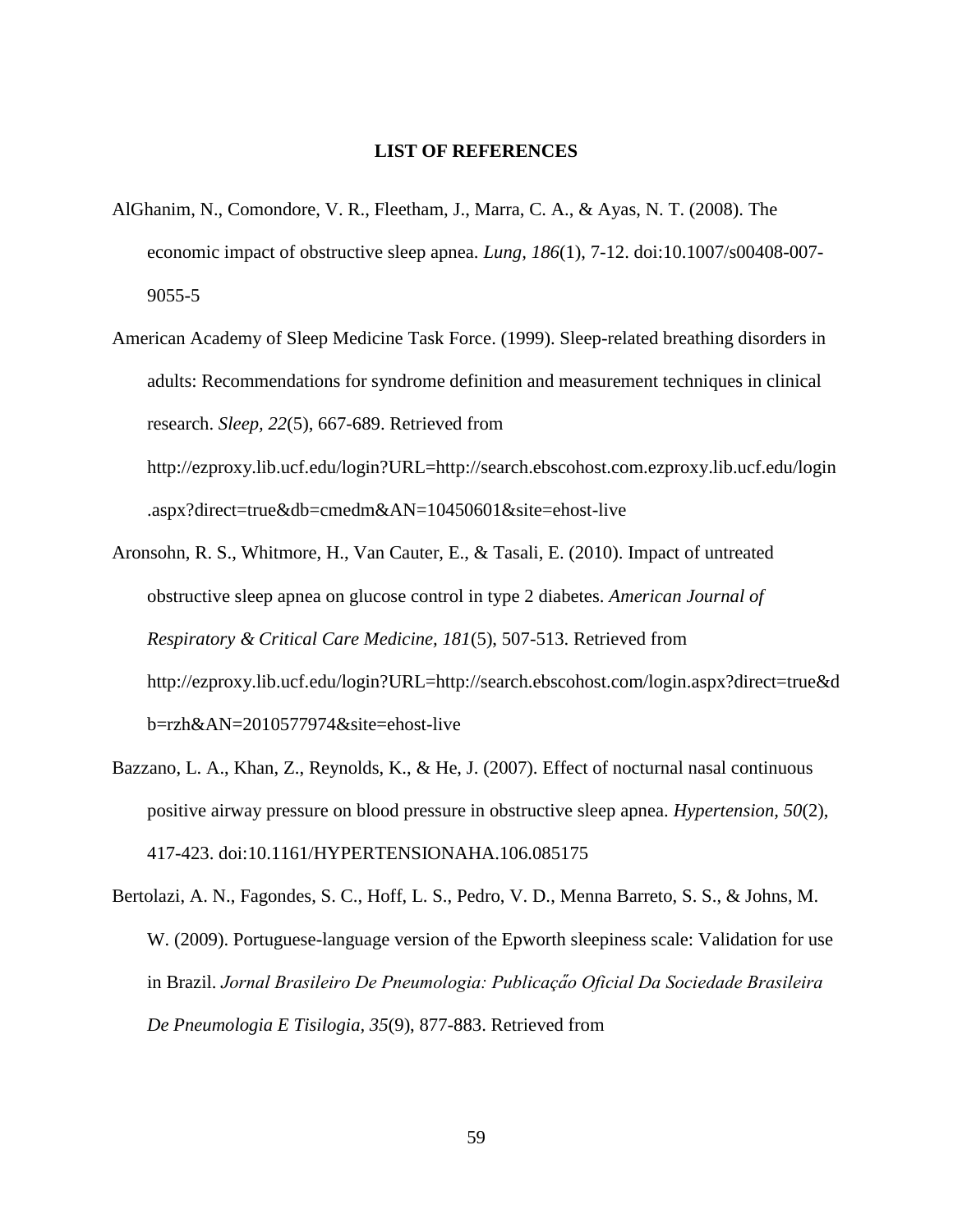# LIST OF REFERENCES

AlGhanim, N., Comondore, V. R., Fleetham, J., Marra, C. A., & Ayas, N. T. (2008). The economic impact of obstructive sleep apnea. *Lung, 186*(1), 7-12. doi:10.1007/s00408-007-9055-5

American Academy of Sleep Medicine Task Force. (1999). Sleep-related breathing disorders in adults: Recommendations for syndrome definition and measurement techniques in clinical research. *Sleep, 22*(5), 667-689. Retrieved from http://ezproxy.lib.ucf.edu/login?URL=http://search.ebscohost.com.ezproxy.lib.ucf.edu/login.aspx?direct=true&db=cmedm&AN=10450601&site=ehost-live

Aronsohn, R. S., Whitmore, H., Van Cauter, E., & Tasali, E. (2010). Impact of untreated obstructive sleep apnea on glucose control in type 2 diabetes. *American Journal of Respiratory & Critical Care Medicine, 181*(5), 507-513. Retrieved from http://ezproxy.lib.ucf.edu/login?URL=http://search.ebscohost.com/login.aspx?direct=true&db=rzh&AN=2010577974&site=ehost-live

Bazzano, L. A., Khan, Z., Reynolds, K., & He, J. (2007). Effect of nocturnal nasal continuous positive airway pressure on blood pressure in obstructive sleep apnea. *Hypertension, 50*(2), 417-423. doi:10.1161/HYPERTENSIONAHA.106.085175

Bertolazi, A. N., Fagondes, S. C., Hoff, L. S., Pedro, V. D., Menna Barreto, S. S., & Johns, M. W. (2009). Portuguese-language version of the Epworth sleepiness scale: Validation for use in Brazil. *Jornal Brasileiro De Pneumologia: Publicação Oficial Da Sociedade Brasileira De Pneumologia E Tisilogia, 35*(9), 877-883. Retrieved from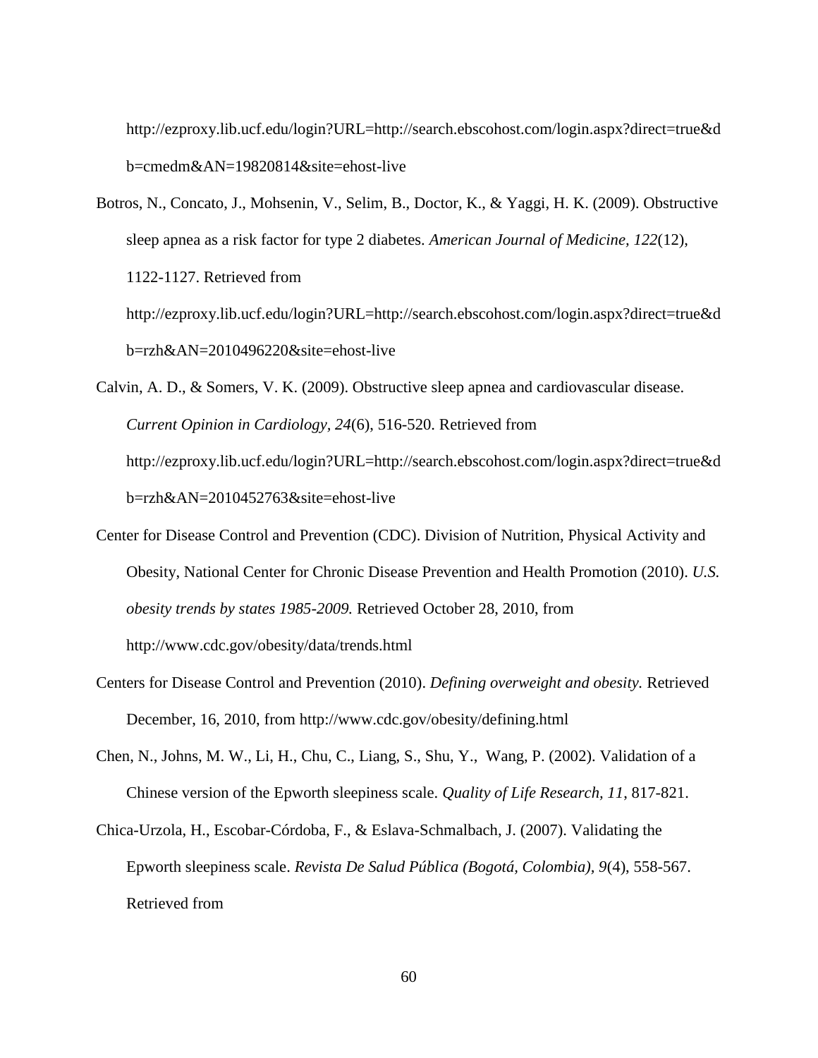http://ezproxy.lib.ucf.edu/login?URL=http://search.ebscohost.com/login.aspx?direct=true&db=cmedm&AN=19820814&site=ehost-live

Botros, N., Concato, J., Mohsenin, V., Selim, B., Doctor, K., & Yaggi, H. K. (2009). Obstructive sleep apnea as a risk factor for type 2 diabetes. *American Journal of Medicine, 122*(12), 1122-1127. Retrieved from http://ezproxy.lib.ucf.edu/login?URL=http://search.ebscohost.com/login.aspx?direct=true&db=rzh&AN=2010496220&site=ehost-live

Calvin, A. D., & Somers, V. K. (2009). Obstructive sleep apnea and cardiovascular disease. *Current Opinion in Cardiology, 24*(6), 516-520. Retrieved from http://ezproxy.lib.ucf.edu/login?URL=http://search.ebscohost.com/login.aspx?direct=true&db=rzh&AN=2010452763&site=ehost-live

Center for Disease Control and Prevention (CDC). Division of Nutrition, Physical Activity and Obesity, National Center for Chronic Disease Prevention and Health Promotion (2010). *U.S. obesity trends by states 1985-2009.* Retrieved October 28, 2010, from http://www.cdc.gov/obesity/data/trends.html

Centers for Disease Control and Prevention (2010). *Defining overweight and obesity.* Retrieved December, 16, 2010, from http://www.cdc.gov/obesity/defining.html

Chen, N., Johns, M. W., Li, H., Chu, C., Liang, S., Shu, Y., Wang, P. (2002). Validation of a Chinese version of the Epworth sleepiness scale. *Quality of Life Research, 11*, 817-821.

Chica-Urzola, H., Escobar-Córdoba, F., & Eslava-Schmalbach, J. (2007). Validating the Epworth sleepiness scale. *Revista De Salud Pública (Bogotá, Colombia), 9*(4), 558-567. Retrieved from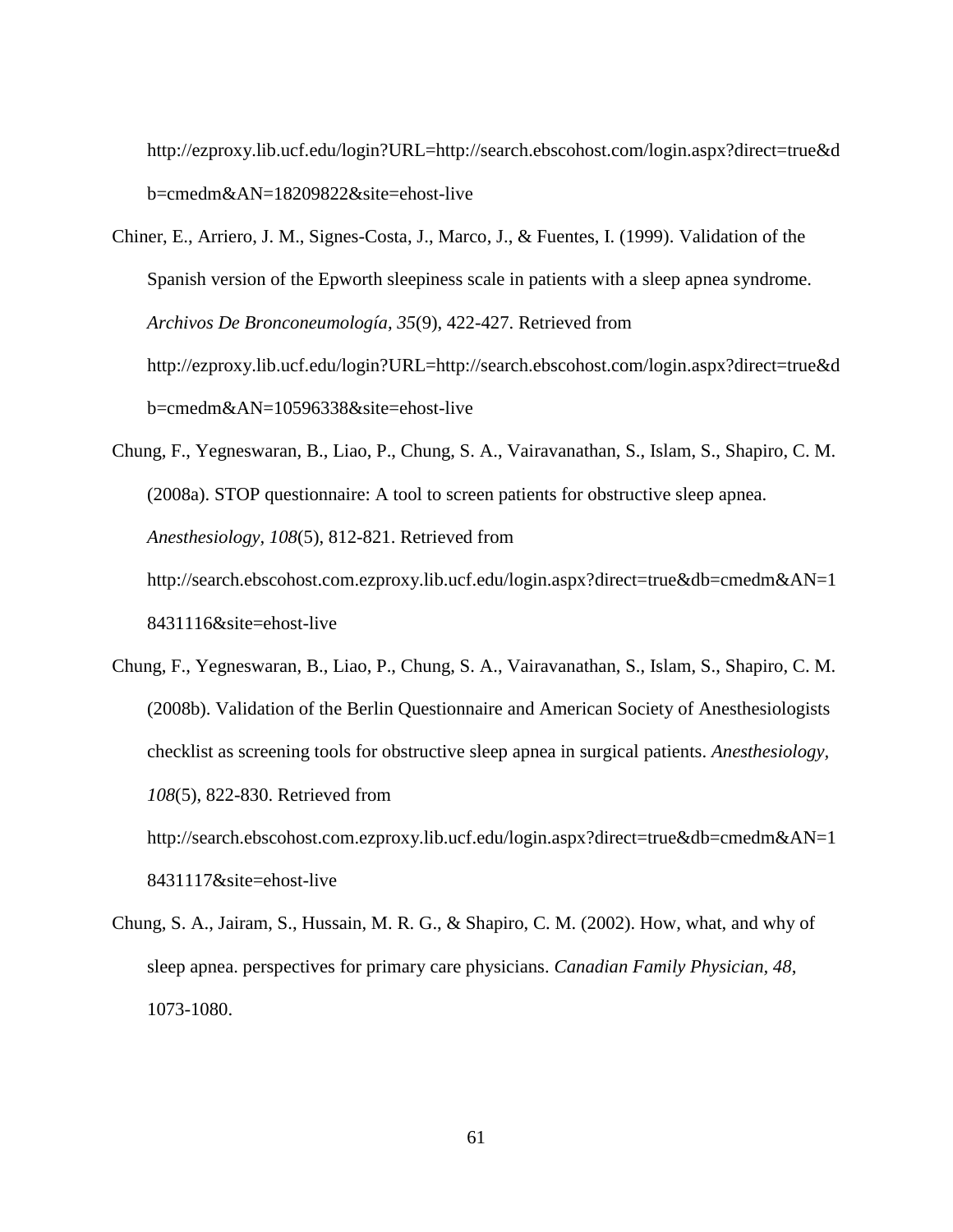http://ezproxy.lib.ucf.edu/login?URL=http://search.ebscohost.com/login.aspx?direct=true&db=cmedm&AN=18209822&site=ehost-live

Chiner, E., Arriero, J. M., Signes-Costa, J., Marco, J., & Fuentes, I. (1999). Validation of the Spanish version of the Epworth sleepiness scale in patients with a sleep apnea syndrome. *Archivos De Bronconeumología, 35*(9), 422-427. Retrieved from http://ezproxy.lib.ucf.edu/login?URL=http://search.ebscohost.com/login.aspx?direct=true&db=cmedm&AN=10596338&site=ehost-live

Chung, F., Yegneswaran, B., Liao, P., Chung, S. A., Vairavanathan, S., Islam, S., Shapiro, C. M. (2008a). STOP questionnaire: A tool to screen patients for obstructive sleep apnea. *Anesthesiology, 108*(5), 812-821. Retrieved from http://search.ebscohost.com.ezproxy.lib.ucf.edu/login.aspx?direct=true&db=cmedm&AN=18431116&site=ehost-live

Chung, F., Yegneswaran, B., Liao, P., Chung, S. A., Vairavanathan, S., Islam, S., Shapiro, C. M. (2008b). Validation of the Berlin Questionnaire and American Society of Anesthesiologists checklist as screening tools for obstructive sleep apnea in surgical patients. *Anesthesiology, 108*(5), 822-830. Retrieved from http://search.ebscohost.com.ezproxy.lib.ucf.edu/login.aspx?direct=true&db=cmedm&AN=18431117&site=ehost-live

Chung, S. A., Jairam, S., Hussain, M. R. G., & Shapiro, C. M. (2002). How, what, and why of sleep apnea. perspectives for primary care physicians. *Canadian Family Physician, 48*, 1073-1080.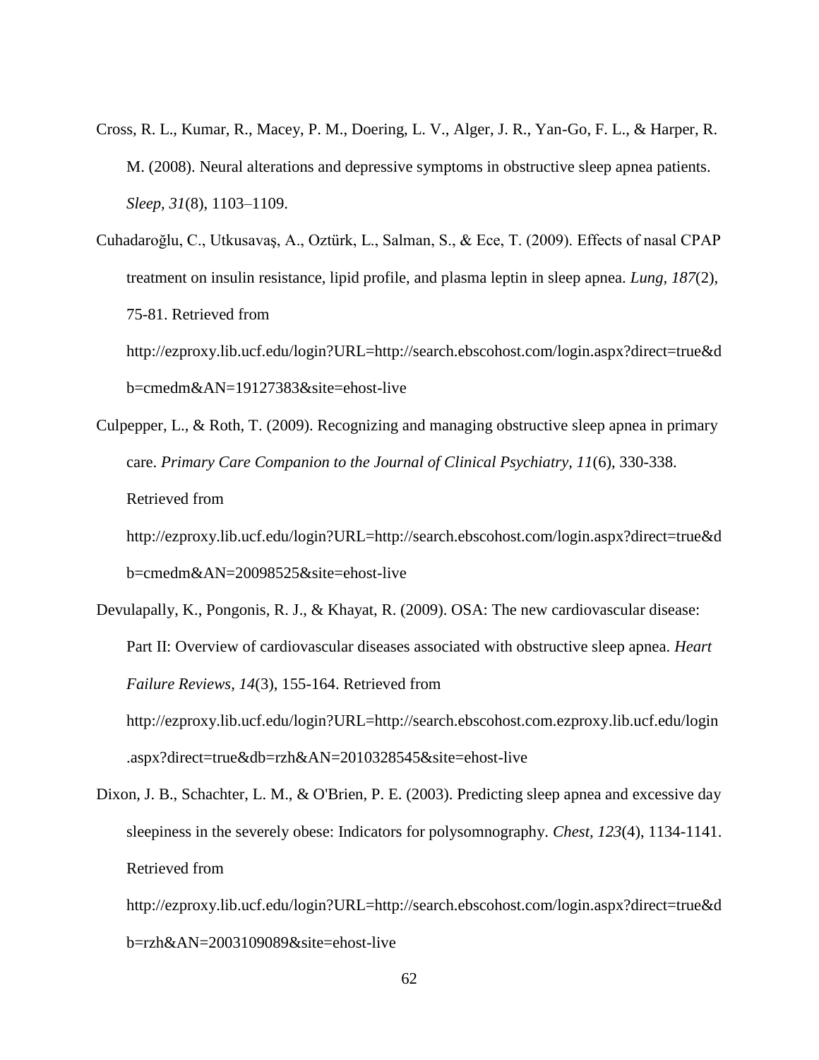Cross, R. L., Kumar, R., Macey, P. M., Doering, L. V., Alger, J. R., Yan-Go, F. L., & Harper, R. M. (2008). Neural alterations and depressive symptoms in obstructive sleep apnea patients. *Sleep, 31*(8), 1103–1109.

Cuhadaroğlu, C., Utkusavaş, A., Oztürk, L., Salman, S., & Ece, T. (2009). Effects of nasal CPAP treatment on insulin resistance, lipid profile, and plasma leptin in sleep apnea. *Lung, 187*(2), 75-81. Retrieved from http://ezproxy.lib.ucf.edu/login?URL=http://search.ebscohost.com/login.aspx?direct=true&db=cmedm&AN=19127383&site=ehost-live

Culpepper, L., & Roth, T. (2009). Recognizing and managing obstructive sleep apnea in primary care. *Primary Care Companion to the Journal of Clinical Psychiatry, 11*(6), 330-338. Retrieved from http://ezproxy.lib.ucf.edu/login?URL=http://search.ebscohost.com/login.aspx?direct=true&db=cmedm&AN=20098525&site=ehost-live

Devulapally, K., Pongonis, R. J., & Khayat, R. (2009). OSA: The new cardiovascular disease: Part II: Overview of cardiovascular diseases associated with obstructive sleep apnea. *Heart Failure Reviews, 14*(3), 155-164. Retrieved from http://ezproxy.lib.ucf.edu/login?URL=http://search.ebscohost.com.ezproxy.lib.ucf.edu/login.aspx?direct=true&db=rzh&AN=2010328545&site=ehost-live

Dixon, J. B., Schachter, L. M., & O'Brien, P. E. (2003). Predicting sleep apnea and excessive day sleepiness in the severely obese: Indicators for polysomnography. *Chest, 123*(4), 1134-1141. Retrieved from http://ezproxy.lib.ucf.edu/login?URL=http://search.ebscohost.com/login.aspx?direct=true&db=rzh&AN=2003109089&site=ehost-live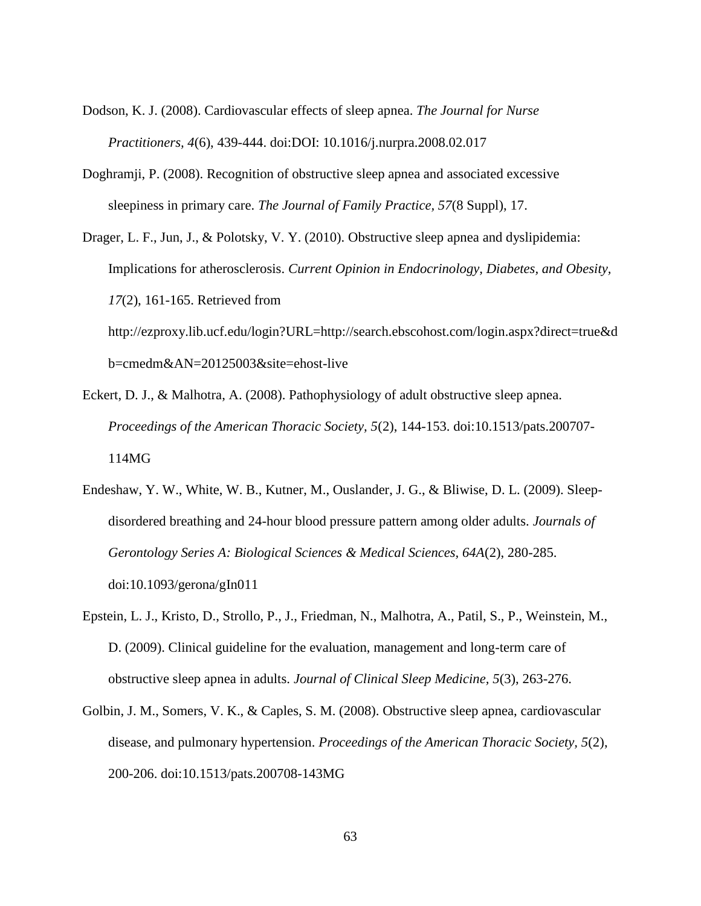Dodson, K. J. (2008). Cardiovascular effects of sleep apnea. *The Journal for Nurse Practitioners, 4*(6), 439-444. doi:DOI: 10.1016/j.nurpra.2008.02.017

Doghramji, P. (2008). Recognition of obstructive sleep apnea and associated excessive sleepiness in primary care. *The Journal of Family Practice, 57*(8 Suppl), 17.

Drager, L. F., Jun, J., & Polotsky, V. Y. (2010). Obstructive sleep apnea and dyslipidemia: Implications for atherosclerosis. *Current Opinion in Endocrinology, Diabetes, and Obesity, 17*(2), 161-165. Retrieved from http://ezproxy.lib.ucf.edu/login?URL=http://search.ebscohost.com/login.aspx?direct=true&db=cmedm&AN=20125003&site=ehost-live

Eckert, D. J., & Malhotra, A. (2008). Pathophysiology of adult obstructive sleep apnea. *Proceedings of the American Thoracic Society, 5*(2), 144-153. doi:10.1513/pats.200707-114MG

Endeshaw, Y. W., White, W. B., Kutner, M., Ouslander, J. G., & Bliwise, D. L. (2009). Sleep-disordered breathing and 24-hour blood pressure pattern among older adults. *Journals of Gerontology Series A: Biological Sciences & Medical Sciences, 64A*(2), 280-285. doi:10.1093/gerona/gln011

Epstein, L. J., Kristo, D., Strollo, P., J., Friedman, N., Malhotra, A., Patil, S., P., Weinstein, M., D. (2009). Clinical guideline for the evaluation, management and long-term care of obstructive sleep apnea in adults. *Journal of Clinical Sleep Medicine, 5*(3), 263-276.

Golbin, J. M., Somers, V. K., & Caples, S. M. (2008). Obstructive sleep apnea, cardiovascular disease, and pulmonary hypertension. *Proceedings of the American Thoracic Society, 5*(2), 200-206. doi:10.1513/pats.200708-143MG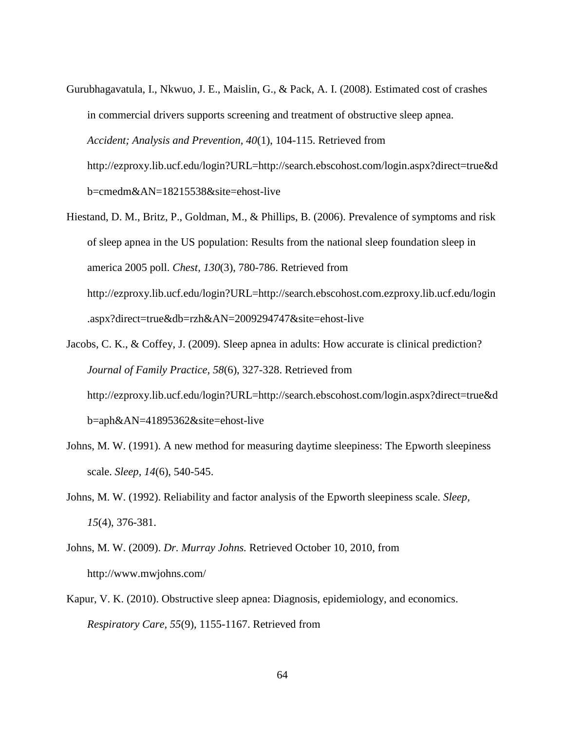Gurubhagavatula, I., Nkwuo, J. E., Maislin, G., & Pack, A. I. (2008). Estimated cost of crashes in commercial drivers supports screening and treatment of obstructive sleep apnea. *Accident; Analysis and Prevention, 40*(1), 104-115. Retrieved from http://ezproxy.lib.ucf.edu/login?URL=http://search.ebscohost.com/login.aspx?direct=true&db=cmedm&AN=18215538&site=ehost-live

Hiestand, D. M., Britz, P., Goldman, M., & Phillips, B. (2006). Prevalence of symptoms and risk of sleep apnea in the US population: Results from the national sleep foundation sleep in america 2005 poll. *Chest, 130*(3), 780-786. Retrieved from http://ezproxy.lib.ucf.edu/login?URL=http://search.ebscohost.com.ezproxy.lib.ucf.edu/login.aspx?direct=true&db=rzh&AN=2009294747&site=ehost-live

Jacobs, C. K., & Coffey, J. (2009). Sleep apnea in adults: How accurate is clinical prediction? *Journal of Family Practice, 58*(6), 327-328. Retrieved from http://ezproxy.lib.ucf.edu/login?URL=http://search.ebscohost.com/login.aspx?direct=true&db=aph&AN=41895362&site=ehost-live

Johns, M. W. (1991). A new method for measuring daytime sleepiness: The Epworth sleepiness scale. *Sleep, 14*(6), 540-545.

Johns, M. W. (1992). Reliability and factor analysis of the Epworth sleepiness scale. *Sleep, 15*(4), 376-381.

Johns, M. W. (2009). *Dr. Murray Johns.* Retrieved October 10, 2010, from http://www.mwjohns.com/

Kapur, V. K. (2010). Obstructive sleep apnea: Diagnosis, epidemiology, and economics. *Respiratory Care, 55*(9), 1155-1167. Retrieved from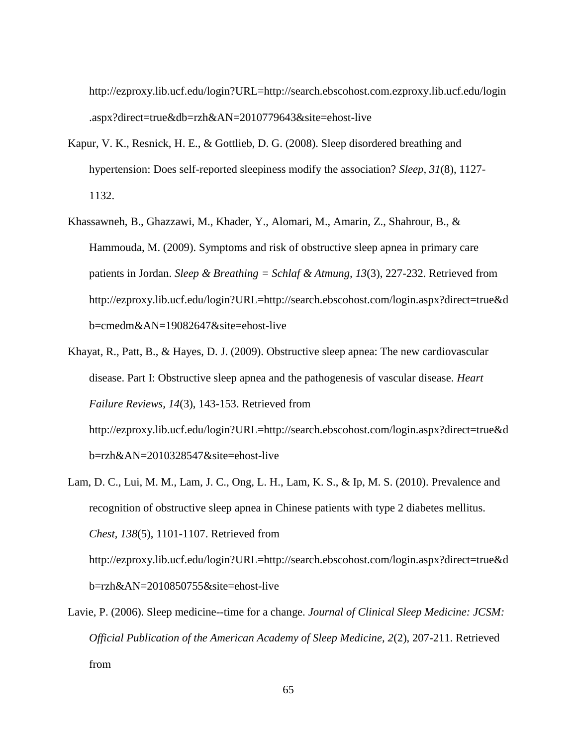http://ezproxy.lib.ucf.edu/login?URL=http://search.ebscohost.com.ezproxy.lib.ucf.edu/login.aspx?direct=true&db=rzh&AN=2010779643&site=ehost-live

Kapur, V. K., Resnick, H. E., & Gottlieb, D. G. (2008). Sleep disordered breathing and hypertension: Does self-reported sleepiness modify the association? *Sleep, 31*(8), 1127-1132.

Khassawneh, B., Ghazzawi, M., Khader, Y., Alomari, M., Amarin, Z., Shahrour, B., & Hammouda, M. (2009). Symptoms and risk of obstructive sleep apnea in primary care patients in Jordan. *Sleep & Breathing = Schlaf & Atmung, 13*(3), 227-232. Retrieved from http://ezproxy.lib.ucf.edu/login?URL=http://search.ebscohost.com/login.aspx?direct=true&db=cmedm&AN=19082647&site=ehost-live

Khayat, R., Patt, B., & Hayes, D. J. (2009). Obstructive sleep apnea: The new cardiovascular disease. Part I: Obstructive sleep apnea and the pathogenesis of vascular disease. *Heart Failure Reviews, 14*(3), 143-153. Retrieved from http://ezproxy.lib.ucf.edu/login?URL=http://search.ebscohost.com/login.aspx?direct=true&db=rzh&AN=2010328547&site=ehost-live

Lam, D. C., Lui, M. M., Lam, J. C., Ong, L. H., Lam, K. S., & Ip, M. S. (2010). Prevalence and recognition of obstructive sleep apnea in Chinese patients with type 2 diabetes mellitus. *Chest, 138*(5), 1101-1107. Retrieved from http://ezproxy.lib.ucf.edu/login?URL=http://search.ebscohost.com/login.aspx?direct=true&db=rzh&AN=2010850755&site=ehost-live

Lavie, P. (2006). Sleep medicine--time for a change. *Journal of Clinical Sleep Medicine: JCSM: Official Publication of the American Academy of Sleep Medicine, 2*(2), 207-211. Retrieved from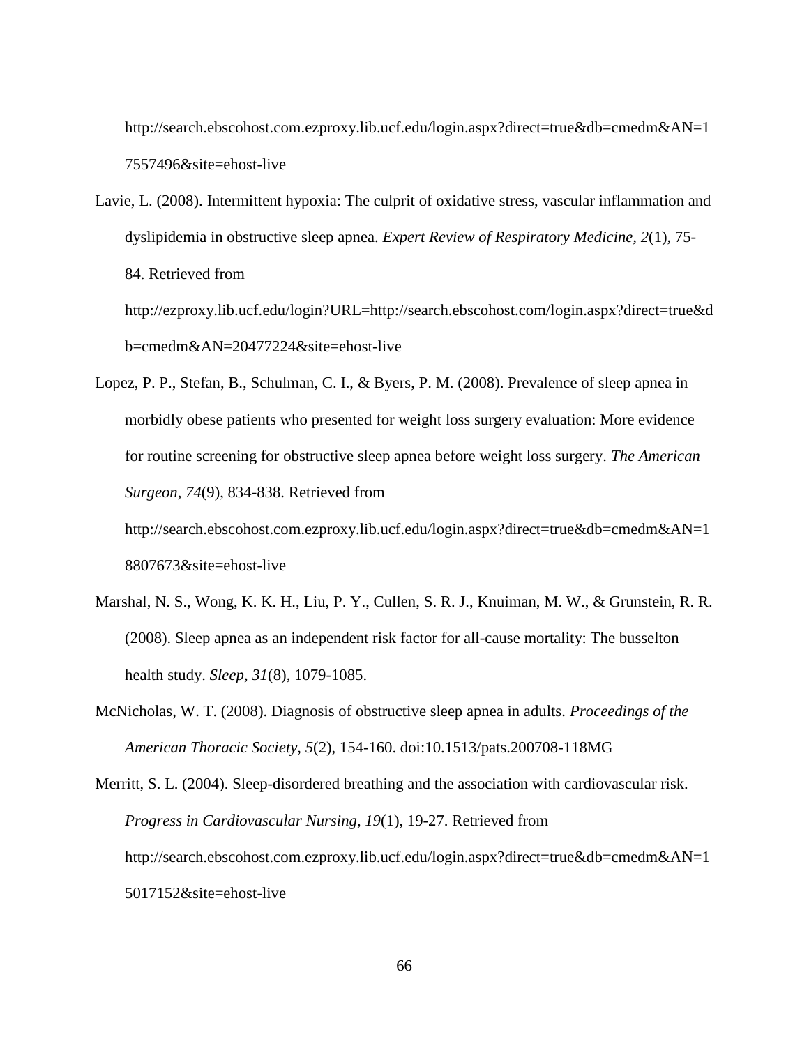http://search.ebscohost.com.ezproxy.lib.ucf.edu/login.aspx?direct=true&db=cmedm&AN=17557496&site=ehost-live

Lavie, L. (2008). Intermittent hypoxia: The culprit of oxidative stress, vascular inflammation and dyslipidemia in obstructive sleep apnea. *Expert Review of Respiratory Medicine, 2*(1), 75-84. Retrieved from http://ezproxy.lib.ucf.edu/login?URL=http://search.ebscohost.com/login.aspx?direct=true&db=cmedm&AN=20477224&site=ehost-live

Lopez, P. P., Stefan, B., Schulman, C. I., & Byers, P. M. (2008). Prevalence of sleep apnea in morbidly obese patients who presented for weight loss surgery evaluation: More evidence for routine screening for obstructive sleep apnea before weight loss surgery. *The American Surgeon, 74*(9), 834-838. Retrieved from http://search.ebscohost.com.ezproxy.lib.ucf.edu/login.aspx?direct=true&db=cmedm&AN=18807673&site=ehost-live

Marshal, N. S., Wong, K. K. H., Liu, P. Y., Cullen, S. R. J., Knuiman, M. W., & Grunstein, R. R. (2008). Sleep apnea as an independent risk factor for all-cause mortality: The busselton health study. *Sleep, 31*(8), 1079-1085.

McNicholas, W. T. (2008). Diagnosis of obstructive sleep apnea in adults. *Proceedings of the American Thoracic Society, 5*(2), 154-160. doi:10.1513/pats.200708-118MG

Merritt, S. L. (2004). Sleep-disordered breathing and the association with cardiovascular risk. *Progress in Cardiovascular Nursing, 19*(1), 19-27. Retrieved from http://search.ebscohost.com.ezproxy.lib.ucf.edu/login.aspx?direct=true&db=cmedm&AN=15017152&site=ehost-live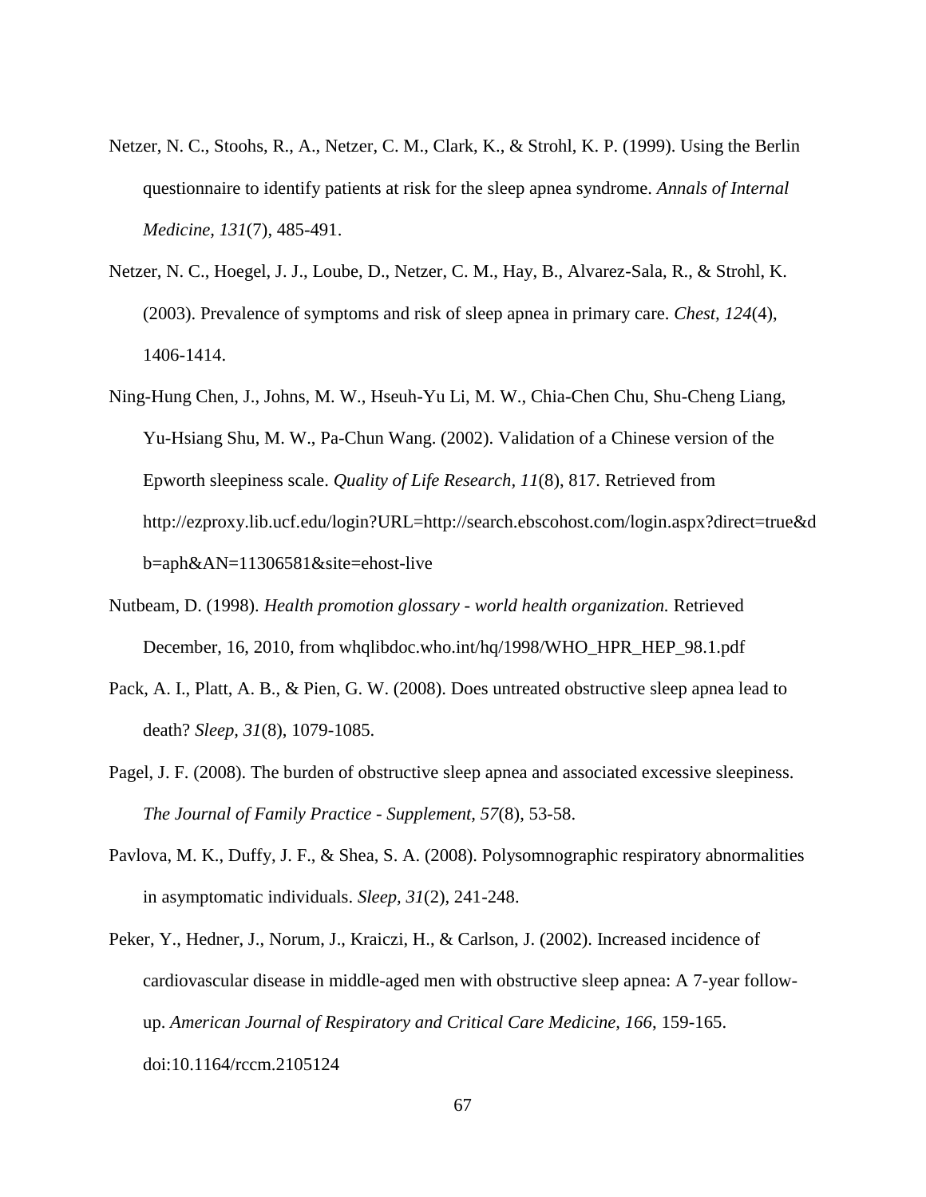Netzer, N. C., Stoohs, R., A., Netzer, C. M., Clark, K., & Strohl, K. P. (1999). Using the Berlin questionnaire to identify patients at risk for the sleep apnea syndrome. *Annals of Internal Medicine, 131*(7), 485-491.

Netzer, N. C., Hoegel, J. J., Loube, D., Netzer, C. M., Hay, B., Alvarez-Sala, R., & Strohl, K. (2003). Prevalence of symptoms and risk of sleep apnea in primary care. *Chest, 124*(4), 1406-1414.

Ning-Hung Chen, J., Johns, M. W., Hseuh-Yu Li, M. W., Chia-Chen Chu, Shu-Cheng Liang, Yu-Hsiang Shu, M. W., Pa-Chun Wang. (2002). Validation of a Chinese version of the Epworth sleepiness scale. *Quality of Life Research, 11*(8), 817. Retrieved from http://ezproxy.lib.ucf.edu/login?URL=http://search.ebscohost.com/login.aspx?direct=true&db=aph&AN=11306581&site=ehost-live

Nutbeam, D. (1998). *Health promotion glossary - world health organization.* Retrieved December, 16, 2010, from whqlibdoc.who.int/hq/1998/WHO_HPR_HEP_98.1.pdf

Pack, A. I., Platt, A. B., & Pien, G. W. (2008). Does untreated obstructive sleep apnea lead to death? *Sleep, 31*(8), 1079-1085.

Pagel, J. F. (2008). The burden of obstructive sleep apnea and associated excessive sleepiness. *The Journal of Family Practice - Supplement, 57*(8), 53-58.

Pavlova, M. K., Duffy, J. F., & Shea, S. A. (2008). Polysomnographic respiratory abnormalities in asymptomatic individuals. *Sleep, 31*(2), 241-248.

Peker, Y., Hedner, J., Norum, J., Kraiczi, H., & Carlson, J. (2002). Increased incidence of cardiovascular disease in middle-aged men with obstructive sleep apnea: A 7-year follow-up. *American Journal of Respiratory and Critical Care Medicine, 166*, 159-165. doi:10.1164/rccm.2105124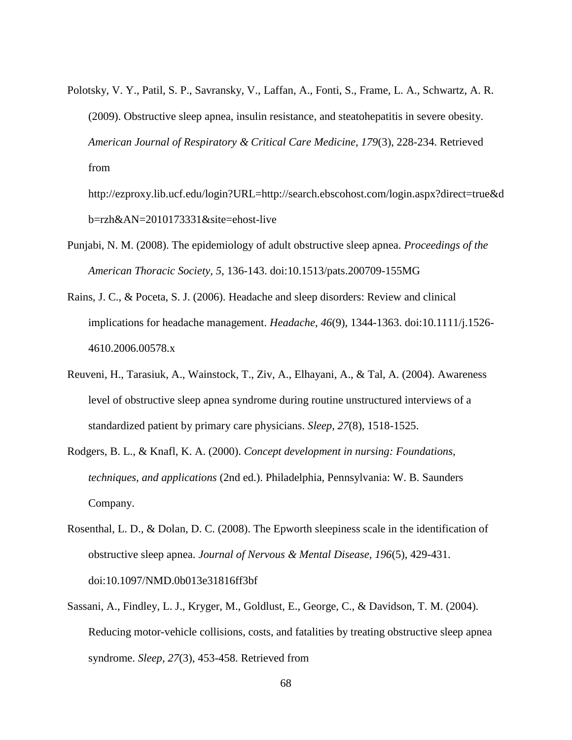Polotsky, V. Y., Patil, S. P., Savransky, V., Laffan, A., Fonti, S., Frame, L. A., Schwartz, A. R. (2009). Obstructive sleep apnea, insulin resistance, and steatohepatitis in severe obesity. *American Journal of Respiratory & Critical Care Medicine, 179*(3), 228-234. Retrieved from http://ezproxy.lib.ucf.edu/login?URL=http://search.ebscohost.com/login.aspx?direct=true&db=rzh&AN=2010173331&site=ehost-live

Punjabi, N. M. (2008). The epidemiology of adult obstructive sleep apnea. *Proceedings of the American Thoracic Society, 5*, 136-143. doi:10.1513/pats.200709-155MG

Rains, J. C., & Poceta, S. J. (2006). Headache and sleep disorders: Review and clinical implications for headache management. *Headache, 46*(9), 1344-1363. doi:10.1111/j.1526-4610.2006.00578.x

Reuveni, H., Tarasiuk, A., Wainstock, T., Ziv, A., Elhayani, A., & Tal, A. (2004). Awareness level of obstructive sleep apnea syndrome during routine unstructured interviews of a standardized patient by primary care physicians. *Sleep, 27*(8), 1518-1525.

Rodgers, B. L., & Knafl, K. A. (2000). *Concept development in nursing: Foundations, techniques, and applications* (2nd ed.). Philadelphia, Pennsylvania: W. B. Saunders Company.

Rosenthal, L. D., & Dolan, D. C. (2008). The Epworth sleepiness scale in the identification of obstructive sleep apnea. *Journal of Nervous & Mental Disease, 196*(5), 429-431. doi:10.1097/NMD.0b013e31816ff3bf

Sassani, A., Findley, L. J., Kryger, M., Goldlust, E., George, C., & Davidson, T. M. (2004). Reducing motor-vehicle collisions, costs, and fatalities by treating obstructive sleep apnea syndrome. *Sleep, 27*(3), 453-458. Retrieved from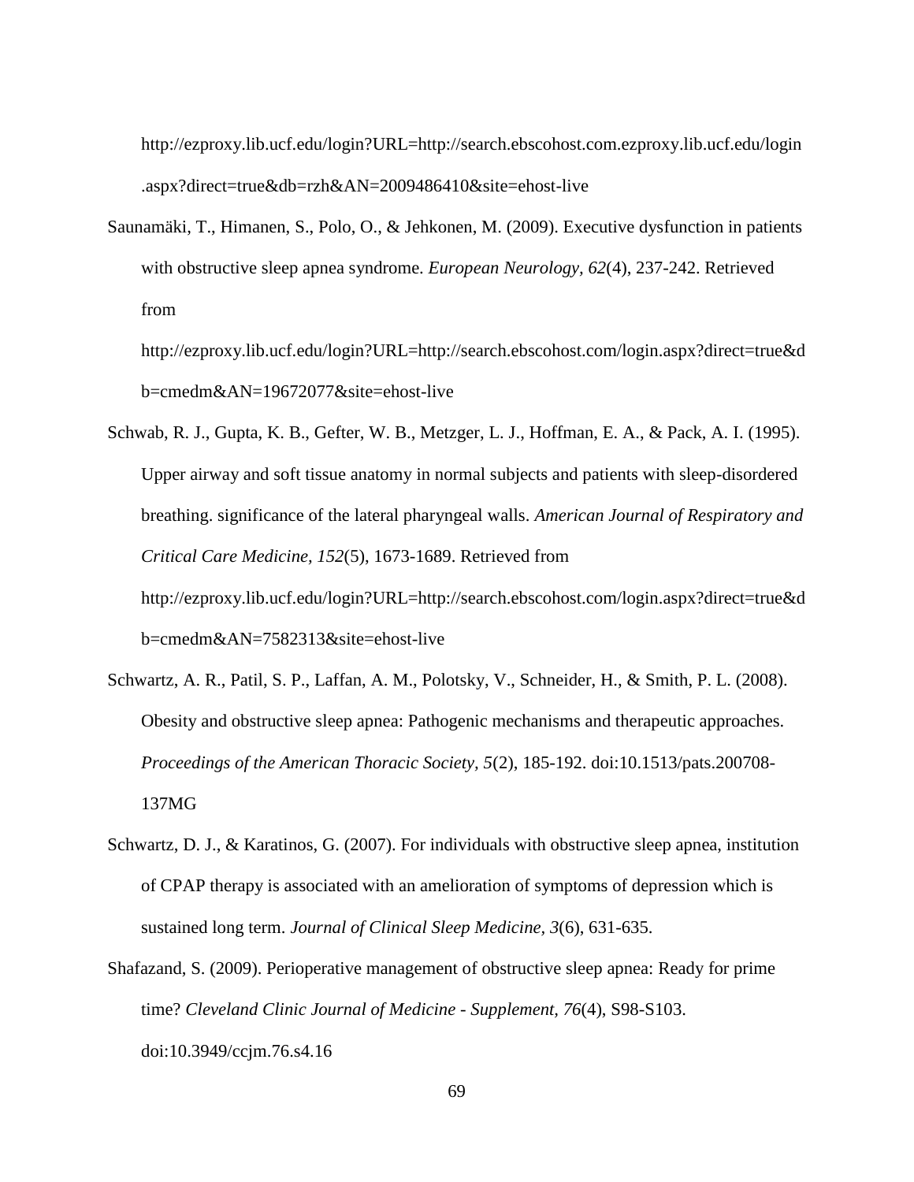http://ezproxy.lib.ucf.edu/login?URL=http://search.ebscohost.com.ezproxy.lib.ucf.edu/login.aspx?direct=true&db=rzh&AN=2009486410&site=ehost-live

Saunamäki, T., Himanen, S., Polo, O., & Jehkonen, M. (2009). Executive dysfunction in patients with obstructive sleep apnea syndrome. *European Neurology, 62*(4), 237-242. Retrieved from http://ezproxy.lib.ucf.edu/login?URL=http://search.ebscohost.com/login.aspx?direct=true&db=cmedm&AN=19672077&site=ehost-live

Schwab, R. J., Gupta, K. B., Gefter, W. B., Metzger, L. J., Hoffman, E. A., & Pack, A. I. (1995). Upper airway and soft tissue anatomy in normal subjects and patients with sleep-disordered breathing. significance of the lateral pharyngeal walls. *American Journal of Respiratory and Critical Care Medicine, 152*(5), 1673-1689. Retrieved from http://ezproxy.lib.ucf.edu/login?URL=http://search.ebscohost.com/login.aspx?direct=true&db=cmedm&AN=7582313&site=ehost-live

Schwartz, A. R., Patil, S. P., Laffan, A. M., Polotsky, V., Schneider, H., & Smith, P. L. (2008). Obesity and obstructive sleep apnea: Pathogenic mechanisms and therapeutic approaches. *Proceedings of the American Thoracic Society, 5*(2), 185-192. doi:10.1513/pats.200708-137MG

Schwartz, D. J., & Karatinos, G. (2007). For individuals with obstructive sleep apnea, institution of CPAP therapy is associated with an amelioration of symptoms of depression which is sustained long term. *Journal of Clinical Sleep Medicine*, *3*(6), 631-635.

Shafazand, S. (2009). Perioperative management of obstructive sleep apnea: Ready for prime time? *Cleveland Clinic Journal of Medicine - Supplement, 76*(4), S98-S103. doi:10.3949/ccjm.76.s4.16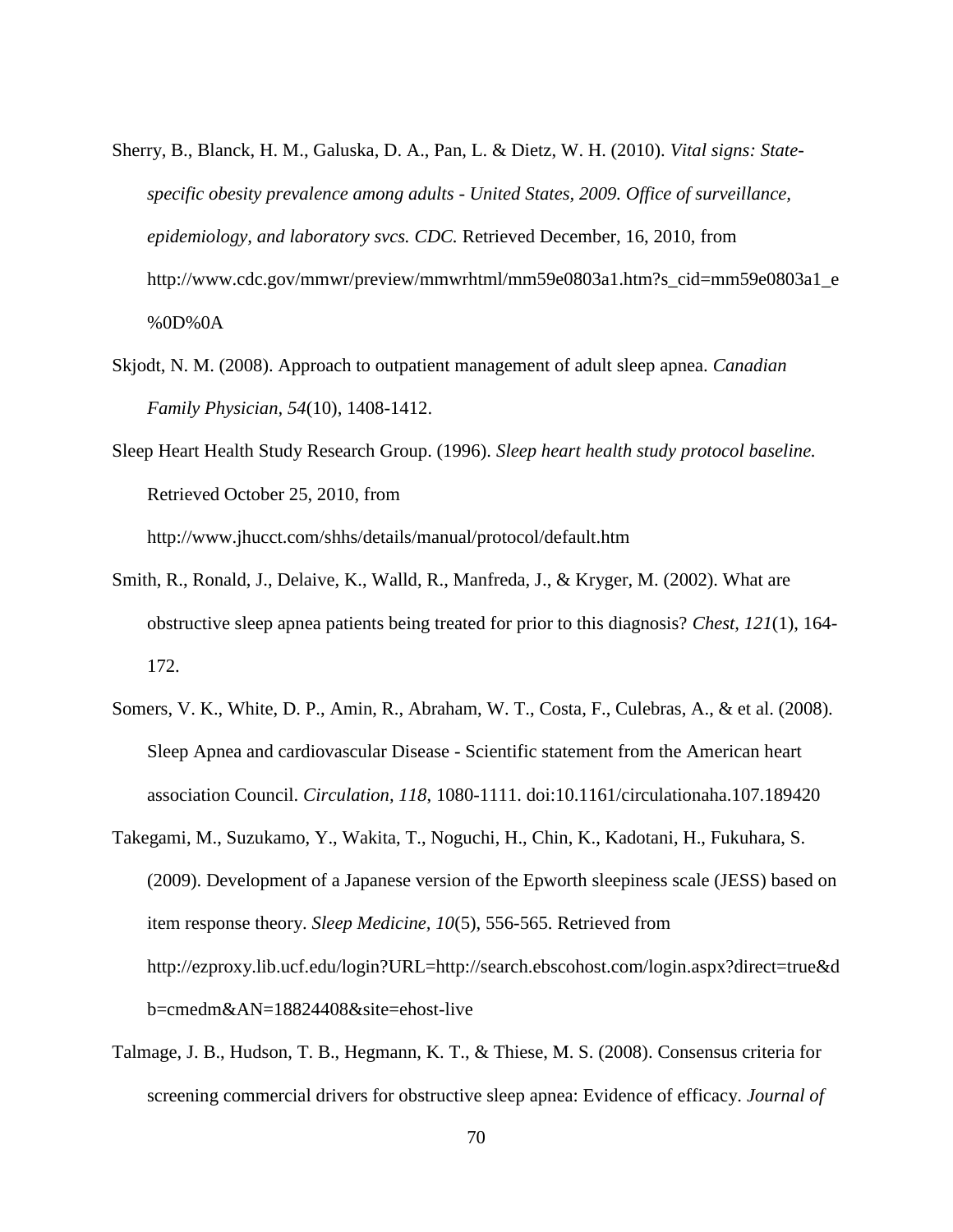Sherry, B., Blanck, H. M., Galuska, D. A., Pan, L. & Dietz, W. H. (2010). *Vital signs: State-specific obesity prevalence among adults - United States, 2009. Office of surveillance, epidemiology, and laboratory svcs. CDC.* Retrieved December, 16, 2010, from http://www.cdc.gov/mmwr/preview/mmwrhtml/mm59e0803a1.htm?s_cid=mm59e0803a1_e%0D%0A

Skjodt, N. M. (2008). Approach to outpatient management of adult sleep apnea. *Canadian Family Physician, 54*(10), 1408-1412.

Sleep Heart Health Study Research Group. (1996). *Sleep heart health study protocol baseline.* Retrieved October 25, 2010, from http://www.jhucct.com/shhs/details/manual/protocol/default.htm

Smith, R., Ronald, J., Delaive, K., Walld, R., Manfreda, J., & Kryger, M. (2002). What are obstructive sleep apnea patients being treated for prior to this diagnosis? *Chest, 121*(1), 164-172.

Somers, V. K., White, D. P., Amin, R., Abraham, W. T., Costa, F., Culebras, A., & et al. (2008). Sleep Apnea and cardiovascular Disease - Scientific statement from the American heart association Council. *Circulation, 118*, 1080-1111. doi:10.1161/circulationaha.107.189420

Takegami, M., Suzukamo, Y., Wakita, T., Noguchi, H., Chin, K., Kadotani, H., Fukuhara, S. (2009). Development of a Japanese version of the Epworth sleepiness scale (JESS) based on item response theory. *Sleep Medicine, 10*(5), 556-565. Retrieved from http://ezproxy.lib.ucf.edu/login?URL=http://search.ebscohost.com/login.aspx?direct=true&db=cmedm&AN=18824408&site=ehost-live

Talmage, J. B., Hudson, T. B., Hegmann, K. T., & Thiese, M. S. (2008). Consensus criteria for screening commercial drivers for obstructive sleep apnea: Evidence of efficacy. *Journal of*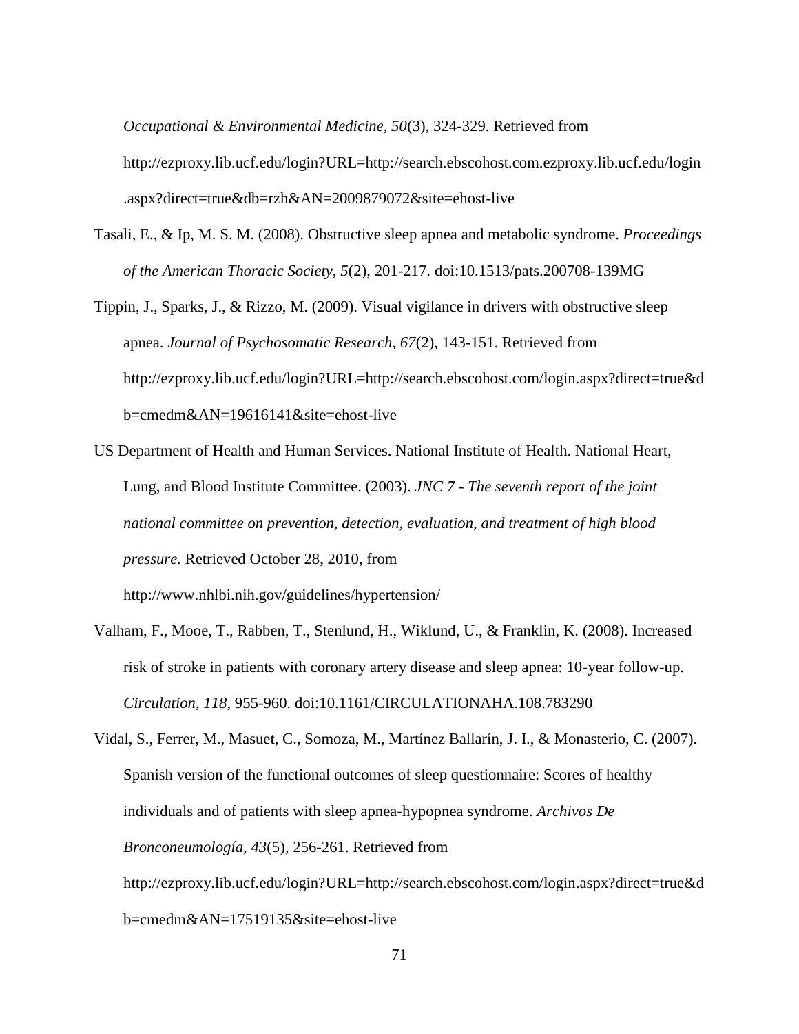*Occupational & Environmental Medicine, 50*(3), 324-329. Retrieved from http://ezproxy.lib.ucf.edu/login?URL=http://search.ebscohost.com.ezproxy.lib.ucf.edu/login.aspx?direct=true&db=rzh&AN=2009879072&site=ehost-live

Tasali, E., & Ip, M. S. M. (2008). Obstructive sleep apnea and metabolic syndrome. *Proceedings of the American Thoracic Society, 5*(2), 201-217. doi:10.1513/pats.200708-139MG

Tippin, J., Sparks, J., & Rizzo, M. (2009). Visual vigilance in drivers with obstructive sleep apnea. *Journal of Psychosomatic Research, 67*(2), 143-151. Retrieved from http://ezproxy.lib.ucf.edu/login?URL=http://search.ebscohost.com/login.aspx?direct=true&db=cmedm&AN=19616141&site=ehost-live

US Department of Health and Human Services. National Institute of Health. National Heart, Lung, and Blood Institute Committee. (2003). *JNC 7 - The seventh report of the joint national committee on prevention, detection, evaluation, and treatment of high blood pressure.* Retrieved October 28, 2010, from http://www.nhlbi.nih.gov/guidelines/hypertension/

Valham, F., Mooe, T., Rabben, T., Stenlund, H., Wiklund, U., & Franklin, K. (2008). Increased risk of stroke in patients with coronary artery disease and sleep apnea: 10-year follow-up. *Circulation, 118*, 955-960. doi:10.1161/CIRCULATIONAHA.108.783290

Vidal, S., Ferrer, M., Masuet, C., Somoza, M., Martínez Ballarín, J. I., & Monasterio, C. (2007). Spanish version of the functional outcomes of sleep questionnaire: Scores of healthy individuals and of patients with sleep apnea-hypopnea syndrome. *Archivos De Bronconeumología, 43*(5), 256-261. Retrieved from http://ezproxy.lib.ucf.edu/login?URL=http://search.ebscohost.com/login.aspx?direct=true&db=cmedm&AN=17519135&site=ehost-live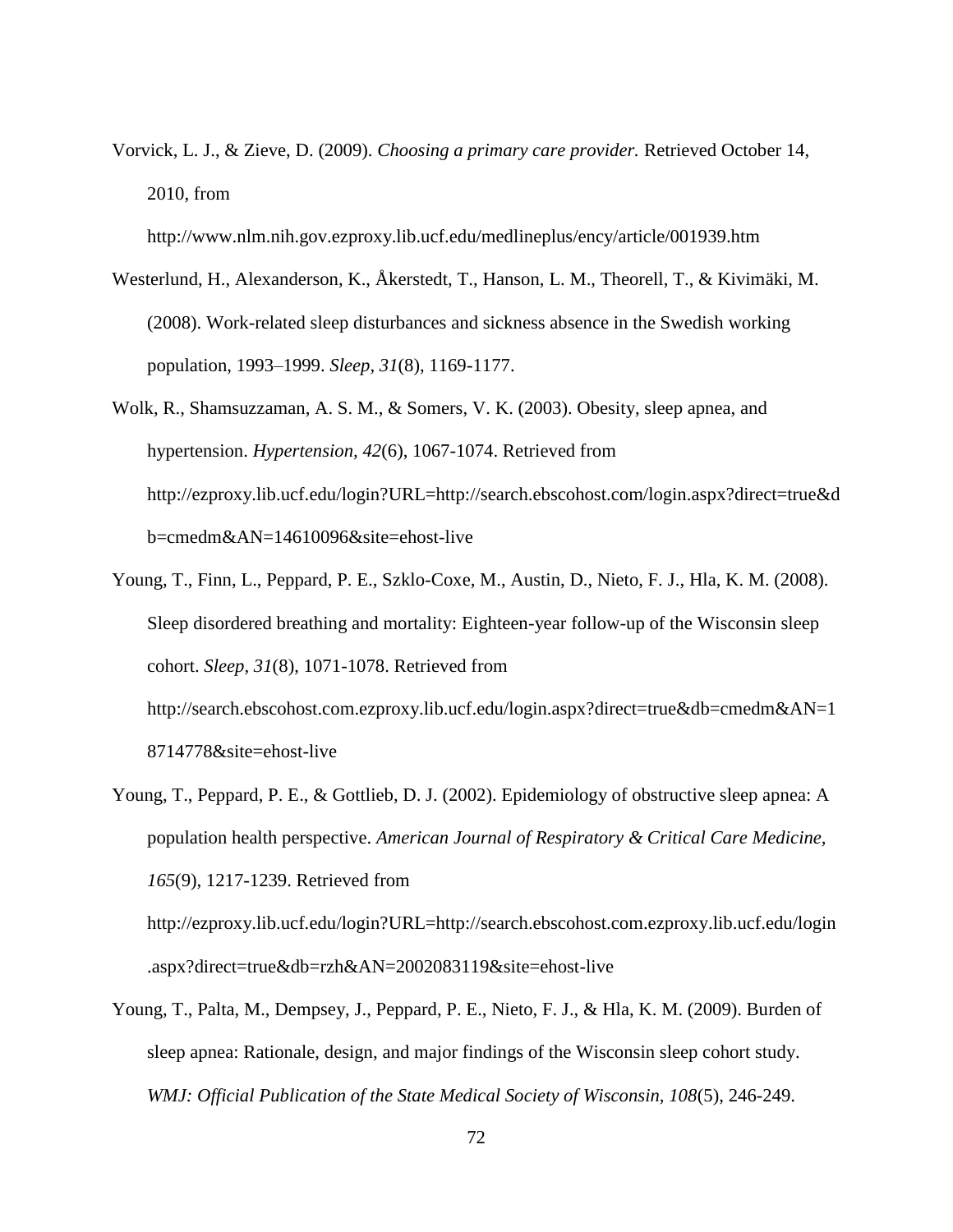Vorvick, L. J., & Zieve, D. (2009). *Choosing a primary care provider.* Retrieved October 14, 2010, from http://www.nlm.nih.gov.ezproxy.lib.ucf.edu/medlineplus/ency/article/001939.htm

Westerlund, H., Alexanderson, K., Åkerstedt, T., Hanson, L. M., Theorell, T., & Kivimäki, M. (2008). Work-related sleep disturbances and sickness absence in the Swedish working population, 1993–1999. *Sleep, 31*(8), 1169-1177.

Wolk, R., Shamsuzzaman, A. S. M., & Somers, V. K. (2003). Obesity, sleep apnea, and hypertension. *Hypertension, 42*(6), 1067-1074. Retrieved from http://ezproxy.lib.ucf.edu/login?URL=http://search.ebscohost.com/login.aspx?direct=true&db=cmedm&AN=14610096&site=ehost-live

Young, T., Finn, L., Peppard, P. E., Szklo-Coxe, M., Austin, D., Nieto, F. J., Hla, K. M. (2008). Sleep disordered breathing and mortality: Eighteen-year follow-up of the Wisconsin sleep cohort. *Sleep, 31*(8), 1071-1078. Retrieved from http://search.ebscohost.com.ezproxy.lib.ucf.edu/login.aspx?direct=true&db=cmedm&AN=18714778&site=ehost-live

Young, T., Peppard, P. E., & Gottlieb, D. J. (2002). Epidemiology of obstructive sleep apnea: A population health perspective. *American Journal of Respiratory & Critical Care Medicine, 165*(9), 1217-1239. Retrieved from http://ezproxy.lib.ucf.edu/login?URL=http://search.ebscohost.com.ezproxy.lib.ucf.edu/login.aspx?direct=true&db=rzh&AN=2002083119&site=ehost-live

Young, T., Palta, M., Dempsey, J., Peppard, P. E., Nieto, F. J., & Hla, K. M. (2009). Burden of sleep apnea: Rationale, design, and major findings of the Wisconsin sleep cohort study. *WMJ: Official Publication of the State Medical Society of Wisconsin, 108*(5), 246-249.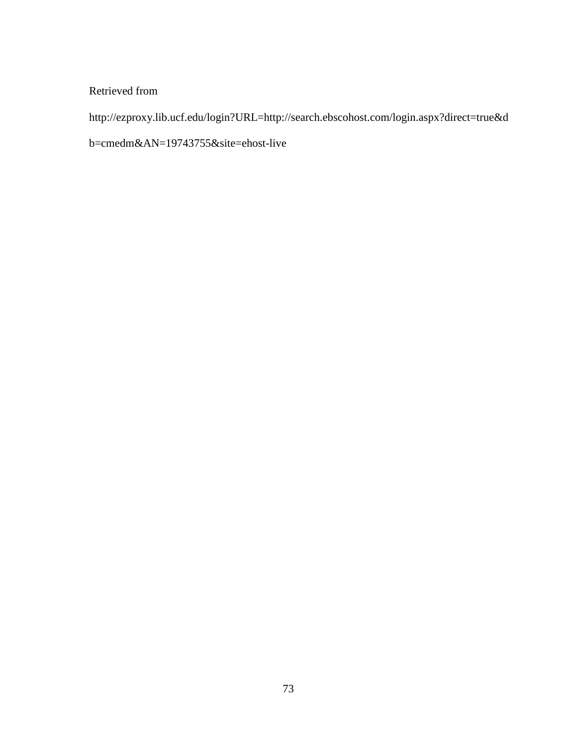Retrieved from

http://ezproxy.lib.ucf.edu/login?URL=http://search.ebscohost.com/login.aspx?direct=true&db=cmedm&AN=19743755&site=ehost-live